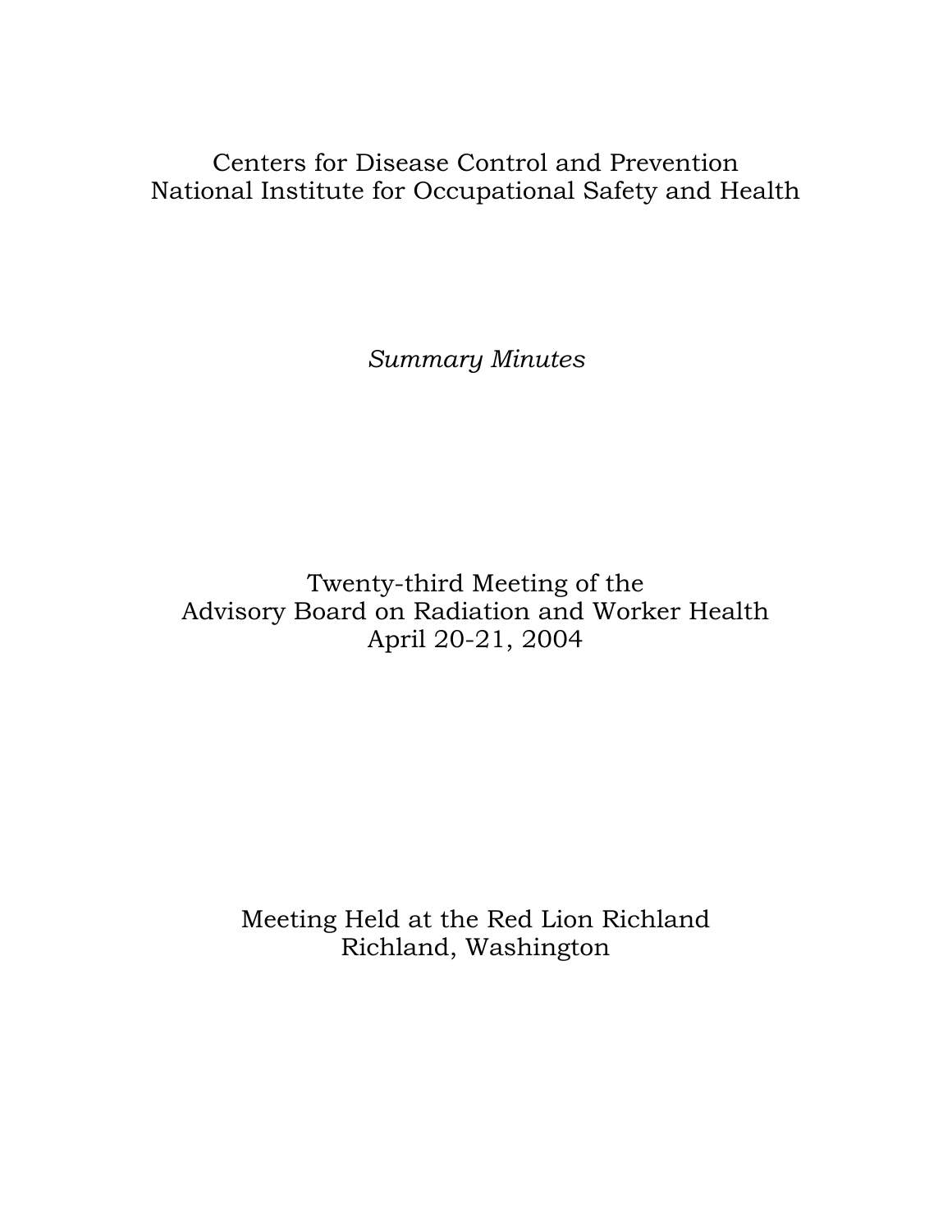Centers for Disease Control and Prevention
National Institute for Occupational Safety and Health

*Summary Minutes*

Twenty-third Meeting of the
Advisory Board on Radiation and Worker Health
April 20-21, 2004

Meeting Held at the Red Lion Richland
Richland, Washington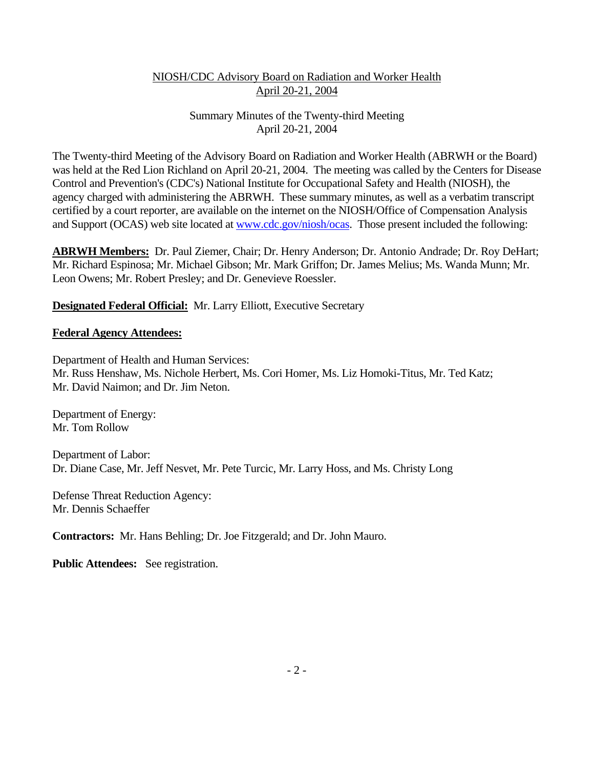NIOSH/CDC Advisory Board on Radiation and Worker Health
April 20-21, 2004

Summary Minutes of the Twenty-third Meeting
April 20-21, 2004

The Twenty-third Meeting of the Advisory Board on Radiation and Worker Health (ABRWH or the Board) was held at the Red Lion Richland on April 20-21, 2004. The meeting was called by the Centers for Disease Control and Prevention's (CDC's) National Institute for Occupational Safety and Health (NIOSH), the agency charged with administering the ABRWH. These summary minutes, as well as a verbatim transcript certified by a court reporter, are available on the internet on the NIOSH/Office of Compensation Analysis and Support (OCAS) web site located at www.cdc.gov/niosh/ocas. Those present included the following:

**ABRWH Members:** Dr. Paul Ziemer, Chair; Dr. Henry Anderson; Dr. Antonio Andrade; Dr. Roy DeHart; Mr. Richard Espinosa; Mr. Michael Gibson; Mr. Mark Griffon; Dr. James Melius; Ms. Wanda Munn; Mr. Leon Owens; Mr. Robert Presley; and Dr. Genevieve Roessler.

**Designated Federal Official:** Mr. Larry Elliott, Executive Secretary

**Federal Agency Attendees:**

Department of Health and Human Services:
Mr. Russ Henshaw, Ms. Nichole Herbert, Ms. Cori Homer, Ms. Liz Homoki-Titus, Mr. Ted Katz; Mr. David Naimon; and Dr. Jim Neton.

Department of Energy:
Mr. Tom Rollow

Department of Labor:
Dr. Diane Case, Mr. Jeff Nesvet, Mr. Pete Turcic, Mr. Larry Hoss, and Ms. Christy Long

Defense Threat Reduction Agency:
Mr. Dennis Schaeffer

**Contractors:** Mr. Hans Behling; Dr. Joe Fitzgerald; and Dr. John Mauro.

**Public Attendees:** See registration.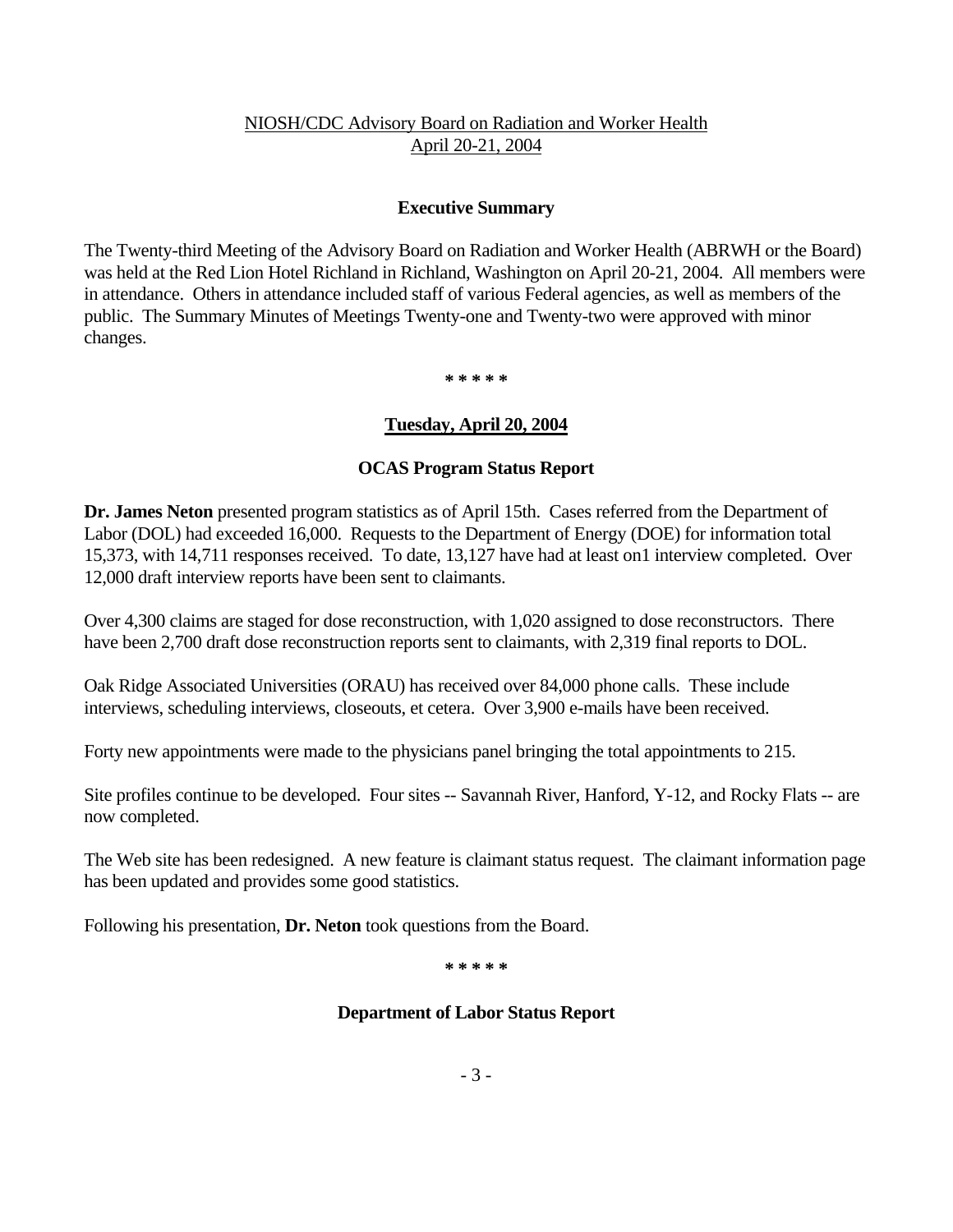NIOSH/CDC Advisory Board on Radiation and Worker Health
April 20-21, 2004

## Executive Summary

The Twenty-third Meeting of the Advisory Board on Radiation and Worker Health (ABRWH or the Board) was held at the Red Lion Hotel Richland in Richland, Washington on April 20-21, 2004. All members were in attendance. Others in attendance included staff of various Federal agencies, as well as members of the public. The Summary Minutes of Meetings Twenty-one and Twenty-two were approved with minor changes.

\* \* \* \* \*

## Tuesday, April 20, 2004

### OCAS Program Status Report

**Dr. James Neton** presented program statistics as of April 15th. Cases referred from the Department of Labor (DOL) had exceeded 16,000. Requests to the Department of Energy (DOE) for information total 15,373, with 14,711 responses received. To date, 13,127 have had at least on1 interview completed. Over 12,000 draft interview reports have been sent to claimants.

Over 4,300 claims are staged for dose reconstruction, with 1,020 assigned to dose reconstructors. There have been 2,700 draft dose reconstruction reports sent to claimants, with 2,319 final reports to DOL.

Oak Ridge Associated Universities (ORAU) has received over 84,000 phone calls. These include interviews, scheduling interviews, closeouts, et cetera. Over 3,900 e-mails have been received.

Forty new appointments were made to the physicians panel bringing the total appointments to 215.

Site profiles continue to be developed. Four sites -- Savannah River, Hanford, Y-12, and Rocky Flats -- are now completed.

The Web site has been redesigned. A new feature is claimant status request. The claimant information page has been updated and provides some good statistics.

Following his presentation, **Dr. Neton** took questions from the Board.

\* \* \* \* \*

### Department of Labor Status Report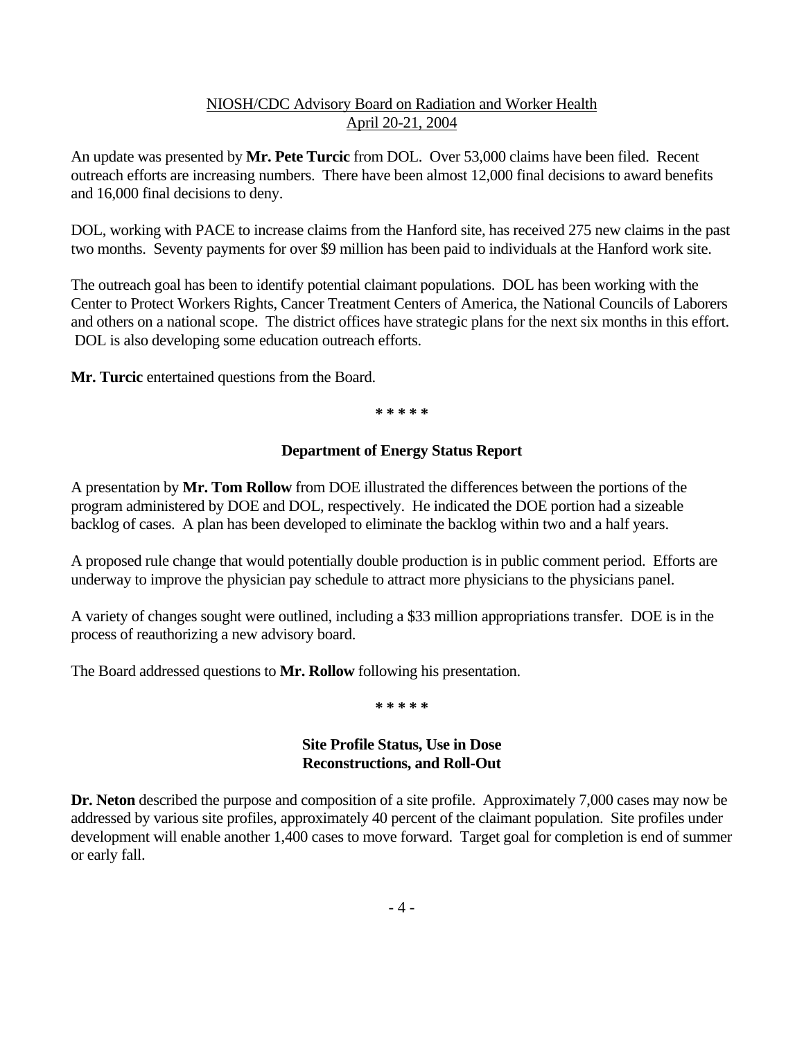NIOSH/CDC Advisory Board on Radiation and Worker Health
April 20-21, 2004

An update was presented by **Mr. Pete Turcic** from DOL. Over 53,000 claims have been filed. Recent outreach efforts are increasing numbers. There have been almost 12,000 final decisions to award benefits and 16,000 final decisions to deny.

DOL, working with PACE to increase claims from the Hanford site, has received 275 new claims in the past two months. Seventy payments for over $9 million has been paid to individuals at the Hanford work site.

The outreach goal has been to identify potential claimant populations. DOL has been working with the Center to Protect Workers Rights, Cancer Treatment Centers of America, the National Councils of Laborers and others on a national scope. The district offices have strategic plans for the next six months in this effort. DOL is also developing some education outreach efforts.

**Mr. Turcic** entertained questions from the Board.

**\* \* \* \* \***

### Department of Energy Status Report

A presentation by **Mr. Tom Rollow** from DOE illustrated the differences between the portions of the program administered by DOE and DOL, respectively. He indicated the DOE portion had a sizeable backlog of cases. A plan has been developed to eliminate the backlog within two and a half years.

A proposed rule change that would potentially double production is in public comment period. Efforts are underway to improve the physician pay schedule to attract more physicians to the physicians panel.

A variety of changes sought were outlined, including a $33 million appropriations transfer. DOE is in the process of reauthorizing a new advisory board.

The Board addressed questions to **Mr. Rollow** following his presentation.

**\* \* \* \* \***

### Site Profile Status, Use in Dose Reconstructions, and Roll-Out

**Dr. Neton** described the purpose and composition of a site profile. Approximately 7,000 cases may now be addressed by various site profiles, approximately 40 percent of the claimant population. Site profiles under development will enable another 1,400 cases to move forward. Target goal for completion is end of summer or early fall.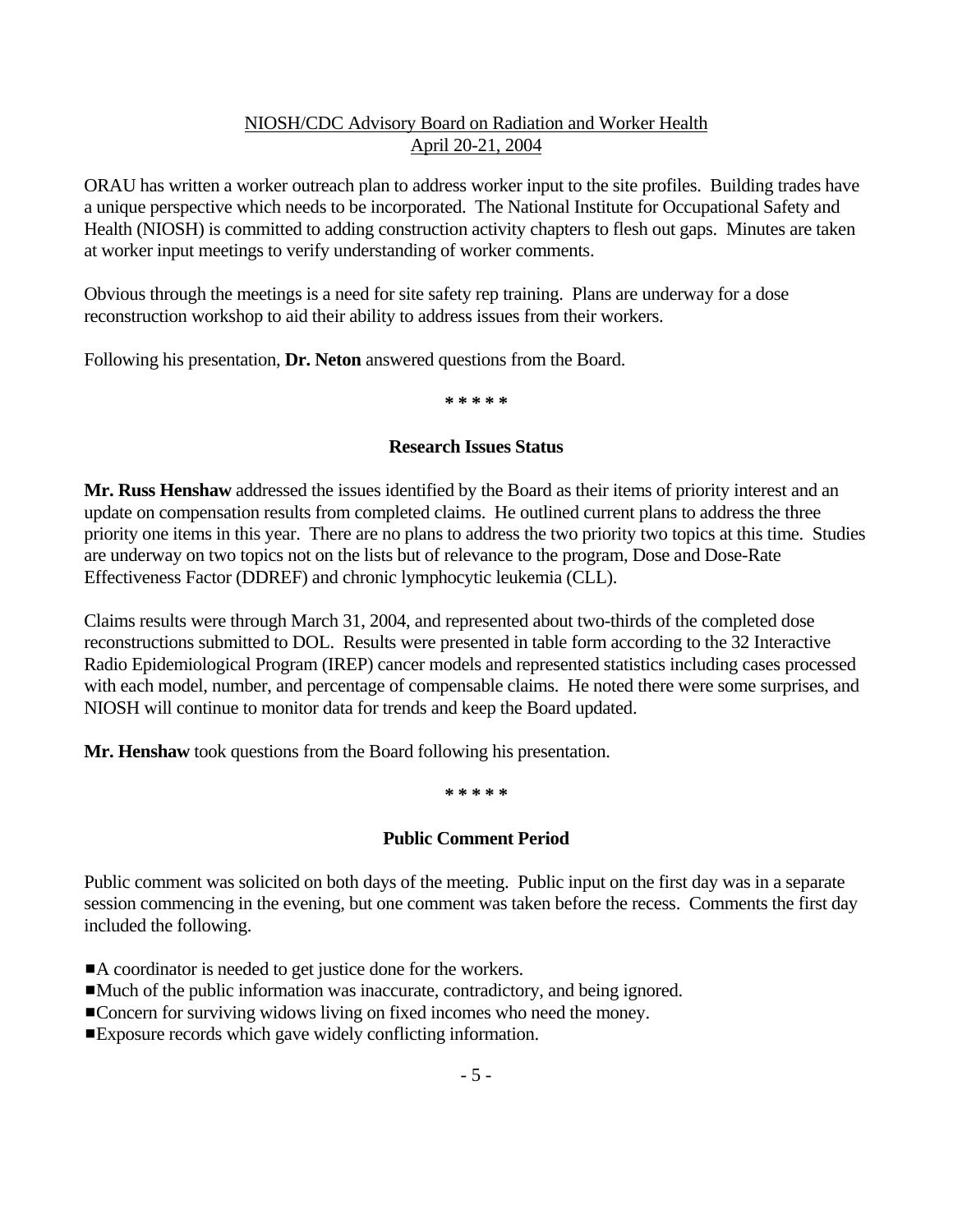ORAU has written a worker outreach plan to address worker input to the site profiles. Building trades have a unique perspective which needs to be incorporated. The National Institute for Occupational Safety and Health (NIOSH) is committed to adding construction activity chapters to flesh out gaps. Minutes are taken at worker input meetings to verify understanding of worker comments.

Obvious through the meetings is a need for site safety rep training. Plans are underway for a dose reconstruction workshop to aid their ability to address issues from their workers.

Following his presentation, **Dr. Neton** answered questions from the Board.

**\* \* \* \* \***

### Research Issues Status

**Mr. Russ Henshaw** addressed the issues identified by the Board as their items of priority interest and an update on compensation results from completed claims. He outlined current plans to address the three priority one items in this year. There are no plans to address the two priority two topics at this time. Studies are underway on two topics not on the lists but of relevance to the program, Dose and Dose-Rate Effectiveness Factor (DDREF) and chronic lymphocytic leukemia (CLL).

Claims results were through March 31, 2004, and represented about two-thirds of the completed dose reconstructions submitted to DOL. Results were presented in table form according to the 32 Interactive Radio Epidemiological Program (IREP) cancer models and represented statistics including cases processed with each model, number, and percentage of compensable claims. He noted there were some surprises, and NIOSH will continue to monitor data for trends and keep the Board updated.

**Mr. Henshaw** took questions from the Board following his presentation.

**\* \* \* \* \***

### Public Comment Period

Public comment was solicited on both days of the meeting. Public input on the first day was in a separate session commencing in the evening, but one comment was taken before the recess. Comments the first day included the following.

- A coordinator is needed to get justice done for the workers.
- Much of the public information was inaccurate, contradictory, and being ignored.
- Concern for surviving widows living on fixed incomes who need the money.
- Exposure records which gave widely conflicting information.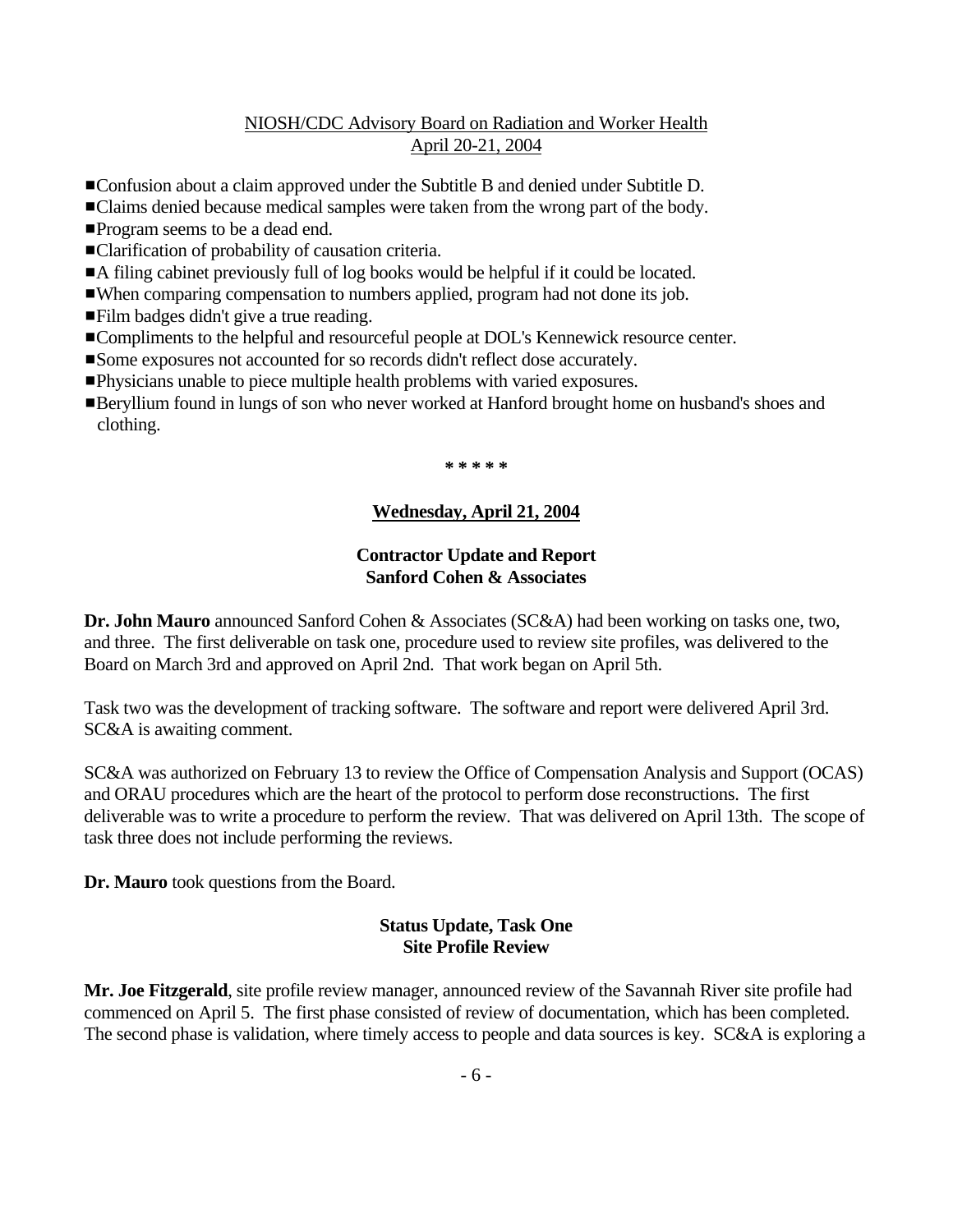- Confusion about a claim approved under the Subtitle B and denied under Subtitle D.
- Claims denied because medical samples were taken from the wrong part of the body.
- Program seems to be a dead end.
- Clarification of probability of causation criteria.
- A filing cabinet previously full of log books would be helpful if it could be located.
- When comparing compensation to numbers applied, program had not done its job.
- Film badges didn't give a true reading.
- Compliments to the helpful and resourceful people at DOL's Kennewick resource center.
- Some exposures not accounted for so records didn't reflect dose accurately.
- Physicians unable to piece multiple health problems with varied exposures.
- Beryllium found in lungs of son who never worked at Hanford brought home on husband's shoes and clothing.

\* \* \* \* \*

## Wednesday, April 21, 2004

### Contractor Update and Report
### Sanford Cohen & Associates

**Dr. John Mauro** announced Sanford Cohen & Associates (SC&A) had been working on tasks one, two, and three. The first deliverable on task one, procedure used to review site profiles, was delivered to the Board on March 3rd and approved on April 2nd. That work began on April 5th.

Task two was the development of tracking software. The software and report were delivered April 3rd. SC&A is awaiting comment.

SC&A was authorized on February 13 to review the Office of Compensation Analysis and Support (OCAS) and ORAU procedures which are the heart of the protocol to perform dose reconstructions. The first deliverable was to write a procedure to perform the review. That was delivered on April 13th. The scope of task three does not include performing the reviews.

**Dr. Mauro** took questions from the Board.

### Status Update, Task One
### Site Profile Review

**Mr. Joe Fitzgerald**, site profile review manager, announced review of the Savannah River site profile had commenced on April 5. The first phase consisted of review of documentation, which has been completed. The second phase is validation, where timely access to people and data sources is key. SC&A is exploring a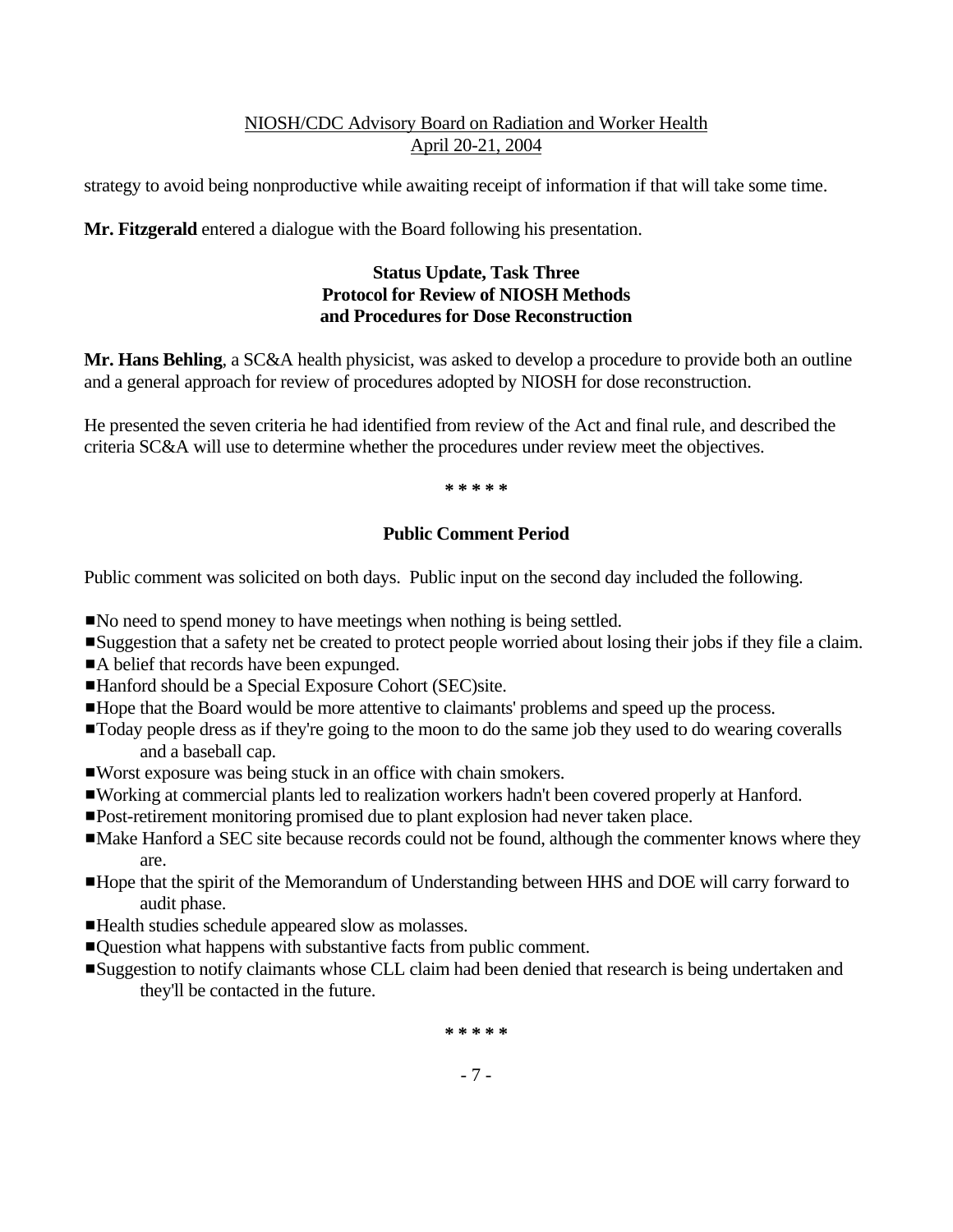strategy to avoid being nonproductive while awaiting receipt of information if that will take some time.

**Mr. Fitzgerald** entered a dialogue with the Board following his presentation.

### Status Update, Task Three
### Protocol for Review of NIOSH Methods and Procedures for Dose Reconstruction

**Mr. Hans Behling**, a SC&A health physicist, was asked to develop a procedure to provide both an outline and a general approach for review of procedures adopted by NIOSH for dose reconstruction.

He presented the seven criteria he had identified from review of the Act and final rule, and described the criteria SC&A will use to determine whether the procedures under review meet the objectives.

\* \* \* \* \*

### Public Comment Period

Public comment was solicited on both days. Public input on the second day included the following.

- No need to spend money to have meetings when nothing is being settled.
- Suggestion that a safety net be created to protect people worried about losing their jobs if they file a claim.
- A belief that records have been expunged.
- Hanford should be a Special Exposure Cohort (SEC)site.
- Hope that the Board would be more attentive to claimants' problems and speed up the process.
- Today people dress as if they're going to the moon to do the same job they used to do wearing coveralls and a baseball cap.
- Worst exposure was being stuck in an office with chain smokers.
- Working at commercial plants led to realization workers hadn't been covered properly at Hanford.
- Post-retirement monitoring promised due to plant explosion had never taken place.
- Make Hanford a SEC site because records could not be found, although the commenter knows where they are.
- Hope that the spirit of the Memorandum of Understanding between HHS and DOE will carry forward to audit phase.
- Health studies schedule appeared slow as molasses.
- Question what happens with substantive facts from public comment.
- Suggestion to notify claimants whose CLL claim had been denied that research is being undertaken and they'll be contacted in the future.

\* \* \* \* \*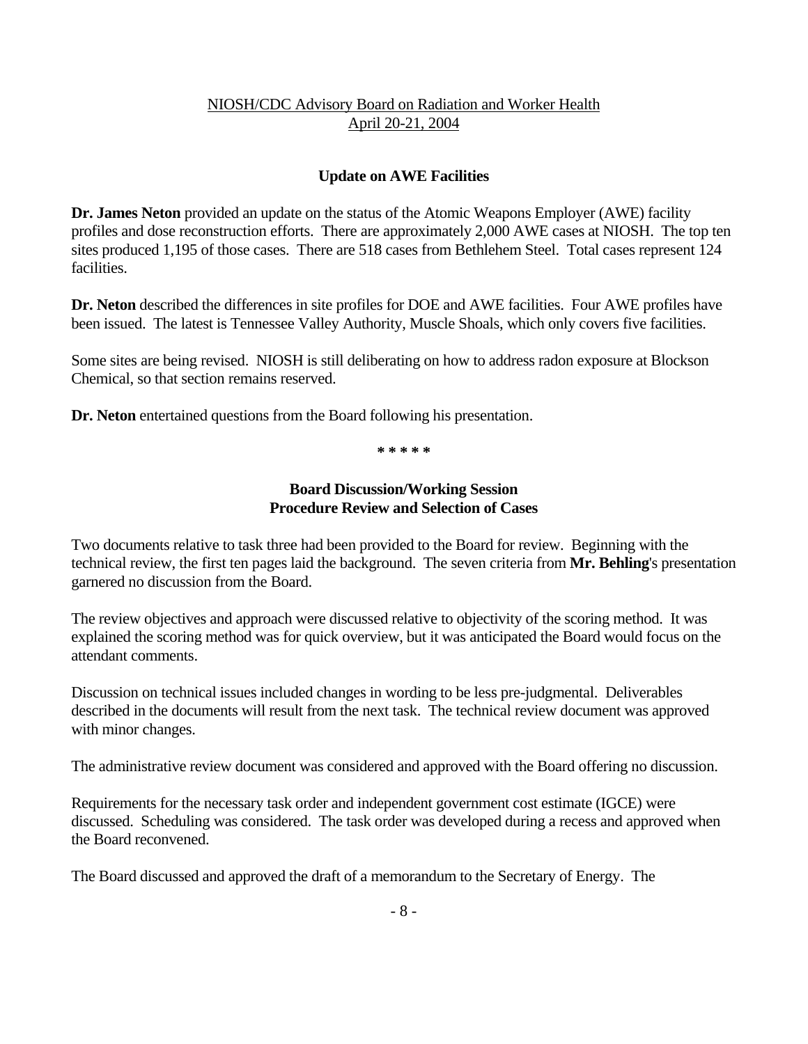NIOSH/CDC Advisory Board on Radiation and Worker Health
April 20-21, 2004

### Update on AWE Facilities

**Dr. James Neton** provided an update on the status of the Atomic Weapons Employer (AWE) facility profiles and dose reconstruction efforts. There are approximately 2,000 AWE cases at NIOSH. The top ten sites produced 1,195 of those cases. There are 518 cases from Bethlehem Steel. Total cases represent 124 facilities.

**Dr. Neton** described the differences in site profiles for DOE and AWE facilities. Four AWE profiles have been issued. The latest is Tennessee Valley Authority, Muscle Shoals, which only covers five facilities.

Some sites are being revised. NIOSH is still deliberating on how to address radon exposure at Blockson Chemical, so that section remains reserved.

**Dr. Neton** entertained questions from the Board following his presentation.

**\* \* \* \* \***

### Board Discussion/Working Session
### Procedure Review and Selection of Cases

Two documents relative to task three had been provided to the Board for review. Beginning with the technical review, the first ten pages laid the background. The seven criteria from **Mr. Behling**'s presentation garnered no discussion from the Board.

The review objectives and approach were discussed relative to objectivity of the scoring method. It was explained the scoring method was for quick overview, but it was anticipated the Board would focus on the attendant comments.

Discussion on technical issues included changes in wording to be less pre-judgmental. Deliverables described in the documents will result from the next task. The technical review document was approved with minor changes.

The administrative review document was considered and approved with the Board offering no discussion.

Requirements for the necessary task order and independent government cost estimate (IGCE) were discussed. Scheduling was considered. The task order was developed during a recess and approved when the Board reconvened.

The Board discussed and approved the draft of a memorandum to the Secretary of Energy. The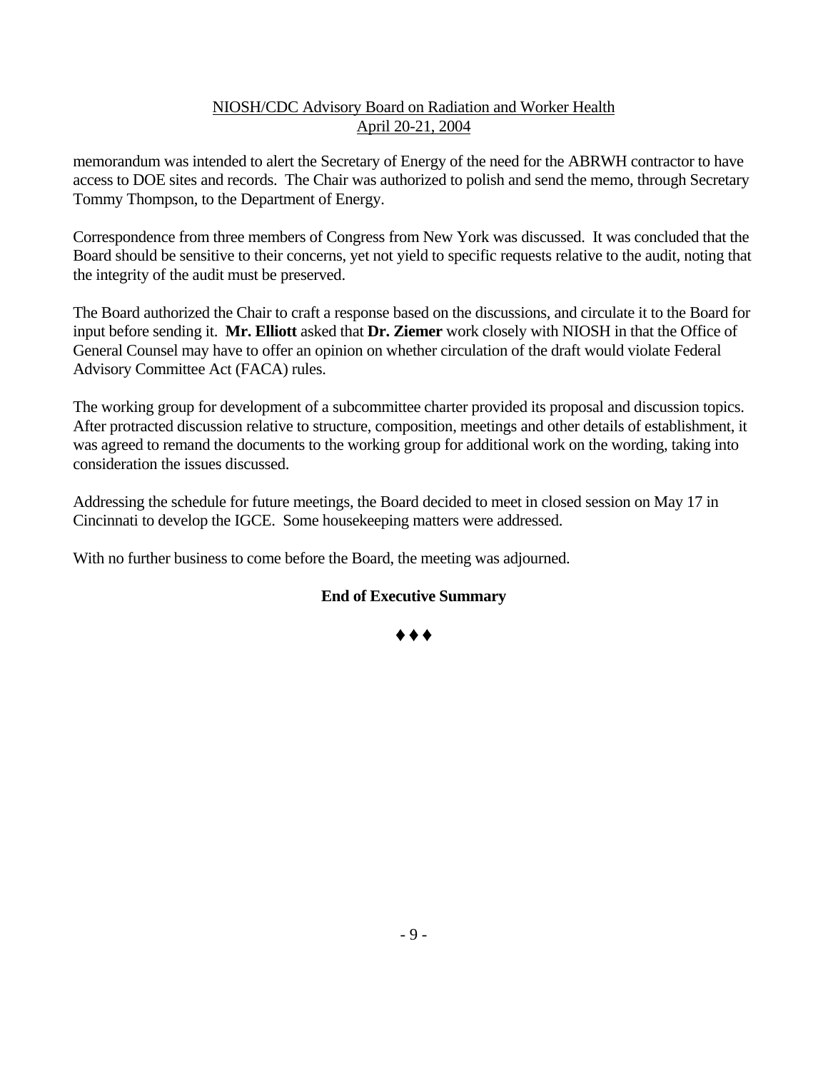memorandum was intended to alert the Secretary of Energy of the need for the ABRWH contractor to have access to DOE sites and records. The Chair was authorized to polish and send the memo, through Secretary Tommy Thompson, to the Department of Energy.

Correspondence from three members of Congress from New York was discussed. It was concluded that the Board should be sensitive to their concerns, yet not yield to specific requests relative to the audit, noting that the integrity of the audit must be preserved.

The Board authorized the Chair to craft a response based on the discussions, and circulate it to the Board for input before sending it. **Mr. Elliott** asked that **Dr. Ziemer** work closely with NIOSH in that the Office of General Counsel may have to offer an opinion on whether circulation of the draft would violate Federal Advisory Committee Act (FACA) rules.

The working group for development of a subcommittee charter provided its proposal and discussion topics. After protracted discussion relative to structure, composition, meetings and other details of establishment, it was agreed to remand the documents to the working group for additional work on the wording, taking into consideration the issues discussed.

Addressing the schedule for future meetings, the Board decided to meet in closed session on May 17 in Cincinnati to develop the IGCE. Some housekeeping matters were addressed.

With no further business to come before the Board, the meeting was adjourned.

**End of Executive Summary**

♦♦♦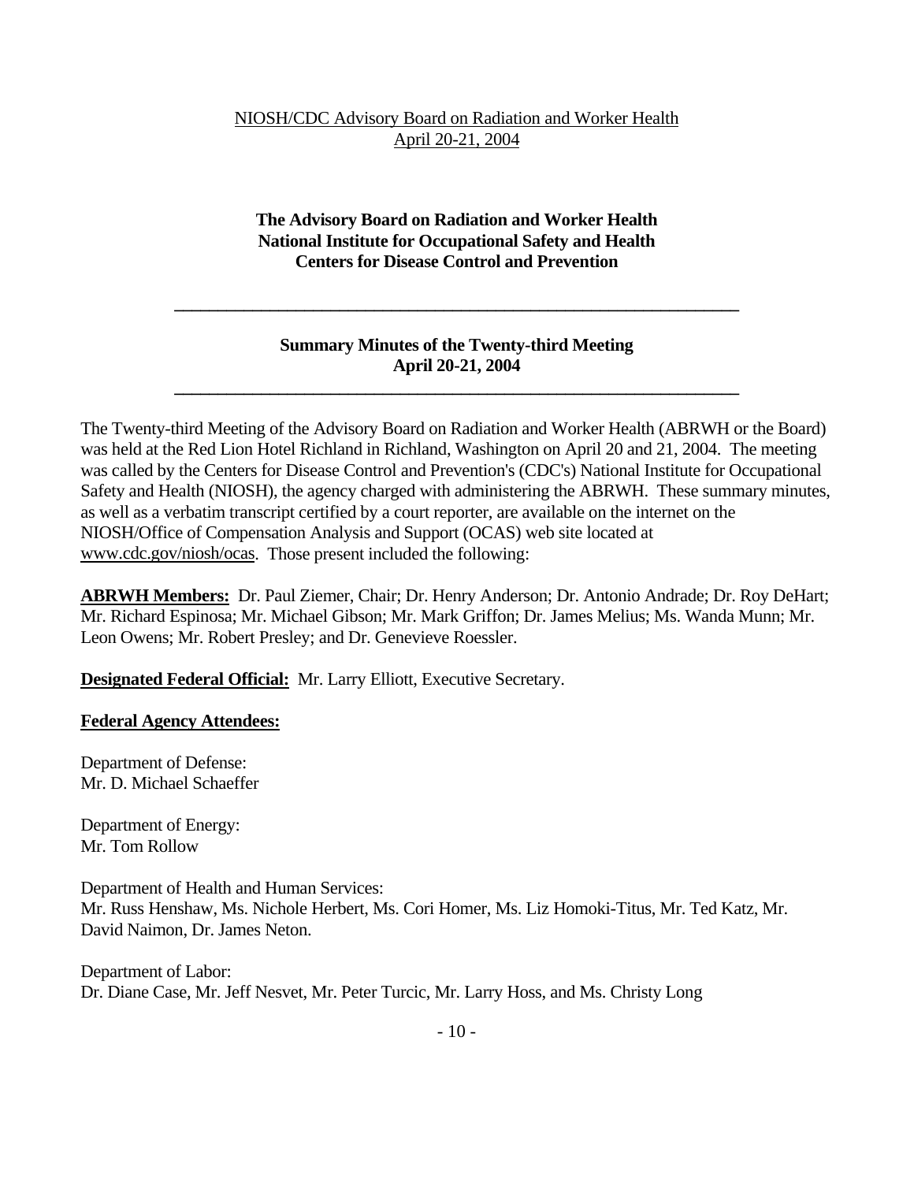NIOSH/CDC Advisory Board on Radiation and Worker Health
April 20-21, 2004

**The Advisory Board on Radiation and Worker Health**
**National Institute for Occupational Safety and Health**
**Centers for Disease Control and Prevention**

---

**Summary Minutes of the Twenty-third Meeting**
**April 20-21, 2004**

---

The Twenty-third Meeting of the Advisory Board on Radiation and Worker Health (ABRWH or the Board) was held at the Red Lion Hotel Richland in Richland, Washington on April 20 and 21, 2004. The meeting was called by the Centers for Disease Control and Prevention's (CDC's) National Institute for Occupational Safety and Health (NIOSH), the agency charged with administering the ABRWH. These summary minutes, as well as a verbatim transcript certified by a court reporter, are available on the internet on the NIOSH/Office of Compensation Analysis and Support (OCAS) web site located at www.cdc.gov/niosh/ocas. Those present included the following:

**ABRWH Members:** Dr. Paul Ziemer, Chair; Dr. Henry Anderson; Dr. Antonio Andrade; Dr. Roy DeHart; Mr. Richard Espinosa; Mr. Michael Gibson; Mr. Mark Griffon; Dr. James Melius; Ms. Wanda Munn; Mr. Leon Owens; Mr. Robert Presley; and Dr. Genevieve Roessler.

**Designated Federal Official:** Mr. Larry Elliott, Executive Secretary.

**Federal Agency Attendees:**

Department of Defense:
Mr. D. Michael Schaeffer

Department of Energy:
Mr. Tom Rollow

Department of Health and Human Services:
Mr. Russ Henshaw, Ms. Nichole Herbert, Ms. Cori Homer, Ms. Liz Homoki-Titus, Mr. Ted Katz, Mr. David Naimon, Dr. James Neton.

Department of Labor:
Dr. Diane Case, Mr. Jeff Nesvet, Mr. Peter Turcic, Mr. Larry Hoss, and Ms. Christy Long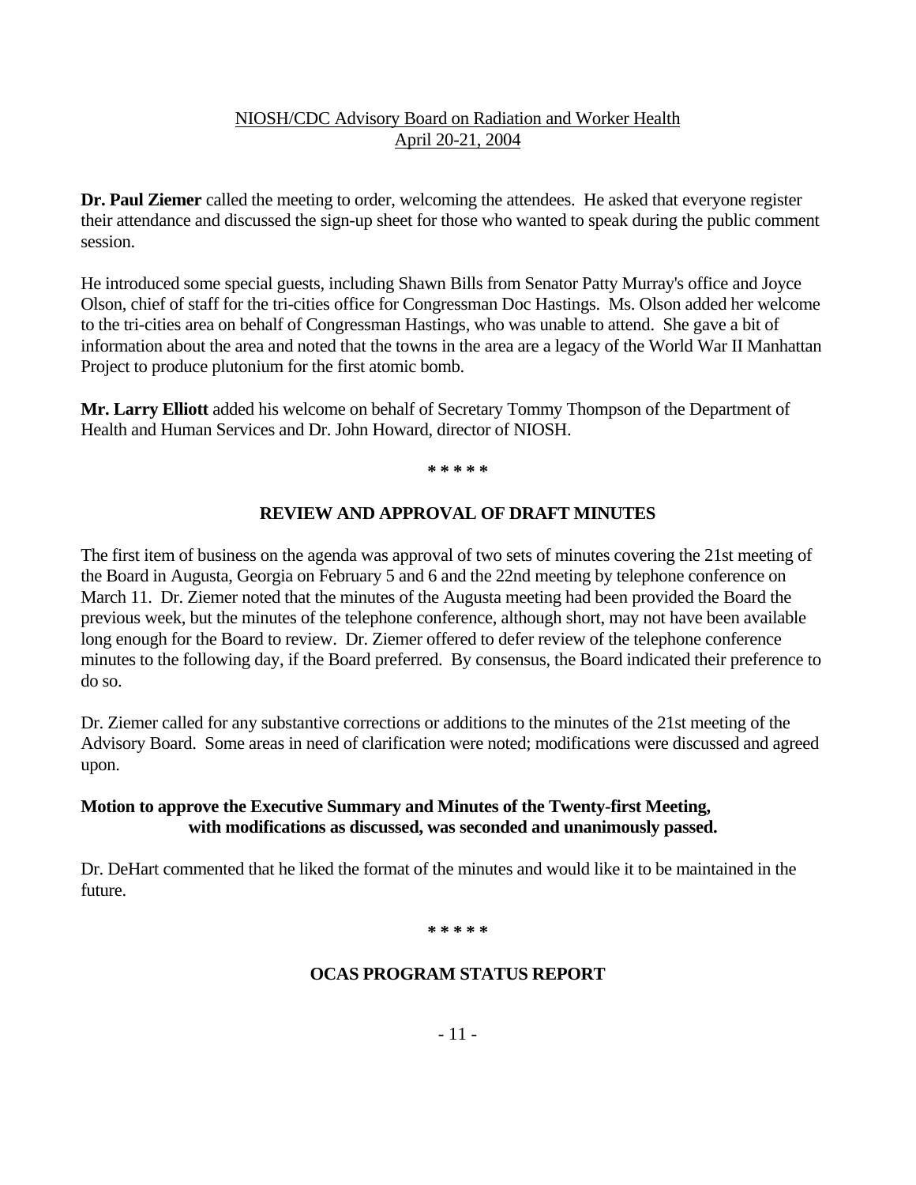NIOSH/CDC Advisory Board on Radiation and Worker Health
April 20-21, 2004

**Dr. Paul Ziemer** called the meeting to order, welcoming the attendees. He asked that everyone register their attendance and discussed the sign-up sheet for those who wanted to speak during the public comment session.

He introduced some special guests, including Shawn Bills from Senator Patty Murray's office and Joyce Olson, chief of staff for the tri-cities office for Congressman Doc Hastings. Ms. Olson added her welcome to the tri-cities area on behalf of Congressman Hastings, who was unable to attend. She gave a bit of information about the area and noted that the towns in the area are a legacy of the World War II Manhattan Project to produce plutonium for the first atomic bomb.

**Mr. Larry Elliott** added his welcome on behalf of Secretary Tommy Thompson of the Department of Health and Human Services and Dr. John Howard, director of NIOSH.

**\* \* \* \* \***

## REVIEW AND APPROVAL OF DRAFT MINUTES

The first item of business on the agenda was approval of two sets of minutes covering the 21st meeting of the Board in Augusta, Georgia on February 5 and 6 and the 22nd meeting by telephone conference on March 11. Dr. Ziemer noted that the minutes of the Augusta meeting had been provided the Board the previous week, but the minutes of the telephone conference, although short, may not have been available long enough for the Board to review. Dr. Ziemer offered to defer review of the telephone conference minutes to the following day, if the Board preferred. By consensus, the Board indicated their preference to do so.

Dr. Ziemer called for any substantive corrections or additions to the minutes of the 21st meeting of the Advisory Board. Some areas in need of clarification were noted; modifications were discussed and agreed upon.

**Motion to approve the Executive Summary and Minutes of the Twenty-first Meeting, with modifications as discussed, was seconded and unanimously passed.**

Dr. DeHart commented that he liked the format of the minutes and would like it to be maintained in the future.

**\* \* \* \* \***

## OCAS PROGRAM STATUS REPORT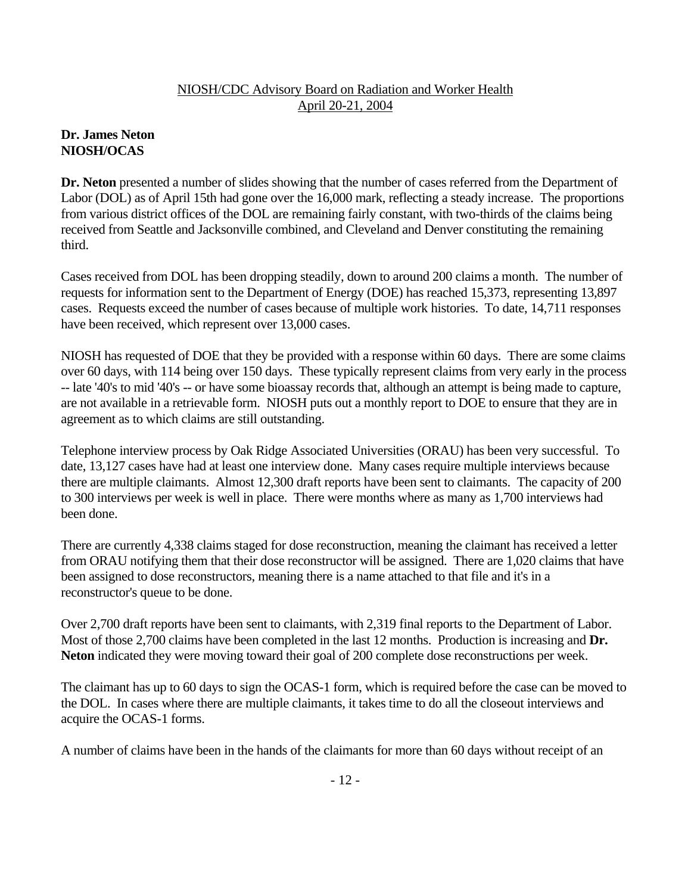NIOSH/CDC Advisory Board on Radiation and Worker Health
April 20-21, 2004

**Dr. James Neton**
**NIOSH/OCAS**

**Dr. Neton** presented a number of slides showing that the number of cases referred from the Department of Labor (DOL) as of April 15th had gone over the 16,000 mark, reflecting a steady increase. The proportions from various district offices of the DOL are remaining fairly constant, with two-thirds of the claims being received from Seattle and Jacksonville combined, and Cleveland and Denver constituting the remaining third.

Cases received from DOL has been dropping steadily, down to around 200 claims a month. The number of requests for information sent to the Department of Energy (DOE) has reached 15,373, representing 13,897 cases. Requests exceed the number of cases because of multiple work histories. To date, 14,711 responses have been received, which represent over 13,000 cases.

NIOSH has requested of DOE that they be provided with a response within 60 days. There are some claims over 60 days, with 114 being over 150 days. These typically represent claims from very early in the process -- late '40's to mid '40's -- or have some bioassay records that, although an attempt is being made to capture, are not available in a retrievable form. NIOSH puts out a monthly report to DOE to ensure that they are in agreement as to which claims are still outstanding.

Telephone interview process by Oak Ridge Associated Universities (ORAU) has been very successful. To date, 13,127 cases have had at least one interview done. Many cases require multiple interviews because there are multiple claimants. Almost 12,300 draft reports have been sent to claimants. The capacity of 200 to 300 interviews per week is well in place. There were months where as many as 1,700 interviews had been done.

There are currently 4,338 claims staged for dose reconstruction, meaning the claimant has received a letter from ORAU notifying them that their dose reconstructor will be assigned. There are 1,020 claims that have been assigned to dose reconstructors, meaning there is a name attached to that file and it's in a reconstructor's queue to be done.

Over 2,700 draft reports have been sent to claimants, with 2,319 final reports to the Department of Labor. Most of those 2,700 claims have been completed in the last 12 months. Production is increasing and **Dr. Neton** indicated they were moving toward their goal of 200 complete dose reconstructions per week.

The claimant has up to 60 days to sign the OCAS-1 form, which is required before the case can be moved to the DOL. In cases where there are multiple claimants, it takes time to do all the closeout interviews and acquire the OCAS-1 forms.

A number of claims have been in the hands of the claimants for more than 60 days without receipt of an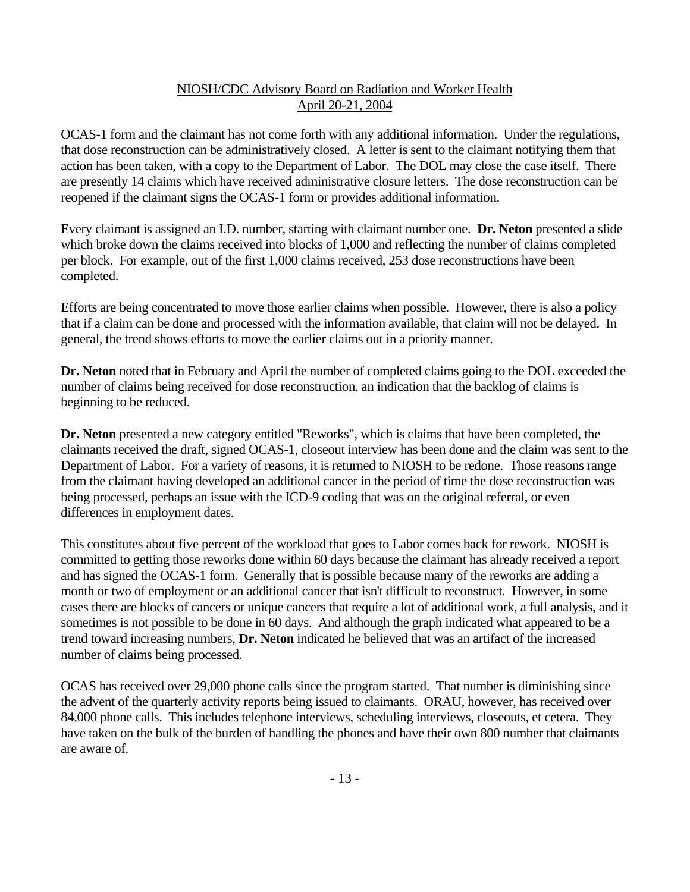OCAS-1 form and the claimant has not come forth with any additional information. Under the regulations, that dose reconstruction can be administratively closed. A letter is sent to the claimant notifying them that action has been taken, with a copy to the Department of Labor. The DOL may close the case itself. There are presently 14 claims which have received administrative closure letters. The dose reconstruction can be reopened if the claimant signs the OCAS-1 form or provides additional information.

Every claimant is assigned an I.D. number, starting with claimant number one. **Dr. Neton** presented a slide which broke down the claims received into blocks of 1,000 and reflecting the number of claims completed per block. For example, out of the first 1,000 claims received, 253 dose reconstructions have been completed.

Efforts are being concentrated to move those earlier claims when possible. However, there is also a policy that if a claim can be done and processed with the information available, that claim will not be delayed. In general, the trend shows efforts to move the earlier claims out in a priority manner.

**Dr. Neton** noted that in February and April the number of completed claims going to the DOL exceeded the number of claims being received for dose reconstruction, an indication that the backlog of claims is beginning to be reduced.

**Dr. Neton** presented a new category entitled "Reworks", which is claims that have been completed, the claimants received the draft, signed OCAS-1, closeout interview has been done and the claim was sent to the Department of Labor. For a variety of reasons, it is returned to NIOSH to be redone. Those reasons range from the claimant having developed an additional cancer in the period of time the dose reconstruction was being processed, perhaps an issue with the ICD-9 coding that was on the original referral, or even differences in employment dates.

This constitutes about five percent of the workload that goes to Labor comes back for rework. NIOSH is committed to getting those reworks done within 60 days because the claimant has already received a report and has signed the OCAS-1 form. Generally that is possible because many of the reworks are adding a month or two of employment or an additional cancer that isn't difficult to reconstruct. However, in some cases there are blocks of cancers or unique cancers that require a lot of additional work, a full analysis, and it sometimes is not possible to be done in 60 days. And although the graph indicated what appeared to be a trend toward increasing numbers, **Dr. Neton** indicated he believed that was an artifact of the increased number of claims being processed.

OCAS has received over 29,000 phone calls since the program started. That number is diminishing since the advent of the quarterly activity reports being issued to claimants. ORAU, however, has received over 84,000 phone calls. This includes telephone interviews, scheduling interviews, closeouts, et cetera. They have taken on the bulk of the burden of handling the phones and have their own 800 number that claimants are aware of.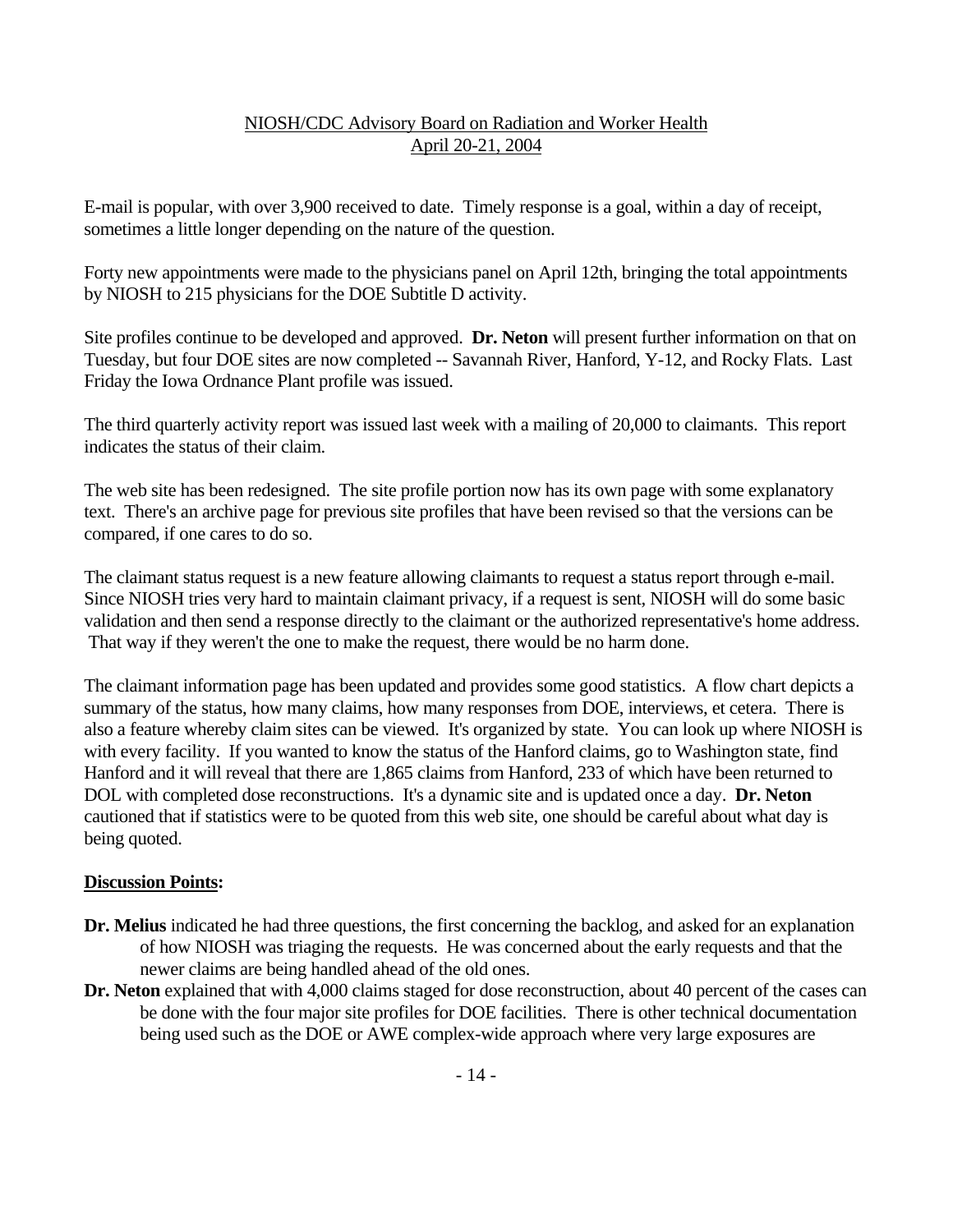E-mail is popular, with over 3,900 received to date. Timely response is a goal, within a day of receipt, sometimes a little longer depending on the nature of the question.

Forty new appointments were made to the physicians panel on April 12th, bringing the total appointments by NIOSH to 215 physicians for the DOE Subtitle D activity.

Site profiles continue to be developed and approved. **Dr. Neton** will present further information on that on Tuesday, but four DOE sites are now completed -- Savannah River, Hanford, Y-12, and Rocky Flats. Last Friday the Iowa Ordnance Plant profile was issued.

The third quarterly activity report was issued last week with a mailing of 20,000 to claimants. This report indicates the status of their claim.

The web site has been redesigned. The site profile portion now has its own page with some explanatory text. There's an archive page for previous site profiles that have been revised so that the versions can be compared, if one cares to do so.

The claimant status request is a new feature allowing claimants to request a status report through e-mail. Since NIOSH tries very hard to maintain claimant privacy, if a request is sent, NIOSH will do some basic validation and then send a response directly to the claimant or the authorized representative's home address. That way if they weren't the one to make the request, there would be no harm done.

The claimant information page has been updated and provides some good statistics. A flow chart depicts a summary of the status, how many claims, how many responses from DOE, interviews, et cetera. There is also a feature whereby claim sites can be viewed. It's organized by state. You can look up where NIOSH is with every facility. If you wanted to know the status of the Hanford claims, go to Washington state, find Hanford and it will reveal that there are 1,865 claims from Hanford, 233 of which have been returned to DOL with completed dose reconstructions. It's a dynamic site and is updated once a day. **Dr. Neton** cautioned that if statistics were to be quoted from this web site, one should be careful about what day is being quoted.

**Discussion Points:**

**Dr. Melius** indicated he had three questions, the first concerning the backlog, and asked for an explanation of how NIOSH was triaging the requests. He was concerned about the early requests and that the newer claims are being handled ahead of the old ones.

**Dr. Neton** explained that with 4,000 claims staged for dose reconstruction, about 40 percent of the cases can be done with the four major site profiles for DOE facilities. There is other technical documentation being used such as the DOE or AWE complex-wide approach where very large exposures are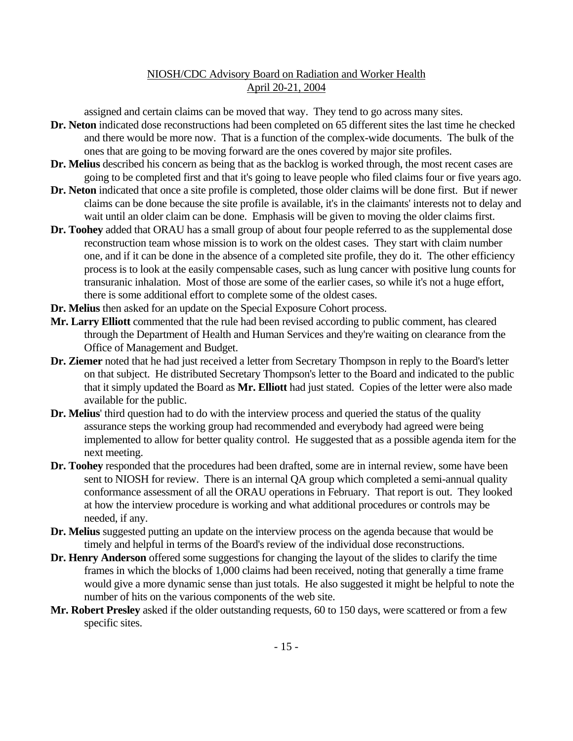assigned and certain claims can be moved that way. They tend to go across many sites.

**Dr. Neton** indicated dose reconstructions had been completed on 65 different sites the last time he checked and there would be more now. That is a function of the complex-wide documents. The bulk of the ones that are going to be moving forward are the ones covered by major site profiles.

**Dr. Melius** described his concern as being that as the backlog is worked through, the most recent cases are going to be completed first and that it's going to leave people who filed claims four or five years ago.

**Dr. Neton** indicated that once a site profile is completed, those older claims will be done first. But if newer claims can be done because the site profile is available, it's in the claimants' interests not to delay and wait until an older claim can be done. Emphasis will be given to moving the older claims first.

**Dr. Toohey** added that ORAU has a small group of about four people referred to as the supplemental dose reconstruction team whose mission is to work on the oldest cases. They start with claim number one, and if it can be done in the absence of a completed site profile, they do it. The other efficiency process is to look at the easily compensable cases, such as lung cancer with positive lung counts for transuranic inhalation. Most of those are some of the earlier cases, so while it's not a huge effort, there is some additional effort to complete some of the oldest cases.

**Dr. Melius** then asked for an update on the Special Exposure Cohort process.

**Mr. Larry Elliott** commented that the rule had been revised according to public comment, has cleared through the Department of Health and Human Services and they're waiting on clearance from the Office of Management and Budget.

**Dr. Ziemer** noted that he had just received a letter from Secretary Thompson in reply to the Board's letter on that subject. He distributed Secretary Thompson's letter to the Board and indicated to the public that it simply updated the Board as **Mr. Elliott** had just stated. Copies of the letter were also made available for the public.

**Dr. Melius**' third question had to do with the interview process and queried the status of the quality assurance steps the working group had recommended and everybody had agreed were being implemented to allow for better quality control. He suggested that as a possible agenda item for the next meeting.

**Dr. Toohey** responded that the procedures had been drafted, some are in internal review, some have been sent to NIOSH for review. There is an internal QA group which completed a semi-annual quality conformance assessment of all the ORAU operations in February. That report is out. They looked at how the interview procedure is working and what additional procedures or controls may be needed, if any.

**Dr. Melius** suggested putting an update on the interview process on the agenda because that would be timely and helpful in terms of the Board's review of the individual dose reconstructions.

**Dr. Henry Anderson** offered some suggestions for changing the layout of the slides to clarify the time frames in which the blocks of 1,000 claims had been received, noting that generally a time frame would give a more dynamic sense than just totals. He also suggested it might be helpful to note the number of hits on the various components of the web site.

**Mr. Robert Presley** asked if the older outstanding requests, 60 to 150 days, were scattered or from a few specific sites.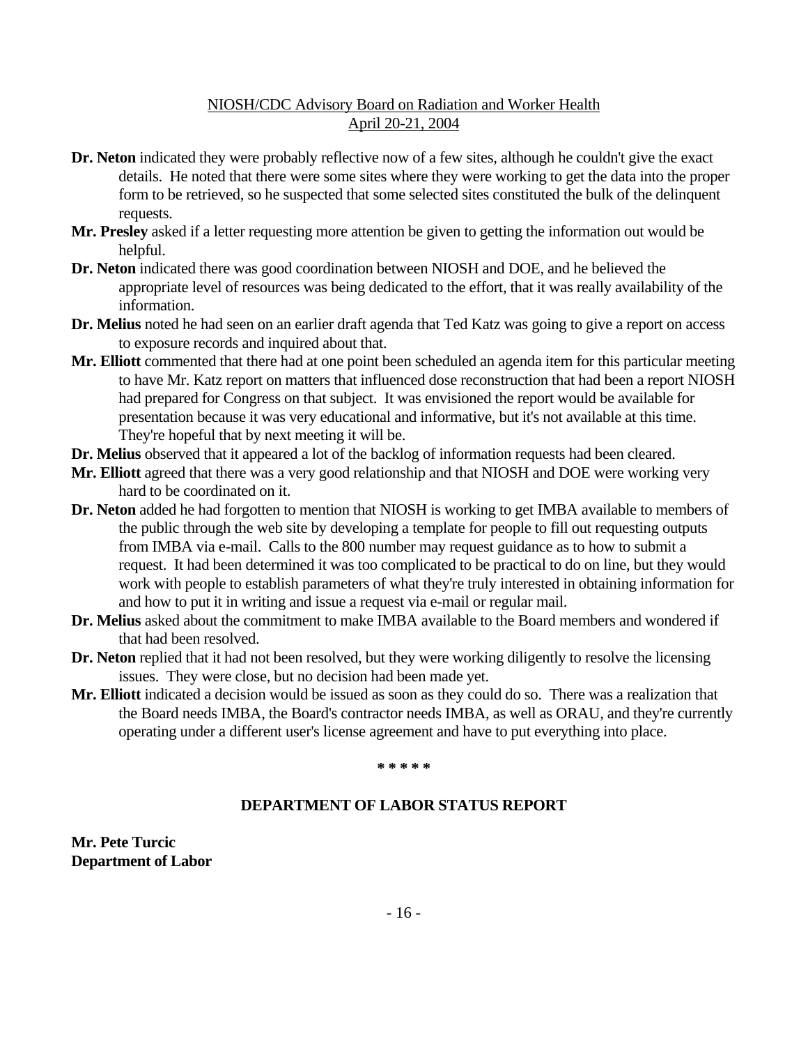**Dr. Neton** indicated they were probably reflective now of a few sites, although he couldn't give the exact details. He noted that there were some sites where they were working to get the data into the proper form to be retrieved, so he suspected that some selected sites constituted the bulk of the delinquent requests.

**Mr. Presley** asked if a letter requesting more attention be given to getting the information out would be helpful.

**Dr. Neton** indicated there was good coordination between NIOSH and DOE, and he believed the appropriate level of resources was being dedicated to the effort, that it was really availability of the information.

**Dr. Melius** noted he had seen on an earlier draft agenda that Ted Katz was going to give a report on access to exposure records and inquired about that.

**Mr. Elliott** commented that there had at one point been scheduled an agenda item for this particular meeting to have Mr. Katz report on matters that influenced dose reconstruction that had been a report NIOSH had prepared for Congress on that subject. It was envisioned the report would be available for presentation because it was very educational and informative, but it's not available at this time. They're hopeful that by next meeting it will be.

**Dr. Melius** observed that it appeared a lot of the backlog of information requests had been cleared.

**Mr. Elliott** agreed that there was a very good relationship and that NIOSH and DOE were working very hard to be coordinated on it.

**Dr. Neton** added he had forgotten to mention that NIOSH is working to get IMBA available to members of the public through the web site by developing a template for people to fill out requesting outputs from IMBA via e-mail. Calls to the 800 number may request guidance as to how to submit a request. It had been determined it was too complicated to be practical to do on line, but they would work with people to establish parameters of what they're truly interested in obtaining information for and how to put it in writing and issue a request via e-mail or regular mail.

**Dr. Melius** asked about the commitment to make IMBA available to the Board members and wondered if that had been resolved.

**Dr. Neton** replied that it had not been resolved, but they were working diligently to resolve the licensing issues. They were close, but no decision had been made yet.

**Mr. Elliott** indicated a decision would be issued as soon as they could do so. There was a realization that the Board needs IMBA, the Board's contractor needs IMBA, as well as ORAU, and they're currently operating under a different user's license agreement and have to put everything into place.

\* \* \* \* \*

## DEPARTMENT OF LABOR STATUS REPORT

**Mr. Pete Turcic**
**Department of Labor**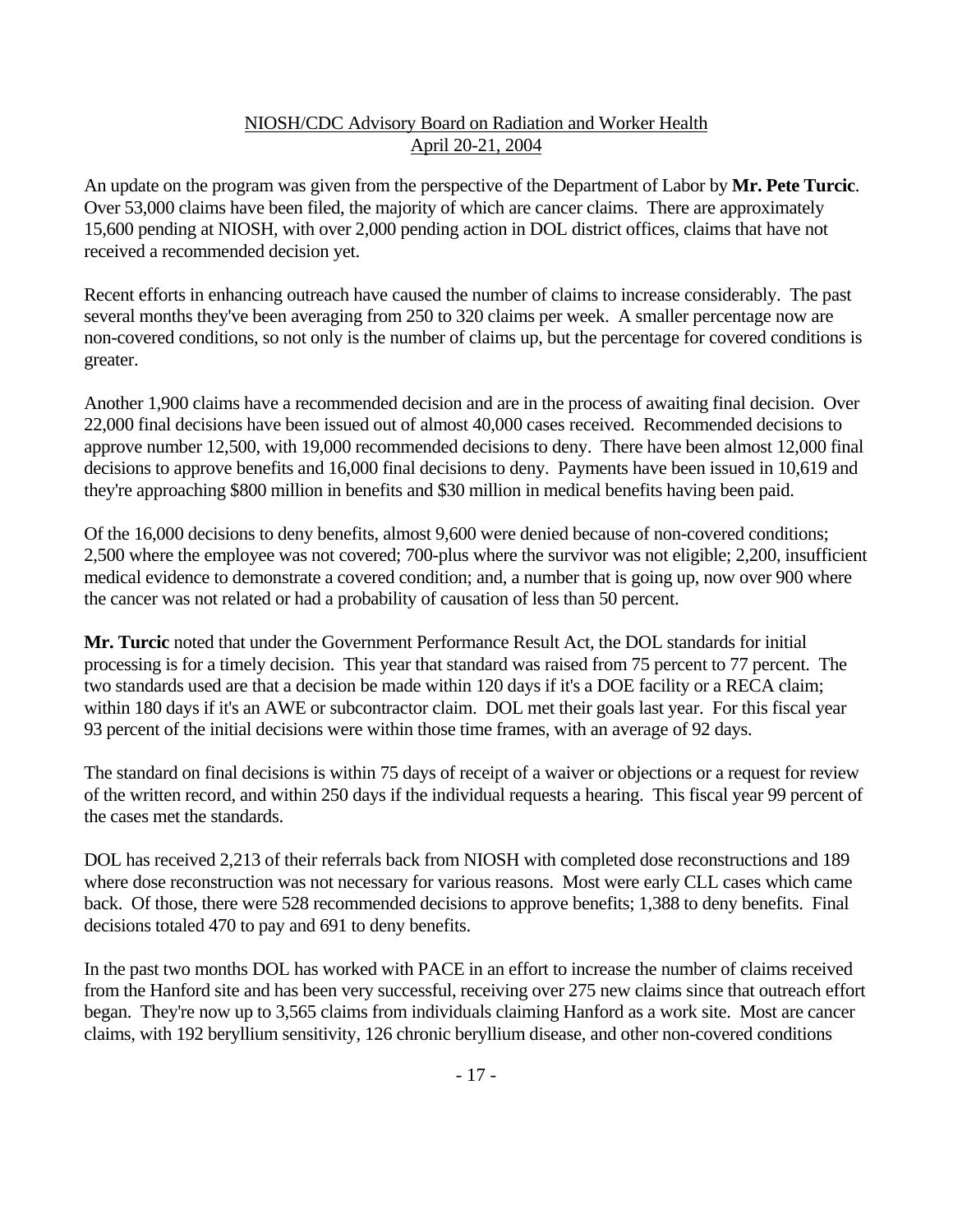An update on the program was given from the perspective of the Department of Labor by **Mr. Pete Turcic**. Over 53,000 claims have been filed, the majority of which are cancer claims. There are approximately 15,600 pending at NIOSH, with over 2,000 pending action in DOL district offices, claims that have not received a recommended decision yet.

Recent efforts in enhancing outreach have caused the number of claims to increase considerably. The past several months they've been averaging from 250 to 320 claims per week. A smaller percentage now are non-covered conditions, so not only is the number of claims up, but the percentage for covered conditions is greater.

Another 1,900 claims have a recommended decision and are in the process of awaiting final decision. Over 22,000 final decisions have been issued out of almost 40,000 cases received. Recommended decisions to approve number 12,500, with 19,000 recommended decisions to deny. There have been almost 12,000 final decisions to approve benefits and 16,000 final decisions to deny. Payments have been issued in 10,619 and they're approaching $800 million in benefits and $30 million in medical benefits having been paid.

Of the 16,000 decisions to deny benefits, almost 9,600 were denied because of non-covered conditions; 2,500 where the employee was not covered; 700-plus where the survivor was not eligible; 2,200, insufficient medical evidence to demonstrate a covered condition; and, a number that is going up, now over 900 where the cancer was not related or had a probability of causation of less than 50 percent.

**Mr. Turcic** noted that under the Government Performance Result Act, the DOL standards for initial processing is for a timely decision. This year that standard was raised from 75 percent to 77 percent. The two standards used are that a decision be made within 120 days if it's a DOE facility or a RECA claim; within 180 days if it's an AWE or subcontractor claim. DOL met their goals last year. For this fiscal year 93 percent of the initial decisions were within those time frames, with an average of 92 days.

The standard on final decisions is within 75 days of receipt of a waiver or objections or a request for review of the written record, and within 250 days if the individual requests a hearing. This fiscal year 99 percent of the cases met the standards.

DOL has received 2,213 of their referrals back from NIOSH with completed dose reconstructions and 189 where dose reconstruction was not necessary for various reasons. Most were early CLL cases which came back. Of those, there were 528 recommended decisions to approve benefits; 1,388 to deny benefits. Final decisions totaled 470 to pay and 691 to deny benefits.

In the past two months DOL has worked with PACE in an effort to increase the number of claims received from the Hanford site and has been very successful, receiving over 275 new claims since that outreach effort began. They're now up to 3,565 claims from individuals claiming Hanford as a work site. Most are cancer claims, with 192 beryllium sensitivity, 126 chronic beryllium disease, and other non-covered conditions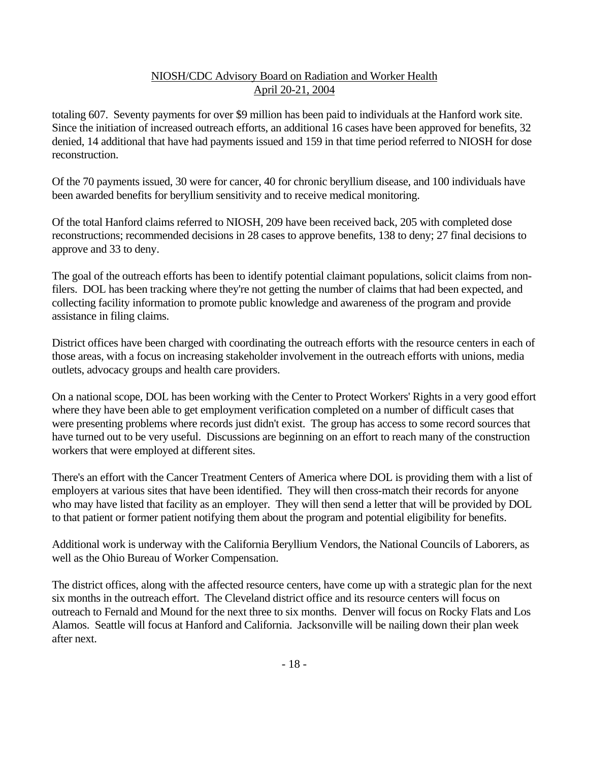totaling 607. Seventy payments for over $9 million has been paid to individuals at the Hanford work site. Since the initiation of increased outreach efforts, an additional 16 cases have been approved for benefits, 32 denied, 14 additional that have had payments issued and 159 in that time period referred to NIOSH for dose reconstruction.

Of the 70 payments issued, 30 were for cancer, 40 for chronic beryllium disease, and 100 individuals have been awarded benefits for beryllium sensitivity and to receive medical monitoring.

Of the total Hanford claims referred to NIOSH, 209 have been received back, 205 with completed dose reconstructions; recommended decisions in 28 cases to approve benefits, 138 to deny; 27 final decisions to approve and 33 to deny.

The goal of the outreach efforts has been to identify potential claimant populations, solicit claims from non-filers. DOL has been tracking where they're not getting the number of claims that had been expected, and collecting facility information to promote public knowledge and awareness of the program and provide assistance in filing claims.

District offices have been charged with coordinating the outreach efforts with the resource centers in each of those areas, with a focus on increasing stakeholder involvement in the outreach efforts with unions, media outlets, advocacy groups and health care providers.

On a national scope, DOL has been working with the Center to Protect Workers' Rights in a very good effort where they have been able to get employment verification completed on a number of difficult cases that were presenting problems where records just didn't exist. The group has access to some record sources that have turned out to be very useful. Discussions are beginning on an effort to reach many of the construction workers that were employed at different sites.

There's an effort with the Cancer Treatment Centers of America where DOL is providing them with a list of employers at various sites that have been identified. They will then cross-match their records for anyone who may have listed that facility as an employer. They will then send a letter that will be provided by DOL to that patient or former patient notifying them about the program and potential eligibility for benefits.

Additional work is underway with the California Beryllium Vendors, the National Councils of Laborers, as well as the Ohio Bureau of Worker Compensation.

The district offices, along with the affected resource centers, have come up with a strategic plan for the next six months in the outreach effort. The Cleveland district office and its resource centers will focus on outreach to Fernald and Mound for the next three to six months. Denver will focus on Rocky Flats and Los Alamos. Seattle will focus at Hanford and California. Jacksonville will be nailing down their plan week after next.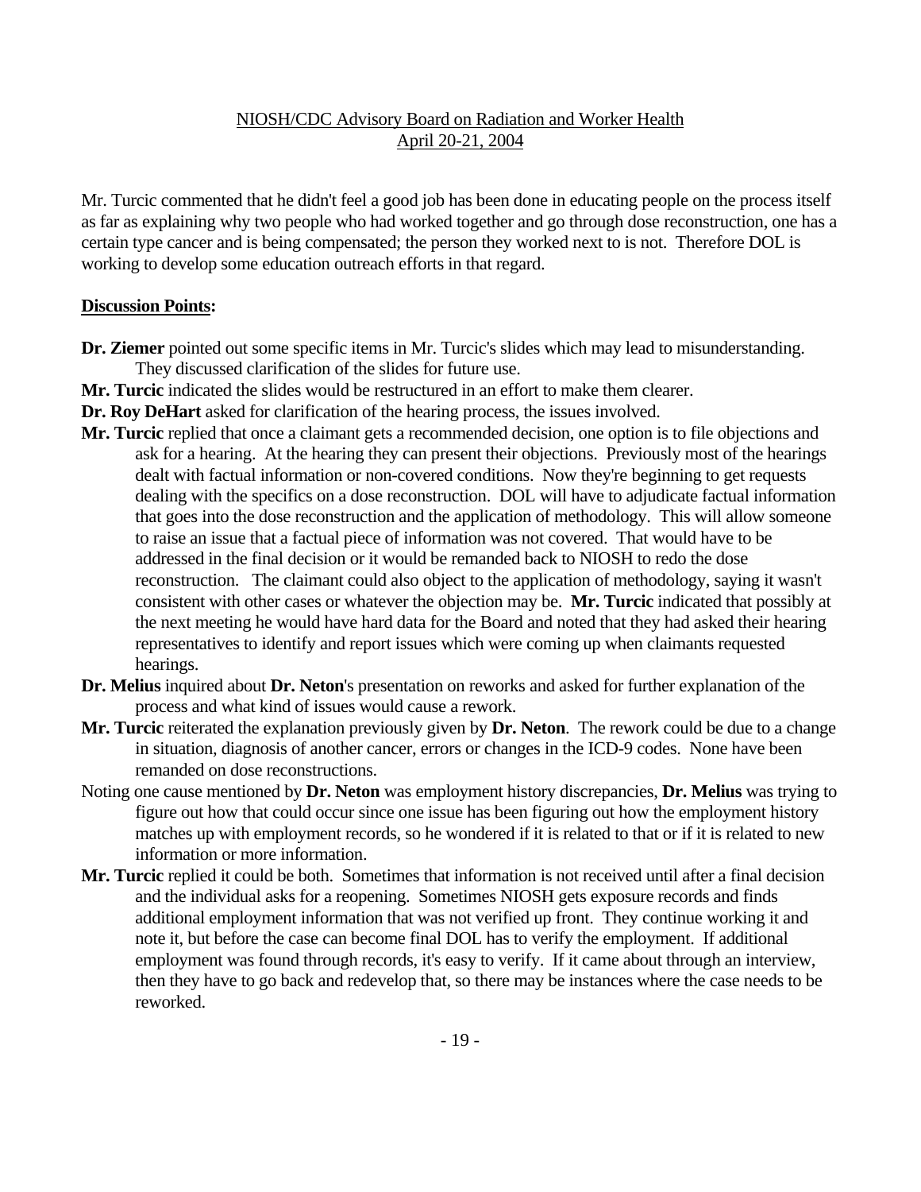Mr. Turcic commented that he didn't feel a good job has been done in educating people on the process itself as far as explaining why two people who had worked together and go through dose reconstruction, one has a certain type cancer and is being compensated; the person they worked next to is not. Therefore DOL is working to develop some education outreach efforts in that regard.

**Discussion Points:**

**Dr. Ziemer** pointed out some specific items in Mr. Turcic's slides which may lead to misunderstanding. They discussed clarification of the slides for future use.

**Mr. Turcic** indicated the slides would be restructured in an effort to make them clearer.

**Dr. Roy DeHart** asked for clarification of the hearing process, the issues involved.

**Mr. Turcic** replied that once a claimant gets a recommended decision, one option is to file objections and ask for a hearing. At the hearing they can present their objections. Previously most of the hearings dealt with factual information or non-covered conditions. Now they're beginning to get requests dealing with the specifics on a dose reconstruction. DOL will have to adjudicate factual information that goes into the dose reconstruction and the application of methodology. This will allow someone to raise an issue that a factual piece of information was not covered. That would have to be addressed in the final decision or it would be remanded back to NIOSH to redo the dose reconstruction. The claimant could also object to the application of methodology, saying it wasn't consistent with other cases or whatever the objection may be. **Mr. Turcic** indicated that possibly at the next meeting he would have hard data for the Board and noted that they had asked their hearing representatives to identify and report issues which were coming up when claimants requested hearings.

**Dr. Melius** inquired about **Dr. Neton**'s presentation on reworks and asked for further explanation of the process and what kind of issues would cause a rework.

**Mr. Turcic** reiterated the explanation previously given by **Dr. Neton**. The rework could be due to a change in situation, diagnosis of another cancer, errors or changes in the ICD-9 codes. None have been remanded on dose reconstructions.

Noting one cause mentioned by **Dr. Neton** was employment history discrepancies, **Dr. Melius** was trying to figure out how that could occur since one issue has been figuring out how the employment history matches up with employment records, so he wondered if it is related to that or if it is related to new information or more information.

**Mr. Turcic** replied it could be both. Sometimes that information is not received until after a final decision and the individual asks for a reopening. Sometimes NIOSH gets exposure records and finds additional employment information that was not verified up front. They continue working it and note it, but before the case can become final DOL has to verify the employment. If additional employment was found through records, it's easy to verify. If it came about through an interview, then they have to go back and redevelop that, so there may be instances where the case needs to be reworked.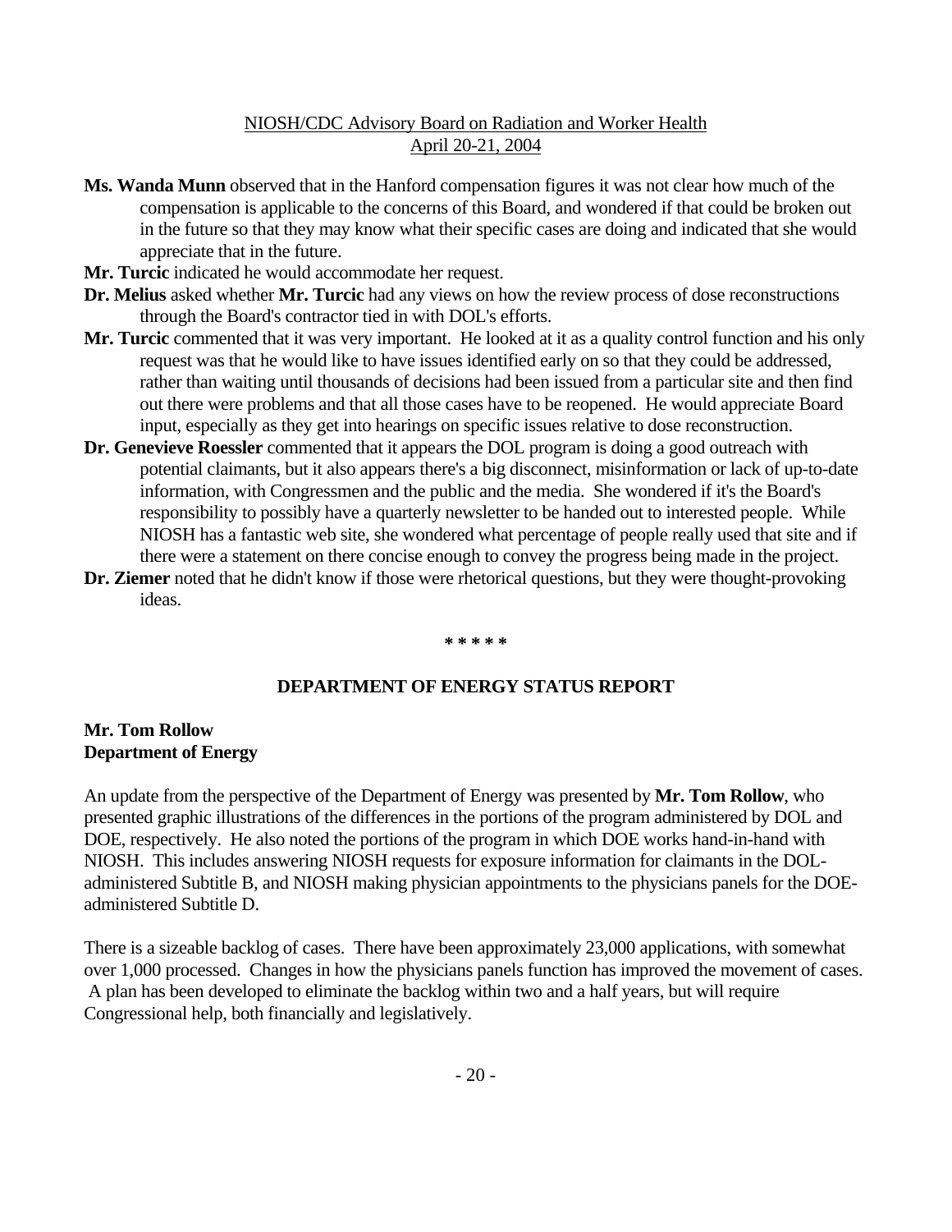**Ms. Wanda Munn** observed that in the Hanford compensation figures it was not clear how much of the compensation is applicable to the concerns of this Board, and wondered if that could be broken out in the future so that they may know what their specific cases are doing and indicated that she would appreciate that in the future.

**Mr. Turcic** indicated he would accommodate her request.

**Dr. Melius** asked whether **Mr. Turcic** had any views on how the review process of dose reconstructions through the Board's contractor tied in with DOL's efforts.

**Mr. Turcic** commented that it was very important. He looked at it as a quality control function and his only request was that he would like to have issues identified early on so that they could be addressed, rather than waiting until thousands of decisions had been issued from a particular site and then find out there were problems and that all those cases have to be reopened. He would appreciate Board input, especially as they get into hearings on specific issues relative to dose reconstruction.

**Dr. Genevieve Roessler** commented that it appears the DOL program is doing a good outreach with potential claimants, but it also appears there's a big disconnect, misinformation or lack of up-to-date information, with Congressmen and the public and the media. She wondered if it's the Board's responsibility to possibly have a quarterly newsletter to be handed out to interested people. While NIOSH has a fantastic web site, she wondered what percentage of people really used that site and if there were a statement on there concise enough to convey the progress being made in the project.

**Dr. Ziemer** noted that he didn't know if those were rhetorical questions, but they were thought-provoking ideas.

\* \* \* \* \*

## DEPARTMENT OF ENERGY STATUS REPORT

**Mr. Tom Rollow**
**Department of Energy**

An update from the perspective of the Department of Energy was presented by **Mr. Tom Rollow**, who presented graphic illustrations of the differences in the portions of the program administered by DOL and DOE, respectively. He also noted the portions of the program in which DOE works hand-in-hand with NIOSH. This includes answering NIOSH requests for exposure information for claimants in the DOL-administered Subtitle B, and NIOSH making physician appointments to the physicians panels for the DOE-administered Subtitle D.

There is a sizeable backlog of cases. There have been approximately 23,000 applications, with somewhat over 1,000 processed. Changes in how the physicians panels function has improved the movement of cases. A plan has been developed to eliminate the backlog within two and a half years, but will require Congressional help, both financially and legislatively.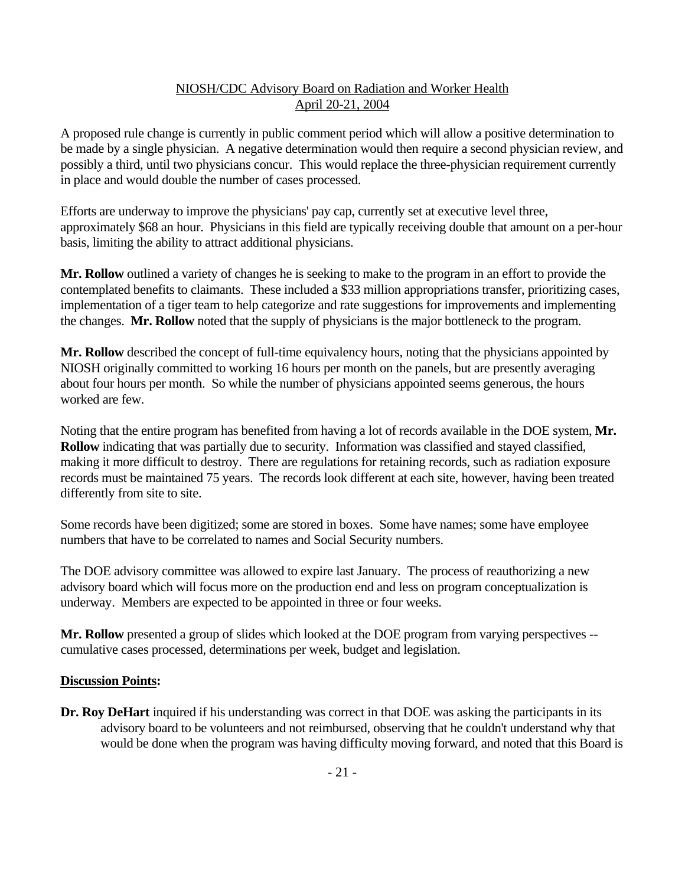A proposed rule change is currently in public comment period which will allow a positive determination to be made by a single physician. A negative determination would then require a second physician review, and possibly a third, until two physicians concur. This would replace the three-physician requirement currently in place and would double the number of cases processed.

Efforts are underway to improve the physicians' pay cap, currently set at executive level three, approximately $68 an hour. Physicians in this field are typically receiving double that amount on a per-hour basis, limiting the ability to attract additional physicians.

**Mr. Rollow** outlined a variety of changes he is seeking to make to the program in an effort to provide the contemplated benefits to claimants. These included a $33 million appropriations transfer, prioritizing cases, implementation of a tiger team to help categorize and rate suggestions for improvements and implementing the changes. **Mr. Rollow** noted that the supply of physicians is the major bottleneck to the program.

**Mr. Rollow** described the concept of full-time equivalency hours, noting that the physicians appointed by NIOSH originally committed to working 16 hours per month on the panels, but are presently averaging about four hours per month. So while the number of physicians appointed seems generous, the hours worked are few.

Noting that the entire program has benefited from having a lot of records available in the DOE system, **Mr. Rollow** indicating that was partially due to security. Information was classified and stayed classified, making it more difficult to destroy. There are regulations for retaining records, such as radiation exposure records must be maintained 75 years. The records look different at each site, however, having been treated differently from site to site.

Some records have been digitized; some are stored in boxes. Some have names; some have employee numbers that have to be correlated to names and Social Security numbers.

The DOE advisory committee was allowed to expire last January. The process of reauthorizing a new advisory board which will focus more on the production end and less on program conceptualization is underway. Members are expected to be appointed in three or four weeks.

**Mr. Rollow** presented a group of slides which looked at the DOE program from varying perspectives -- cumulative cases processed, determinations per week, budget and legislation.

**Discussion Points:**

**Dr. Roy DeHart** inquired if his understanding was correct in that DOE was asking the participants in its advisory board to be volunteers and not reimbursed, observing that he couldn't understand why that would be done when the program was having difficulty moving forward, and noted that this Board is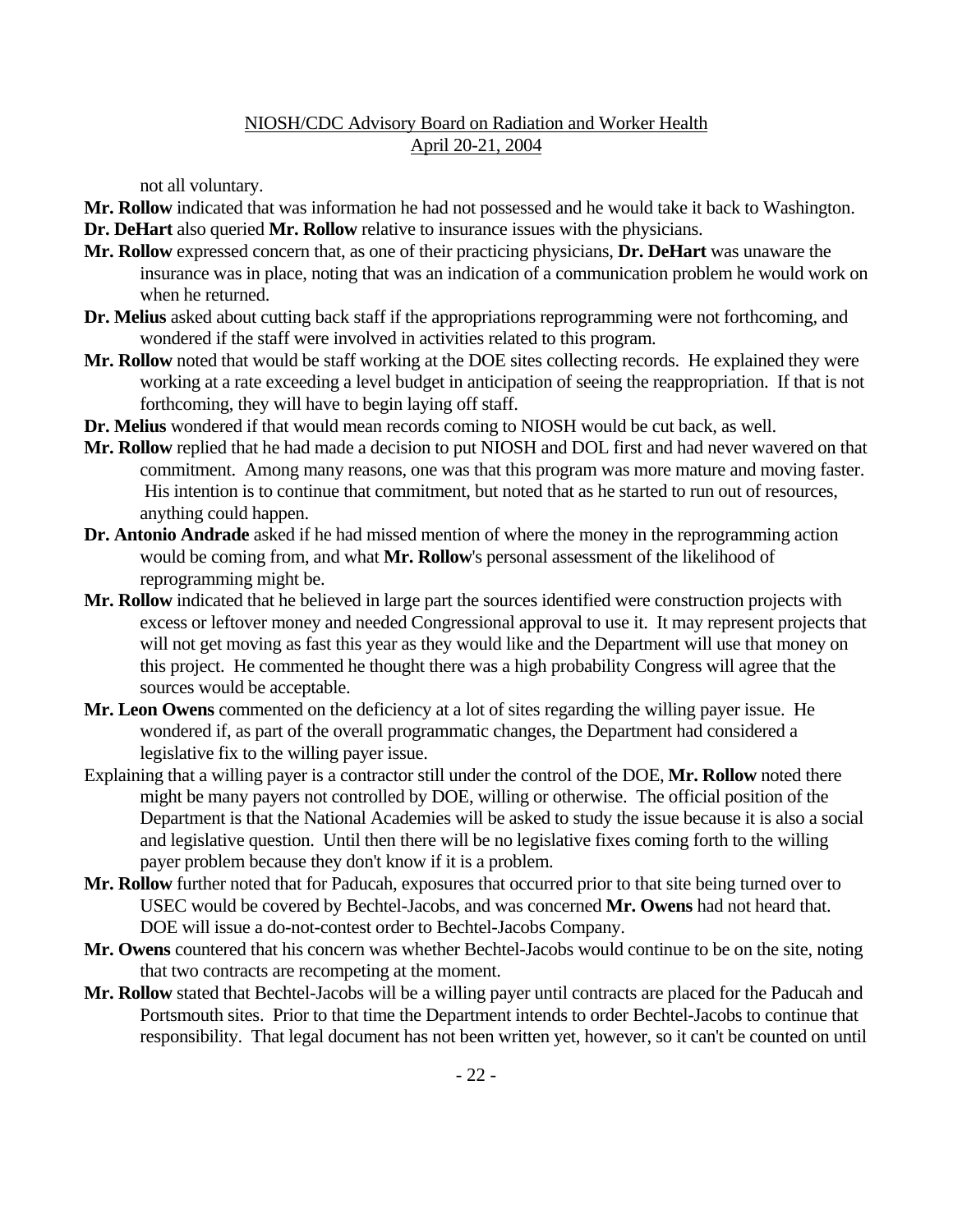not all voluntary.

**Mr. Rollow** indicated that was information he had not possessed and he would take it back to Washington.

**Dr. DeHart** also queried **Mr. Rollow** relative to insurance issues with the physicians.

**Mr. Rollow** expressed concern that, as one of their practicing physicians, **Dr. DeHart** was unaware the insurance was in place, noting that was an indication of a communication problem he would work on when he returned.

**Dr. Melius** asked about cutting back staff if the appropriations reprogramming were not forthcoming, and wondered if the staff were involved in activities related to this program.

**Mr. Rollow** noted that would be staff working at the DOE sites collecting records. He explained they were working at a rate exceeding a level budget in anticipation of seeing the reappropriation. If that is not forthcoming, they will have to begin laying off staff.

**Dr. Melius** wondered if that would mean records coming to NIOSH would be cut back, as well.

**Mr. Rollow** replied that he had made a decision to put NIOSH and DOL first and had never wavered on that commitment. Among many reasons, one was that this program was more mature and moving faster. His intention is to continue that commitment, but noted that as he started to run out of resources, anything could happen.

**Dr. Antonio Andrade** asked if he had missed mention of where the money in the reprogramming action would be coming from, and what **Mr. Rollow**'s personal assessment of the likelihood of reprogramming might be.

**Mr. Rollow** indicated that he believed in large part the sources identified were construction projects with excess or leftover money and needed Congressional approval to use it. It may represent projects that will not get moving as fast this year as they would like and the Department will use that money on this project. He commented he thought there was a high probability Congress will agree that the sources would be acceptable.

**Mr. Leon Owens** commented on the deficiency at a lot of sites regarding the willing payer issue. He wondered if, as part of the overall programmatic changes, the Department had considered a legislative fix to the willing payer issue.

Explaining that a willing payer is a contractor still under the control of the DOE, **Mr. Rollow** noted there might be many payers not controlled by DOE, willing or otherwise. The official position of the Department is that the National Academies will be asked to study the issue because it is also a social and legislative question. Until then there will be no legislative fixes coming forth to the willing payer problem because they don't know if it is a problem.

**Mr. Rollow** further noted that for Paducah, exposures that occurred prior to that site being turned over to USEC would be covered by Bechtel-Jacobs, and was concerned **Mr. Owens** had not heard that. DOE will issue a do-not-contest order to Bechtel-Jacobs Company.

**Mr. Owens** countered that his concern was whether Bechtel-Jacobs would continue to be on the site, noting that two contracts are recompeting at the moment.

**Mr. Rollow** stated that Bechtel-Jacobs will be a willing payer until contracts are placed for the Paducah and Portsmouth sites. Prior to that time the Department intends to order Bechtel-Jacobs to continue that responsibility. That legal document has not been written yet, however, so it can't be counted on until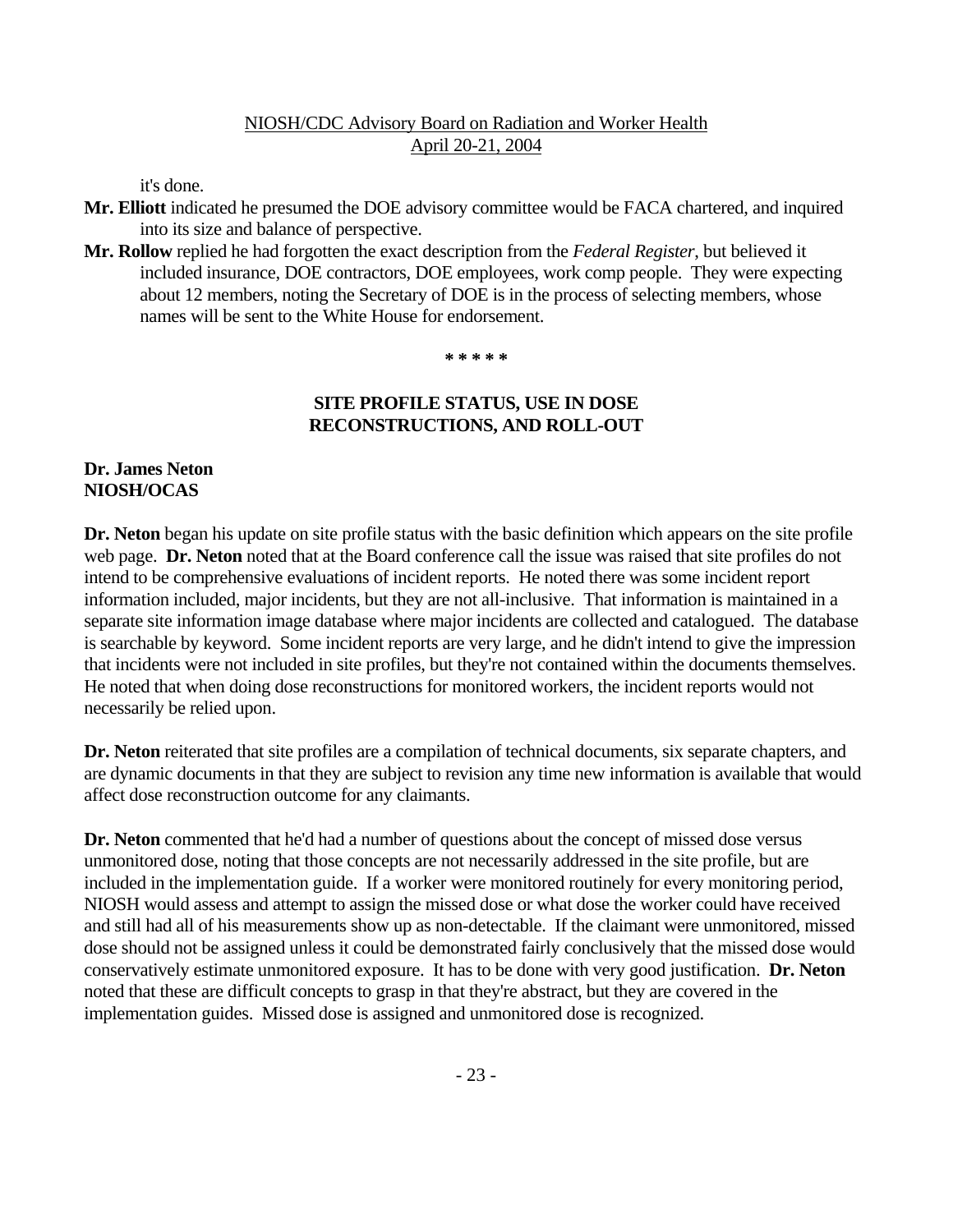it's done.

**Mr. Elliott** indicated he presumed the DOE advisory committee would be FACA chartered, and inquired into its size and balance of perspective.

**Mr. Rollow** replied he had forgotten the exact description from the *Federal Register*, but believed it included insurance, DOE contractors, DOE employees, work comp people. They were expecting about 12 members, noting the Secretary of DOE is in the process of selecting members, whose names will be sent to the White House for endorsement.

**\* \* \* \* \***

## SITE PROFILE STATUS, USE IN DOSE RECONSTRUCTIONS, AND ROLL-OUT

**Dr. James Neton**
**NIOSH/OCAS**

**Dr. Neton** began his update on site profile status with the basic definition which appears on the site profile web page. **Dr. Neton** noted that at the Board conference call the issue was raised that site profiles do not intend to be comprehensive evaluations of incident reports. He noted there was some incident report information included, major incidents, but they are not all-inclusive. That information is maintained in a separate site information image database where major incidents are collected and catalogued. The database is searchable by keyword. Some incident reports are very large, and he didn't intend to give the impression that incidents were not included in site profiles, but they're not contained within the documents themselves. He noted that when doing dose reconstructions for monitored workers, the incident reports would not necessarily be relied upon.

**Dr. Neton** reiterated that site profiles are a compilation of technical documents, six separate chapters, and are dynamic documents in that they are subject to revision any time new information is available that would affect dose reconstruction outcome for any claimants.

**Dr. Neton** commented that he'd had a number of questions about the concept of missed dose versus unmonitored dose, noting that those concepts are not necessarily addressed in the site profile, but are included in the implementation guide. If a worker were monitored routinely for every monitoring period, NIOSH would assess and attempt to assign the missed dose or what dose the worker could have received and still had all of his measurements show up as non-detectable. If the claimant were unmonitored, missed dose should not be assigned unless it could be demonstrated fairly conclusively that the missed dose would conservatively estimate unmonitored exposure. It has to be done with very good justification. **Dr. Neton** noted that these are difficult concepts to grasp in that they're abstract, but they are covered in the implementation guides. Missed dose is assigned and unmonitored dose is recognized.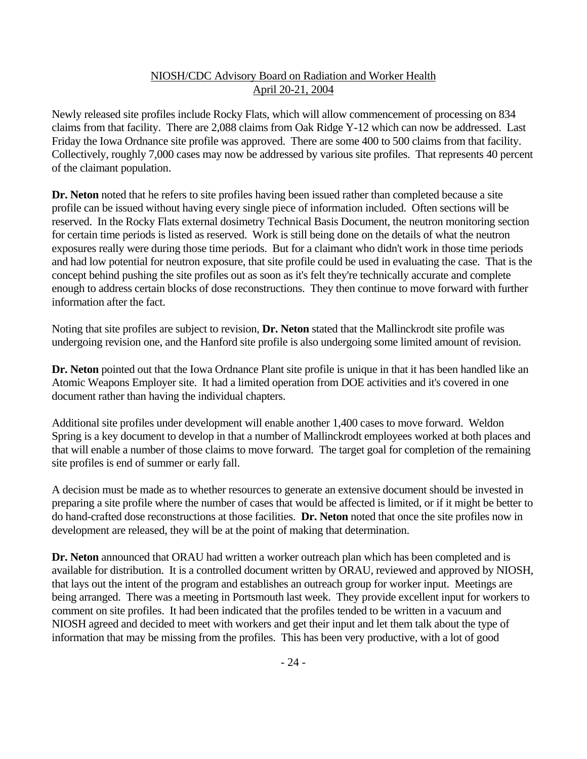Newly released site profiles include Rocky Flats, which will allow commencement of processing on 834 claims from that facility. There are 2,088 claims from Oak Ridge Y-12 which can now be addressed. Last Friday the Iowa Ordnance site profile was approved. There are some 400 to 500 claims from that facility. Collectively, roughly 7,000 cases may now be addressed by various site profiles. That represents 40 percent of the claimant population.

**Dr. Neton** noted that he refers to site profiles having been issued rather than completed because a site profile can be issued without having every single piece of information included. Often sections will be reserved. In the Rocky Flats external dosimetry Technical Basis Document, the neutron monitoring section for certain time periods is listed as reserved. Work is still being done on the details of what the neutron exposures really were during those time periods. But for a claimant who didn't work in those time periods and had low potential for neutron exposure, that site profile could be used in evaluating the case. That is the concept behind pushing the site profiles out as soon as it's felt they're technically accurate and complete enough to address certain blocks of dose reconstructions. They then continue to move forward with further information after the fact.

Noting that site profiles are subject to revision, **Dr. Neton** stated that the Mallinckrodt site profile was undergoing revision one, and the Hanford site profile is also undergoing some limited amount of revision.

**Dr. Neton** pointed out that the Iowa Ordnance Plant site profile is unique in that it has been handled like an Atomic Weapons Employer site. It had a limited operation from DOE activities and it's covered in one document rather than having the individual chapters.

Additional site profiles under development will enable another 1,400 cases to move forward. Weldon Spring is a key document to develop in that a number of Mallinckrodt employees worked at both places and that will enable a number of those claims to move forward. The target goal for completion of the remaining site profiles is end of summer or early fall.

A decision must be made as to whether resources to generate an extensive document should be invested in preparing a site profile where the number of cases that would be affected is limited, or if it might be better to do hand-crafted dose reconstructions at those facilities. **Dr. Neton** noted that once the site profiles now in development are released, they will be at the point of making that determination.

**Dr. Neton** announced that ORAU had written a worker outreach plan which has been completed and is available for distribution. It is a controlled document written by ORAU, reviewed and approved by NIOSH, that lays out the intent of the program and establishes an outreach group for worker input. Meetings are being arranged. There was a meeting in Portsmouth last week. They provide excellent input for workers to comment on site profiles. It had been indicated that the profiles tended to be written in a vacuum and NIOSH agreed and decided to meet with workers and get their input and let them talk about the type of information that may be missing from the profiles. This has been very productive, with a lot of good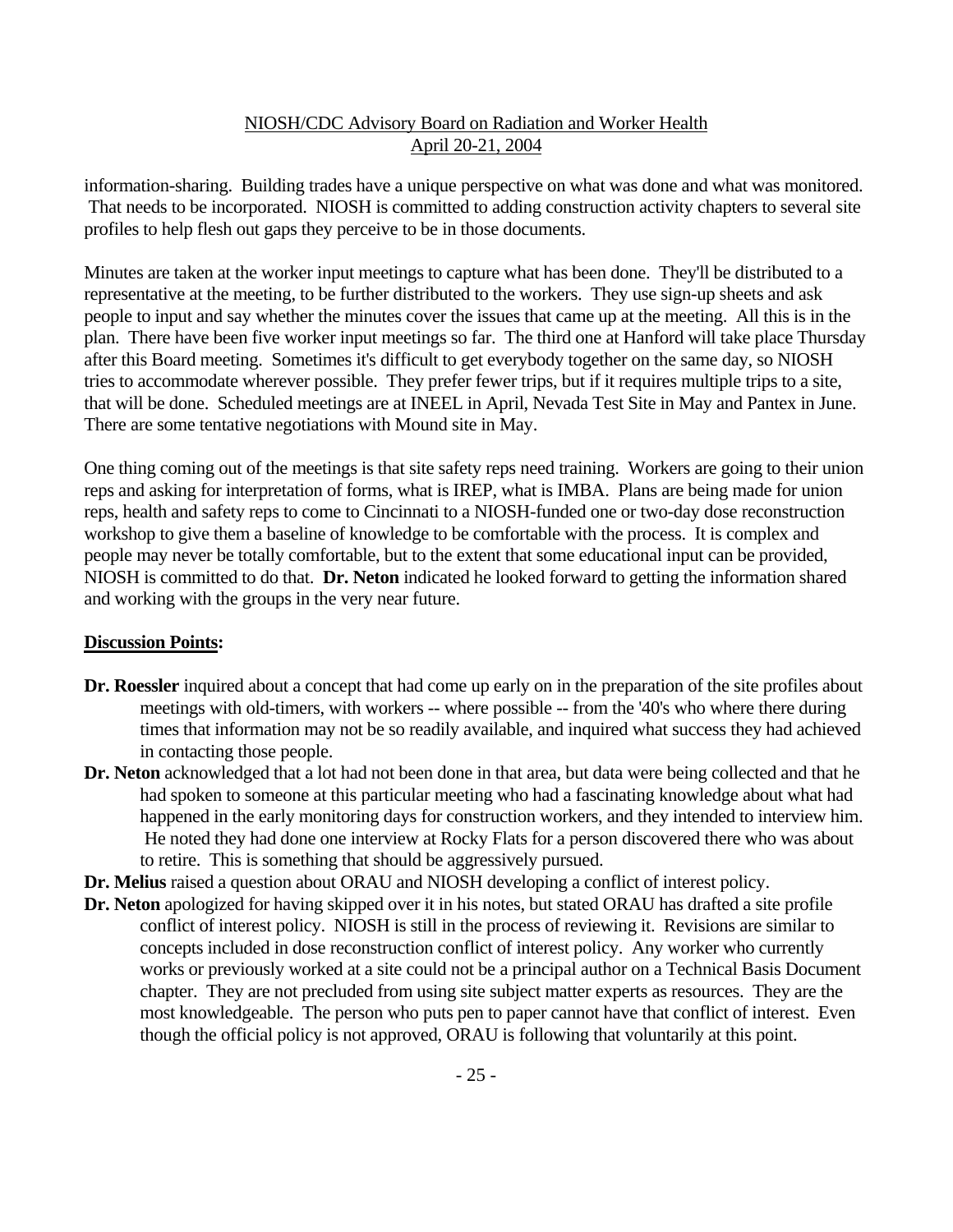information-sharing. Building trades have a unique perspective on what was done and what was monitored. That needs to be incorporated. NIOSH is committed to adding construction activity chapters to several site profiles to help flesh out gaps they perceive to be in those documents.

Minutes are taken at the worker input meetings to capture what has been done. They'll be distributed to a representative at the meeting, to be further distributed to the workers. They use sign-up sheets and ask people to input and say whether the minutes cover the issues that came up at the meeting. All this is in the plan. There have been five worker input meetings so far. The third one at Hanford will take place Thursday after this Board meeting. Sometimes it's difficult to get everybody together on the same day, so NIOSH tries to accommodate wherever possible. They prefer fewer trips, but if it requires multiple trips to a site, that will be done. Scheduled meetings are at INEEL in April, Nevada Test Site in May and Pantex in June. There are some tentative negotiations with Mound site in May.

One thing coming out of the meetings is that site safety reps need training. Workers are going to their union reps and asking for interpretation of forms, what is IREP, what is IMBA. Plans are being made for union reps, health and safety reps to come to Cincinnati to a NIOSH-funded one or two-day dose reconstruction workshop to give them a baseline of knowledge to be comfortable with the process. It is complex and people may never be totally comfortable, but to the extent that some educational input can be provided, NIOSH is committed to do that. **Dr. Neton** indicated he looked forward to getting the information shared and working with the groups in the very near future.

**Discussion Points:**

**Dr. Roessler** inquired about a concept that had come up early on in the preparation of the site profiles about meetings with old-timers, with workers -- where possible -- from the '40's who where there during times that information may not be so readily available, and inquired what success they had achieved in contacting those people.

**Dr. Neton** acknowledged that a lot had not been done in that area, but data were being collected and that he had spoken to someone at this particular meeting who had a fascinating knowledge about what had happened in the early monitoring days for construction workers, and they intended to interview him. He noted they had done one interview at Rocky Flats for a person discovered there who was about to retire. This is something that should be aggressively pursued.

**Dr. Melius** raised a question about ORAU and NIOSH developing a conflict of interest policy.

**Dr. Neton** apologized for having skipped over it in his notes, but stated ORAU has drafted a site profile conflict of interest policy. NIOSH is still in the process of reviewing it. Revisions are similar to concepts included in dose reconstruction conflict of interest policy. Any worker who currently works or previously worked at a site could not be a principal author on a Technical Basis Document chapter. They are not precluded from using site subject matter experts as resources. They are the most knowledgeable. The person who puts pen to paper cannot have that conflict of interest. Even though the official policy is not approved, ORAU is following that voluntarily at this point.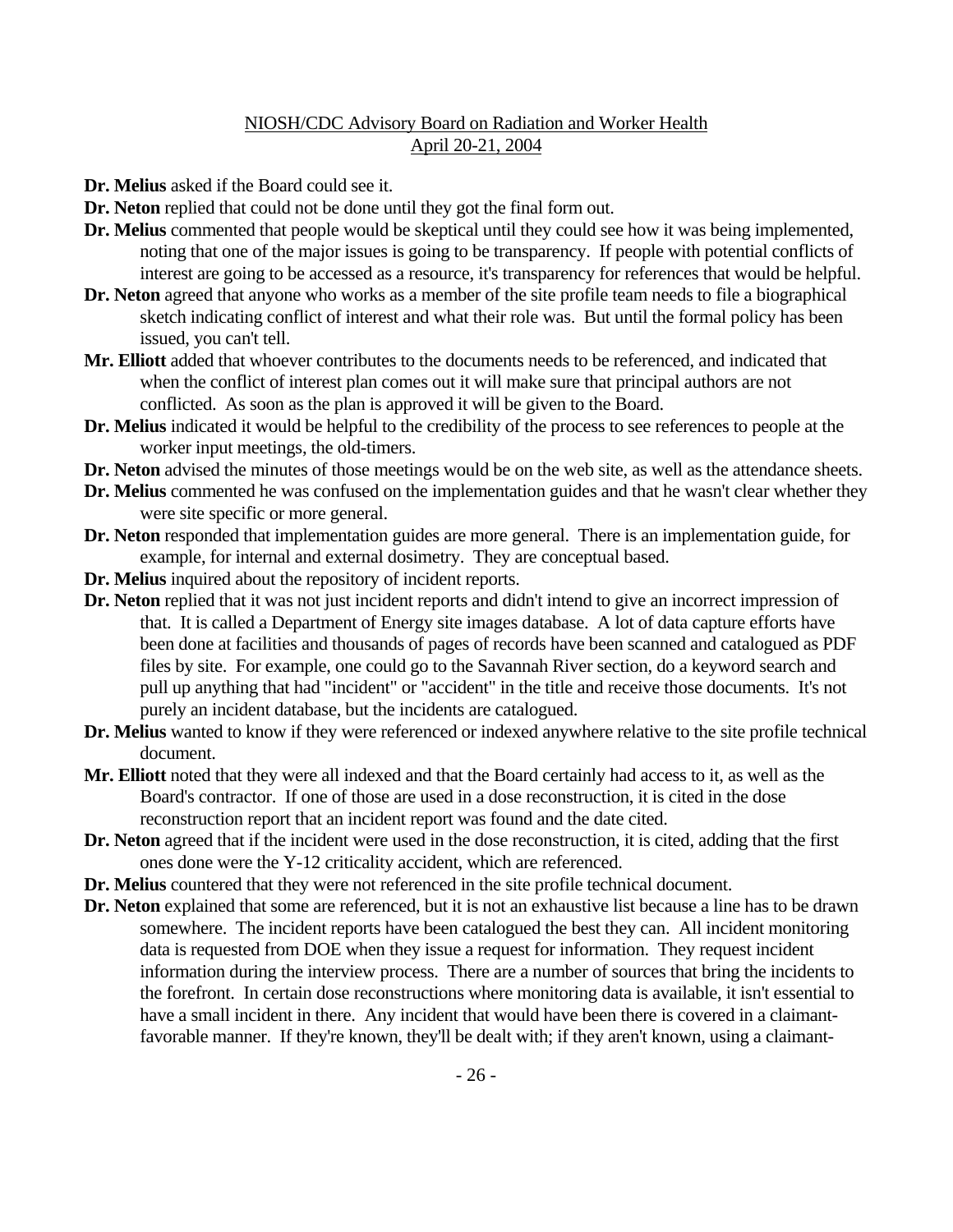**Dr. Melius** asked if the Board could see it.

**Dr. Neton** replied that could not be done until they got the final form out.

**Dr. Melius** commented that people would be skeptical until they could see how it was being implemented, noting that one of the major issues is going to be transparency. If people with potential conflicts of interest are going to be accessed as a resource, it's transparency for references that would be helpful.

**Dr. Neton** agreed that anyone who works as a member of the site profile team needs to file a biographical sketch indicating conflict of interest and what their role was. But until the formal policy has been issued, you can't tell.

**Mr. Elliott** added that whoever contributes to the documents needs to be referenced, and indicated that when the conflict of interest plan comes out it will make sure that principal authors are not conflicted. As soon as the plan is approved it will be given to the Board.

**Dr. Melius** indicated it would be helpful to the credibility of the process to see references to people at the worker input meetings, the old-timers.

**Dr. Neton** advised the minutes of those meetings would be on the web site, as well as the attendance sheets.

**Dr. Melius** commented he was confused on the implementation guides and that he wasn't clear whether they were site specific or more general.

**Dr. Neton** responded that implementation guides are more general. There is an implementation guide, for example, for internal and external dosimetry. They are conceptual based.

**Dr. Melius** inquired about the repository of incident reports.

**Dr. Neton** replied that it was not just incident reports and didn't intend to give an incorrect impression of that. It is called a Department of Energy site images database. A lot of data capture efforts have been done at facilities and thousands of pages of records have been scanned and catalogued as PDF files by site. For example, one could go to the Savannah River section, do a keyword search and pull up anything that had "incident" or "accident" in the title and receive those documents. It's not purely an incident database, but the incidents are catalogued.

**Dr. Melius** wanted to know if they were referenced or indexed anywhere relative to the site profile technical document.

**Mr. Elliott** noted that they were all indexed and that the Board certainly had access to it, as well as the Board's contractor. If one of those are used in a dose reconstruction, it is cited in the dose reconstruction report that an incident report was found and the date cited.

**Dr. Neton** agreed that if the incident were used in the dose reconstruction, it is cited, adding that the first ones done were the Y-12 criticality accident, which are referenced.

**Dr. Melius** countered that they were not referenced in the site profile technical document.

**Dr. Neton** explained that some are referenced, but it is not an exhaustive list because a line has to be drawn somewhere. The incident reports have been catalogued the best they can. All incident monitoring data is requested from DOE when they issue a request for information. They request incident information during the interview process. There are a number of sources that bring the incidents to the forefront. In certain dose reconstructions where monitoring data is available, it isn't essential to have a small incident in there. Any incident that would have been there is covered in a claimant-favorable manner. If they're known, they'll be dealt with; if they aren't known, using a claimant-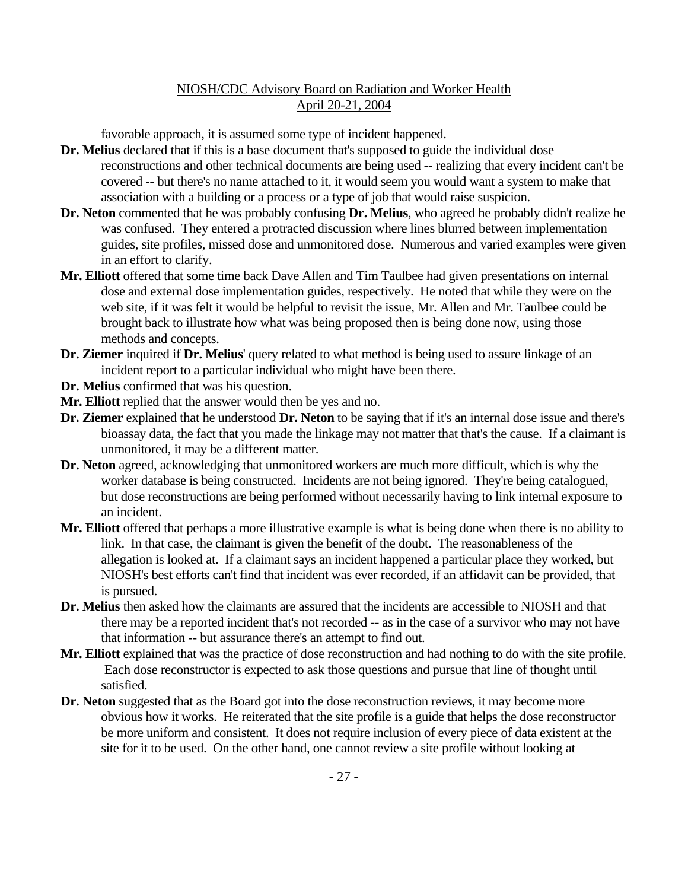favorable approach, it is assumed some type of incident happened.

**Dr. Melius** declared that if this is a base document that's supposed to guide the individual dose reconstructions and other technical documents are being used -- realizing that every incident can't be covered -- but there's no name attached to it, it would seem you would want a system to make that association with a building or a process or a type of job that would raise suspicion.

**Dr. Neton** commented that he was probably confusing **Dr. Melius**, who agreed he probably didn't realize he was confused. They entered a protracted discussion where lines blurred between implementation guides, site profiles, missed dose and unmonitored dose. Numerous and varied examples were given in an effort to clarify.

**Mr. Elliott** offered that some time back Dave Allen and Tim Taulbee had given presentations on internal dose and external dose implementation guides, respectively. He noted that while they were on the web site, if it was felt it would be helpful to revisit the issue, Mr. Allen and Mr. Taulbee could be brought back to illustrate how what was being proposed then is being done now, using those methods and concepts.

**Dr. Ziemer** inquired if **Dr. Melius**' query related to what method is being used to assure linkage of an incident report to a particular individual who might have been there.

**Dr. Melius** confirmed that was his question.

**Mr. Elliott** replied that the answer would then be yes and no.

**Dr. Ziemer** explained that he understood **Dr. Neton** to be saying that if it's an internal dose issue and there's bioassay data, the fact that you made the linkage may not matter that that's the cause. If a claimant is unmonitored, it may be a different matter.

**Dr. Neton** agreed, acknowledging that unmonitored workers are much more difficult, which is why the worker database is being constructed. Incidents are not being ignored. They're being catalogued, but dose reconstructions are being performed without necessarily having to link internal exposure to an incident.

**Mr. Elliott** offered that perhaps a more illustrative example is what is being done when there is no ability to link. In that case, the claimant is given the benefit of the doubt. The reasonableness of the allegation is looked at. If a claimant says an incident happened a particular place they worked, but NIOSH's best efforts can't find that incident was ever recorded, if an affidavit can be provided, that is pursued.

**Dr. Melius** then asked how the claimants are assured that the incidents are accessible to NIOSH and that there may be a reported incident that's not recorded -- as in the case of a survivor who may not have that information -- but assurance there's an attempt to find out.

**Mr. Elliott** explained that was the practice of dose reconstruction and had nothing to do with the site profile. Each dose reconstructor is expected to ask those questions and pursue that line of thought until satisfied.

**Dr. Neton** suggested that as the Board got into the dose reconstruction reviews, it may become more obvious how it works. He reiterated that the site profile is a guide that helps the dose reconstructor be more uniform and consistent. It does not require inclusion of every piece of data existent at the site for it to be used. On the other hand, one cannot review a site profile without looking at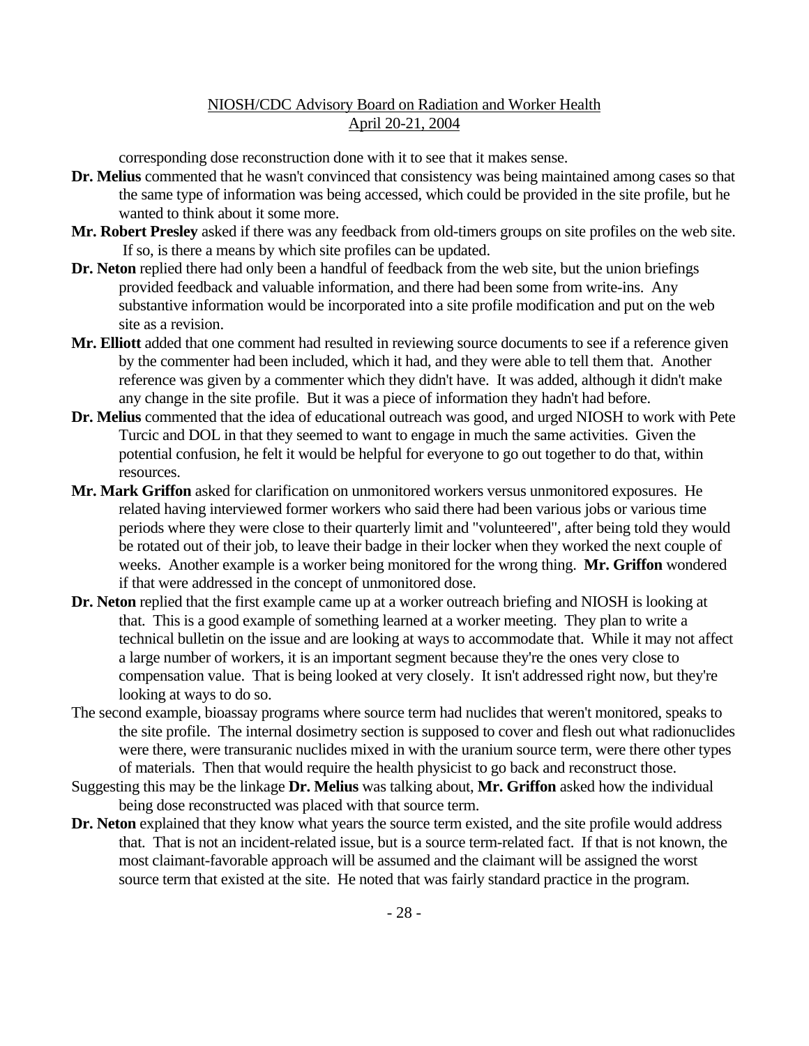corresponding dose reconstruction done with it to see that it makes sense.

**Dr. Melius** commented that he wasn't convinced that consistency was being maintained among cases so that the same type of information was being accessed, which could be provided in the site profile, but he wanted to think about it some more.

**Mr. Robert Presley** asked if there was any feedback from old-timers groups on site profiles on the web site. If so, is there a means by which site profiles can be updated.

**Dr. Neton** replied there had only been a handful of feedback from the web site, but the union briefings provided feedback and valuable information, and there had been some from write-ins. Any substantive information would be incorporated into a site profile modification and put on the web site as a revision.

**Mr. Elliott** added that one comment had resulted in reviewing source documents to see if a reference given by the commenter had been included, which it had, and they were able to tell them that. Another reference was given by a commenter which they didn't have. It was added, although it didn't make any change in the site profile. But it was a piece of information they hadn't had before.

**Dr. Melius** commented that the idea of educational outreach was good, and urged NIOSH to work with Pete Turcic and DOL in that they seemed to want to engage in much the same activities. Given the potential confusion, he felt it would be helpful for everyone to go out together to do that, within resources.

**Mr. Mark Griffon** asked for clarification on unmonitored workers versus unmonitored exposures. He related having interviewed former workers who said there had been various jobs or various time periods where they were close to their quarterly limit and "volunteered", after being told they would be rotated out of their job, to leave their badge in their locker when they worked the next couple of weeks. Another example is a worker being monitored for the wrong thing. **Mr. Griffon** wondered if that were addressed in the concept of unmonitored dose.

**Dr. Neton** replied that the first example came up at a worker outreach briefing and NIOSH is looking at that. This is a good example of something learned at a worker meeting. They plan to write a technical bulletin on the issue and are looking at ways to accommodate that. While it may not affect a large number of workers, it is an important segment because they're the ones very close to compensation value. That is being looked at very closely. It isn't addressed right now, but they're looking at ways to do so.

The second example, bioassay programs where source term had nuclides that weren't monitored, speaks to the site profile. The internal dosimetry section is supposed to cover and flesh out what radionuclides were there, were transuranic nuclides mixed in with the uranium source term, were there other types of materials. Then that would require the health physicist to go back and reconstruct those.

Suggesting this may be the linkage **Dr. Melius** was talking about, **Mr. Griffon** asked how the individual being dose reconstructed was placed with that source term.

**Dr. Neton** explained that they know what years the source term existed, and the site profile would address that. That is not an incident-related issue, but is a source term-related fact. If that is not known, the most claimant-favorable approach will be assumed and the claimant will be assigned the worst source term that existed at the site. He noted that was fairly standard practice in the program.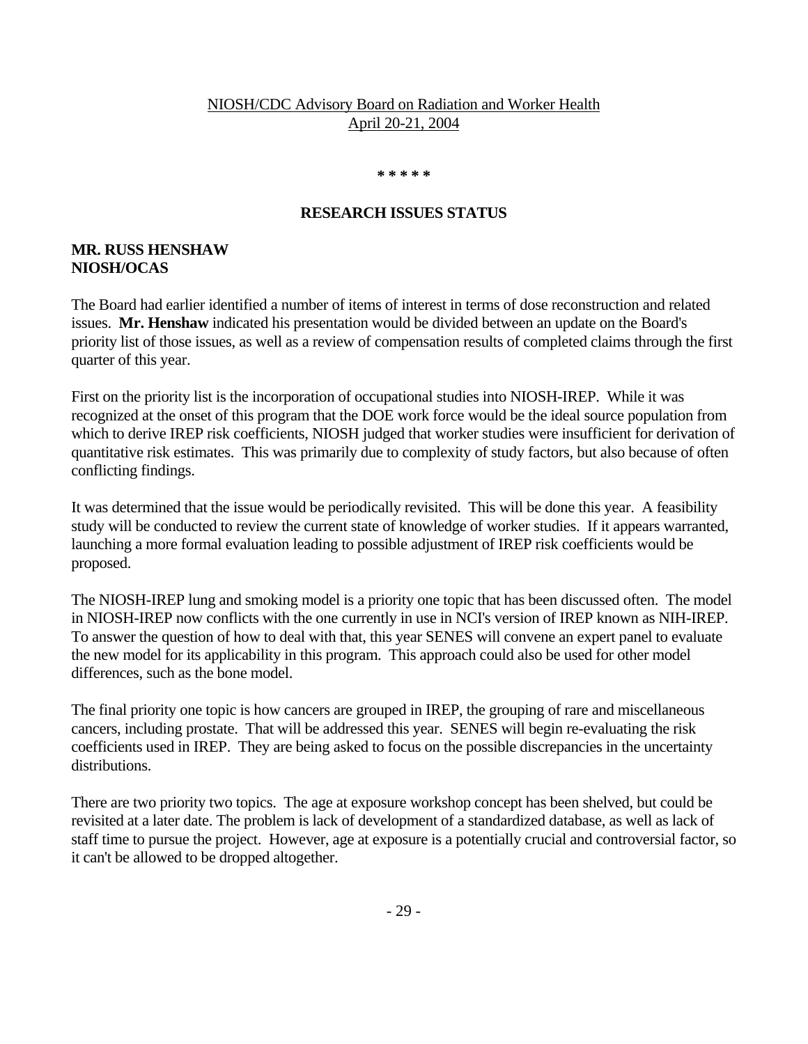NIOSH/CDC Advisory Board on Radiation and Worker Health
April 20-21, 2004

* * * * *

## RESEARCH ISSUES STATUS

**MR. RUSS HENSHAW**
**NIOSH/OCAS**

The Board had earlier identified a number of items of interest in terms of dose reconstruction and related issues. **Mr. Henshaw** indicated his presentation would be divided between an update on the Board's priority list of those issues, as well as a review of compensation results of completed claims through the first quarter of this year.

First on the priority list is the incorporation of occupational studies into NIOSH-IREP. While it was recognized at the onset of this program that the DOE work force would be the ideal source population from which to derive IREP risk coefficients, NIOSH judged that worker studies were insufficient for derivation of quantitative risk estimates. This was primarily due to complexity of study factors, but also because of often conflicting findings.

It was determined that the issue would be periodically revisited. This will be done this year. A feasibility study will be conducted to review the current state of knowledge of worker studies. If it appears warranted, launching a more formal evaluation leading to possible adjustment of IREP risk coefficients would be proposed.

The NIOSH-IREP lung and smoking model is a priority one topic that has been discussed often. The model in NIOSH-IREP now conflicts with the one currently in use in NCI's version of IREP known as NIH-IREP. To answer the question of how to deal with that, this year SENES will convene an expert panel to evaluate the new model for its applicability in this program. This approach could also be used for other model differences, such as the bone model.

The final priority one topic is how cancers are grouped in IREP, the grouping of rare and miscellaneous cancers, including prostate. That will be addressed this year. SENES will begin re-evaluating the risk coefficients used in IREP. They are being asked to focus on the possible discrepancies in the uncertainty distributions.

There are two priority two topics. The age at exposure workshop concept has been shelved, but could be revisited at a later date. The problem is lack of development of a standardized database, as well as lack of staff time to pursue the project. However, age at exposure is a potentially crucial and controversial factor, so it can't be allowed to be dropped altogether.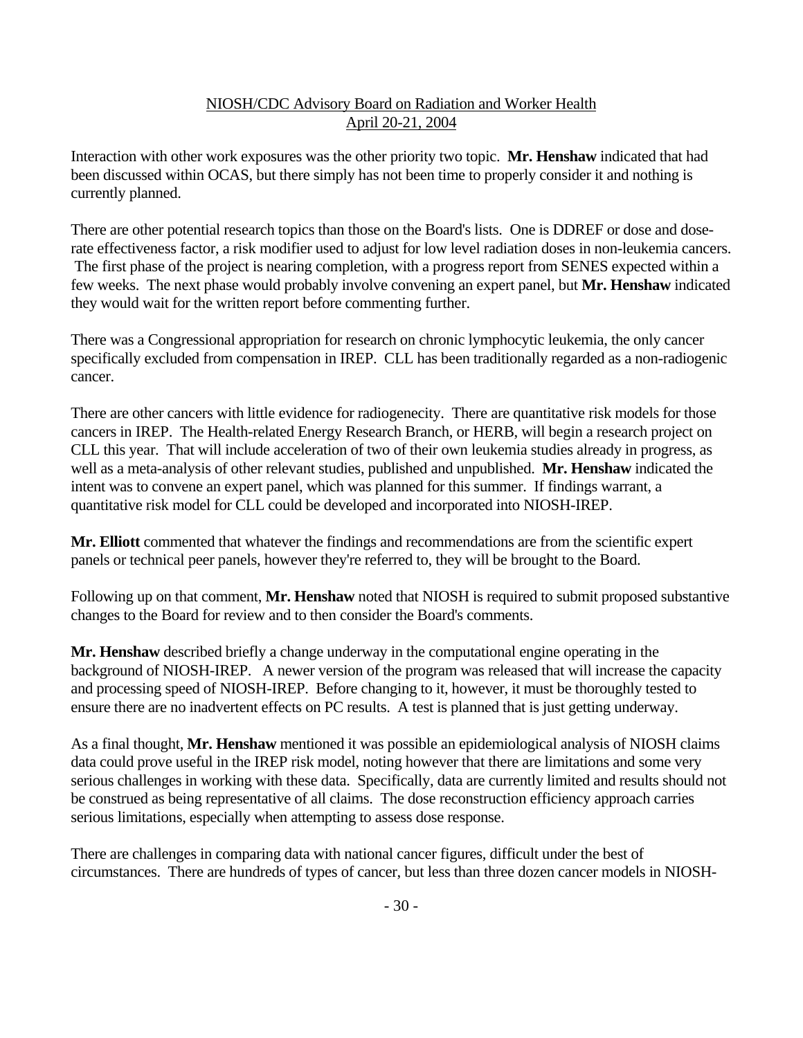Interaction with other work exposures was the other priority two topic. **Mr. Henshaw** indicated that had been discussed within OCAS, but there simply has not been time to properly consider it and nothing is currently planned.

There are other potential research topics than those on the Board's lists. One is DDREF or dose and dose-rate effectiveness factor, a risk modifier used to adjust for low level radiation doses in non-leukemia cancers. The first phase of the project is nearing completion, with a progress report from SENES expected within a few weeks. The next phase would probably involve convening an expert panel, but **Mr. Henshaw** indicated they would wait for the written report before commenting further.

There was a Congressional appropriation for research on chronic lymphocytic leukemia, the only cancer specifically excluded from compensation in IREP. CLL has been traditionally regarded as a non-radiogenic cancer.

There are other cancers with little evidence for radiogenecity. There are quantitative risk models for those cancers in IREP. The Health-related Energy Research Branch, or HERB, will begin a research project on CLL this year. That will include acceleration of two of their own leukemia studies already in progress, as well as a meta-analysis of other relevant studies, published and unpublished. **Mr. Henshaw** indicated the intent was to convene an expert panel, which was planned for this summer. If findings warrant, a quantitative risk model for CLL could be developed and incorporated into NIOSH-IREP.

**Mr. Elliott** commented that whatever the findings and recommendations are from the scientific expert panels or technical peer panels, however they're referred to, they will be brought to the Board.

Following up on that comment, **Mr. Henshaw** noted that NIOSH is required to submit proposed substantive changes to the Board for review and to then consider the Board's comments.

**Mr. Henshaw** described briefly a change underway in the computational engine operating in the background of NIOSH-IREP. A newer version of the program was released that will increase the capacity and processing speed of NIOSH-IREP. Before changing to it, however, it must be thoroughly tested to ensure there are no inadvertent effects on PC results. A test is planned that is just getting underway.

As a final thought, **Mr. Henshaw** mentioned it was possible an epidemiological analysis of NIOSH claims data could prove useful in the IREP risk model, noting however that there are limitations and some very serious challenges in working with these data. Specifically, data are currently limited and results should not be construed as being representative of all claims. The dose reconstruction efficiency approach carries serious limitations, especially when attempting to assess dose response.

There are challenges in comparing data with national cancer figures, difficult under the best of circumstances. There are hundreds of types of cancer, but less than three dozen cancer models in NIOSH-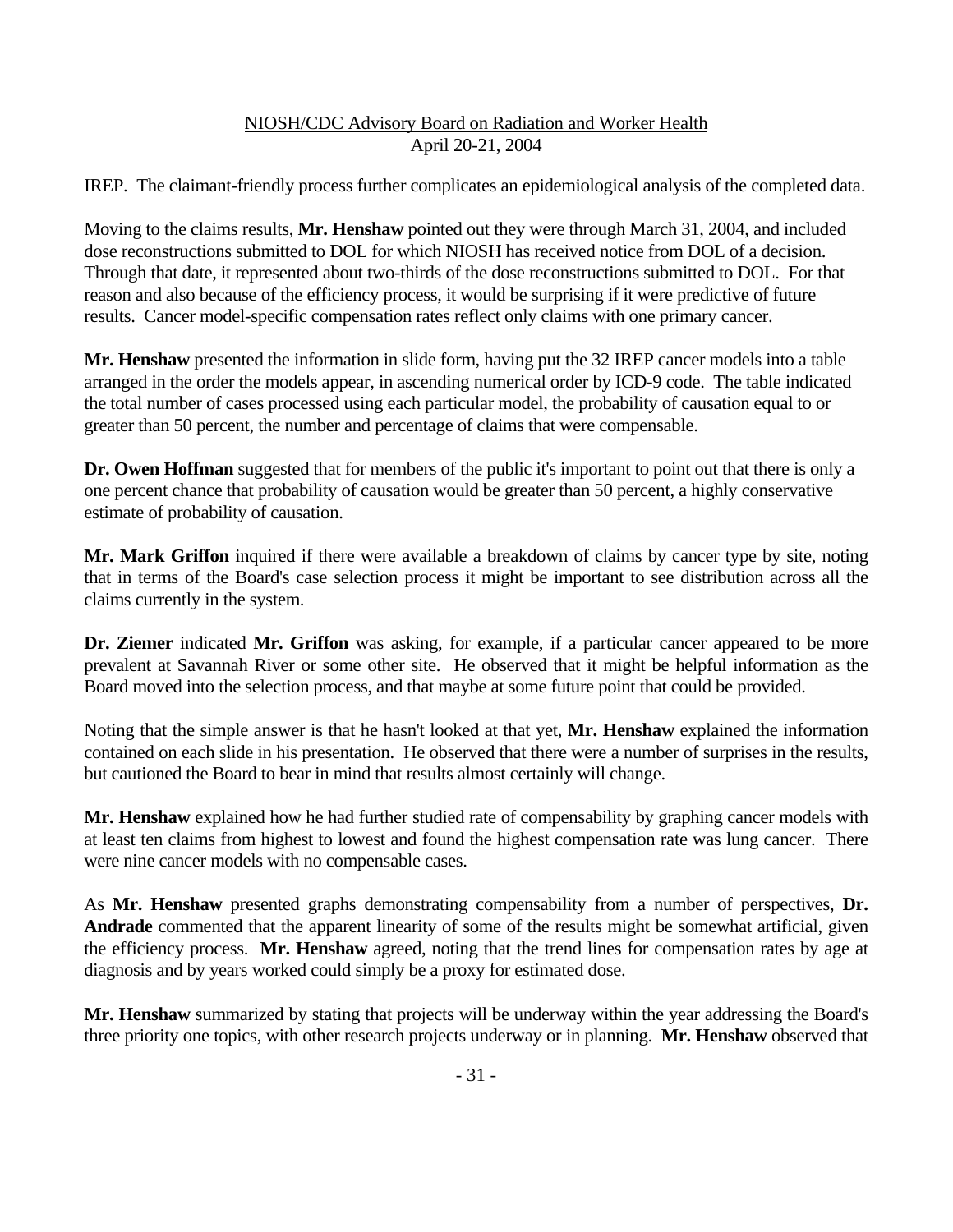IREP. The claimant-friendly process further complicates an epidemiological analysis of the completed data.

Moving to the claims results, **Mr. Henshaw** pointed out they were through March 31, 2004, and included dose reconstructions submitted to DOL for which NIOSH has received notice from DOL of a decision. Through that date, it represented about two-thirds of the dose reconstructions submitted to DOL. For that reason and also because of the efficiency process, it would be surprising if it were predictive of future results. Cancer model-specific compensation rates reflect only claims with one primary cancer.

**Mr. Henshaw** presented the information in slide form, having put the 32 IREP cancer models into a table arranged in the order the models appear, in ascending numerical order by ICD-9 code. The table indicated the total number of cases processed using each particular model, the probability of causation equal to or greater than 50 percent, the number and percentage of claims that were compensable.

**Dr. Owen Hoffman** suggested that for members of the public it's important to point out that there is only a one percent chance that probability of causation would be greater than 50 percent, a highly conservative estimate of probability of causation.

**Mr. Mark Griffon** inquired if there were available a breakdown of claims by cancer type by site, noting that in terms of the Board's case selection process it might be important to see distribution across all the claims currently in the system.

**Dr. Ziemer** indicated **Mr. Griffon** was asking, for example, if a particular cancer appeared to be more prevalent at Savannah River or some other site. He observed that it might be helpful information as the Board moved into the selection process, and that maybe at some future point that could be provided.

Noting that the simple answer is that he hasn't looked at that yet, **Mr. Henshaw** explained the information contained on each slide in his presentation. He observed that there were a number of surprises in the results, but cautioned the Board to bear in mind that results almost certainly will change.

**Mr. Henshaw** explained how he had further studied rate of compensability by graphing cancer models with at least ten claims from highest to lowest and found the highest compensation rate was lung cancer. There were nine cancer models with no compensable cases.

As **Mr. Henshaw** presented graphs demonstrating compensability from a number of perspectives, **Dr. Andrade** commented that the apparent linearity of some of the results might be somewhat artificial, given the efficiency process. **Mr. Henshaw** agreed, noting that the trend lines for compensation rates by age at diagnosis and by years worked could simply be a proxy for estimated dose.

**Mr. Henshaw** summarized by stating that projects will be underway within the year addressing the Board's three priority one topics, with other research projects underway or in planning. **Mr. Henshaw** observed that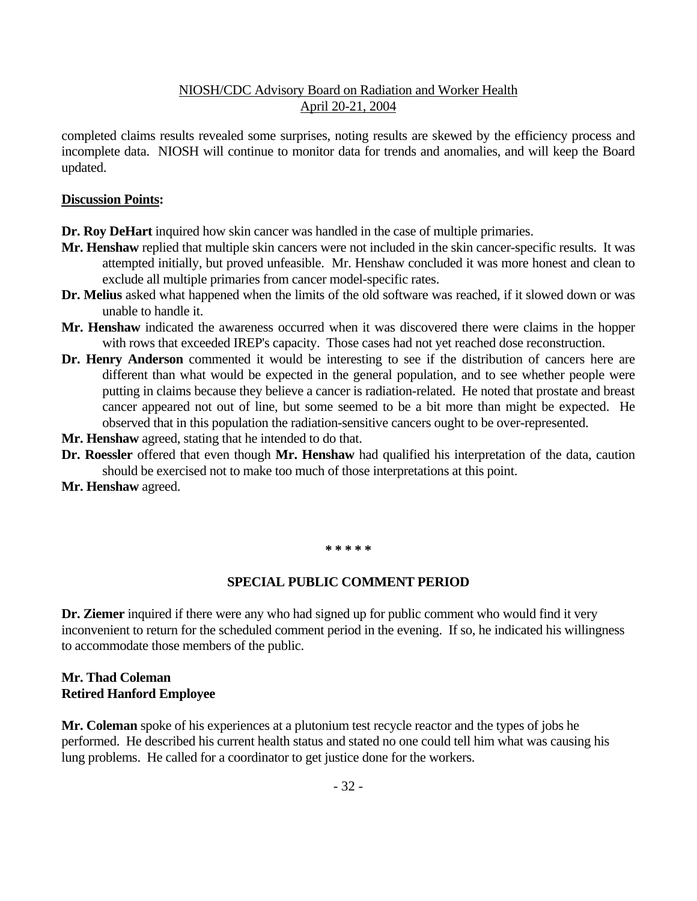completed claims results revealed some surprises, noting results are skewed by the efficiency process and incomplete data. NIOSH will continue to monitor data for trends and anomalies, and will keep the Board updated.

**Discussion Points:**

**Dr. Roy DeHart** inquired how skin cancer was handled in the case of multiple primaries.

**Mr. Henshaw** replied that multiple skin cancers were not included in the skin cancer-specific results. It was attempted initially, but proved unfeasible. Mr. Henshaw concluded it was more honest and clean to exclude all multiple primaries from cancer model-specific rates.

**Dr. Melius** asked what happened when the limits of the old software was reached, if it slowed down or was unable to handle it.

**Mr. Henshaw** indicated the awareness occurred when it was discovered there were claims in the hopper with rows that exceeded IREP's capacity. Those cases had not yet reached dose reconstruction.

**Dr. Henry Anderson** commented it would be interesting to see if the distribution of cancers here are different than what would be expected in the general population, and to see whether people were putting in claims because they believe a cancer is radiation-related. He noted that prostate and breast cancer appeared not out of line, but some seemed to be a bit more than might be expected. He observed that in this population the radiation-sensitive cancers ought to be over-represented.

**Mr. Henshaw** agreed, stating that he intended to do that.

**Dr. Roessler** offered that even though **Mr. Henshaw** had qualified his interpretation of the data, caution should be exercised not to make too much of those interpretations at this point.

**Mr. Henshaw** agreed.

**\* \* \* \* \***

## SPECIAL PUBLIC COMMENT PERIOD

**Dr. Ziemer** inquired if there were any who had signed up for public comment who would find it very inconvenient to return for the scheduled comment period in the evening. If so, he indicated his willingness to accommodate those members of the public.

**Mr. Thad Coleman**
**Retired Hanford Employee**

**Mr. Coleman** spoke of his experiences at a plutonium test recycle reactor and the types of jobs he performed. He described his current health status and stated no one could tell him what was causing his lung problems. He called for a coordinator to get justice done for the workers.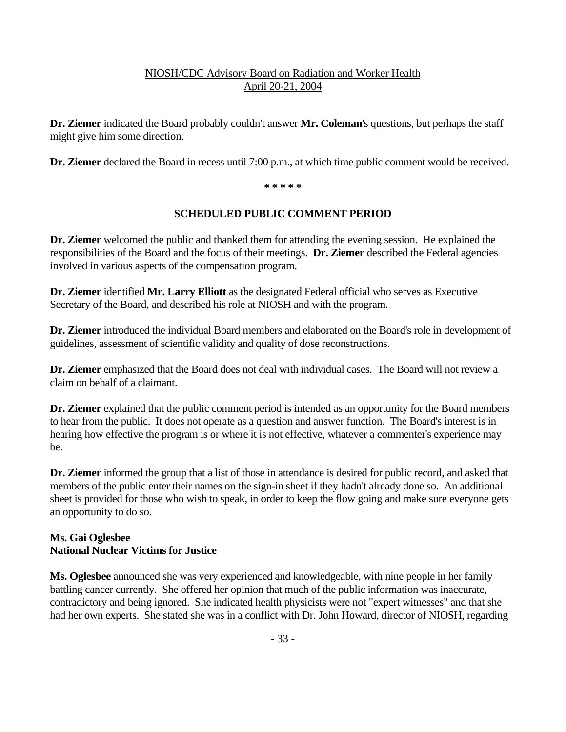**Dr. Ziemer** indicated the Board probably couldn't answer **Mr. Coleman**'s questions, but perhaps the staff might give him some direction.

**Dr. Ziemer** declared the Board in recess until 7:00 p.m., at which time public comment would be received.

**\* \* \* \* \***

## SCHEDULED PUBLIC COMMENT PERIOD

**Dr. Ziemer** welcomed the public and thanked them for attending the evening session. He explained the responsibilities of the Board and the focus of their meetings. **Dr. Ziemer** described the Federal agencies involved in various aspects of the compensation program.

**Dr. Ziemer** identified **Mr. Larry Elliott** as the designated Federal official who serves as Executive Secretary of the Board, and described his role at NIOSH and with the program.

**Dr. Ziemer** introduced the individual Board members and elaborated on the Board's role in development of guidelines, assessment of scientific validity and quality of dose reconstructions.

**Dr. Ziemer** emphasized that the Board does not deal with individual cases. The Board will not review a claim on behalf of a claimant.

**Dr. Ziemer** explained that the public comment period is intended as an opportunity for the Board members to hear from the public. It does not operate as a question and answer function. The Board's interest is in hearing how effective the program is or where it is not effective, whatever a commenter's experience may be.

**Dr. Ziemer** informed the group that a list of those in attendance is desired for public record, and asked that members of the public enter their names on the sign-in sheet if they hadn't already done so. An additional sheet is provided for those who wish to speak, in order to keep the flow going and make sure everyone gets an opportunity to do so.

**Ms. Gai Oglesbee**
**National Nuclear Victims for Justice**

**Ms. Oglesbee** announced she was very experienced and knowledgeable, with nine people in her family battling cancer currently. She offered her opinion that much of the public information was inaccurate, contradictory and being ignored. She indicated health physicists were not "expert witnesses" and that she had her own experts. She stated she was in a conflict with Dr. John Howard, director of NIOSH, regarding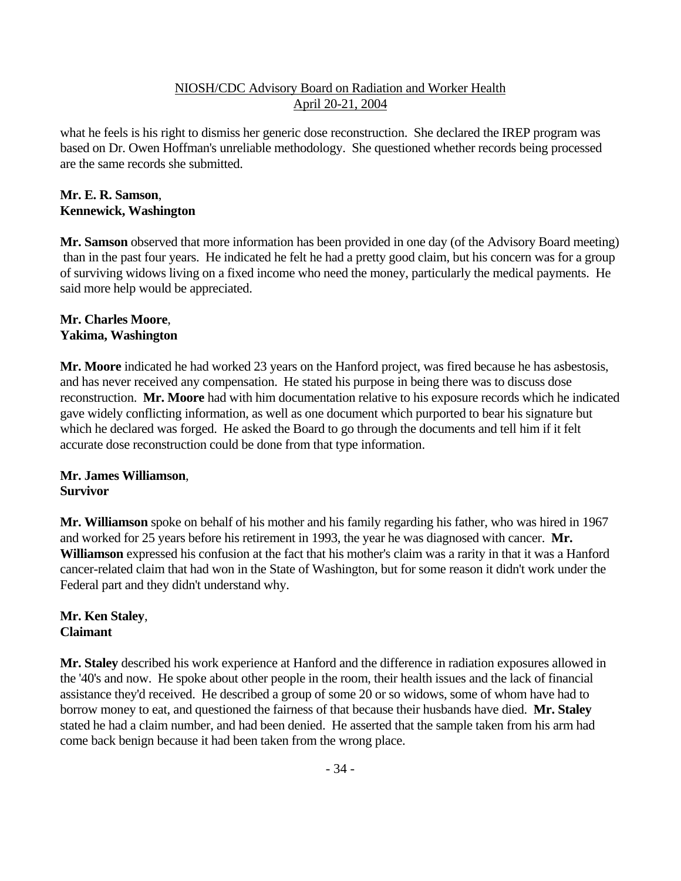what he feels is his right to dismiss her generic dose reconstruction. She declared the IREP program was based on Dr. Owen Hoffman's unreliable methodology. She questioned whether records being processed are the same records she submitted.

**Mr. E. R. Samson**,
**Kennewick, Washington**

**Mr. Samson** observed that more information has been provided in one day (of the Advisory Board meeting) than in the past four years. He indicated he felt he had a pretty good claim, but his concern was for a group of surviving widows living on a fixed income who need the money, particularly the medical payments. He said more help would be appreciated.

**Mr. Charles Moore**,
**Yakima, Washington**

**Mr. Moore** indicated he had worked 23 years on the Hanford project, was fired because he has asbestosis, and has never received any compensation. He stated his purpose in being there was to discuss dose reconstruction. **Mr. Moore** had with him documentation relative to his exposure records which he indicated gave widely conflicting information, as well as one document which purported to bear his signature but which he declared was forged. He asked the Board to go through the documents and tell him if it felt accurate dose reconstruction could be done from that type information.

**Mr. James Williamson**,
**Survivor**

**Mr. Williamson** spoke on behalf of his mother and his family regarding his father, who was hired in 1967 and worked for 25 years before his retirement in 1993, the year he was diagnosed with cancer. **Mr. Williamson** expressed his confusion at the fact that his mother's claim was a rarity in that it was a Hanford cancer-related claim that had won in the State of Washington, but for some reason it didn't work under the Federal part and they didn't understand why.

**Mr. Ken Staley**,
**Claimant**

**Mr. Staley** described his work experience at Hanford and the difference in radiation exposures allowed in the '40's and now. He spoke about other people in the room, their health issues and the lack of financial assistance they'd received. He described a group of some 20 or so widows, some of whom have had to borrow money to eat, and questioned the fairness of that because their husbands have died. **Mr. Staley** stated he had a claim number, and had been denied. He asserted that the sample taken from his arm had come back benign because it had been taken from the wrong place.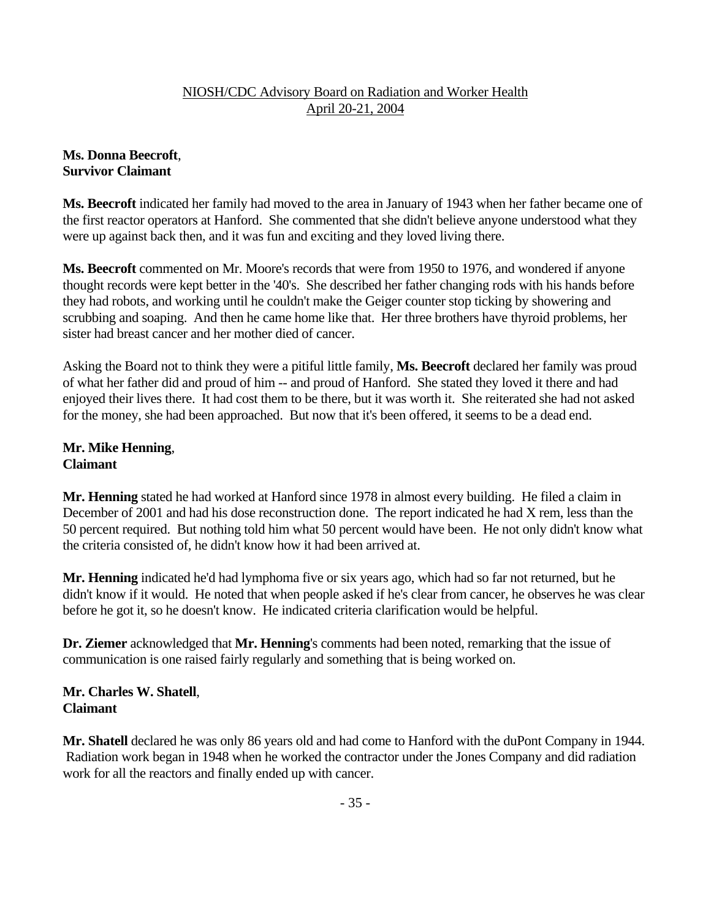NIOSH/CDC Advisory Board on Radiation and Worker Health
April 20-21, 2004

**Ms. Donna Beecroft**,
**Survivor Claimant**

**Ms. Beecroft** indicated her family had moved to the area in January of 1943 when her father became one of the first reactor operators at Hanford. She commented that she didn't believe anyone understood what they were up against back then, and it was fun and exciting and they loved living there.

**Ms. Beecroft** commented on Mr. Moore's records that were from 1950 to 1976, and wondered if anyone thought records were kept better in the '40's. She described her father changing rods with his hands before they had robots, and working until he couldn't make the Geiger counter stop ticking by showering and scrubbing and soaping. And then he came home like that. Her three brothers have thyroid problems, her sister had breast cancer and her mother died of cancer.

Asking the Board not to think they were a pitiful little family, **Ms. Beecroft** declared her family was proud of what her father did and proud of him -- and proud of Hanford. She stated they loved it there and had enjoyed their lives there. It had cost them to be there, but it was worth it. She reiterated she had not asked for the money, she had been approached. But now that it's been offered, it seems to be a dead end.

**Mr. Mike Henning**,
**Claimant**

**Mr. Henning** stated he had worked at Hanford since 1978 in almost every building. He filed a claim in December of 2001 and had his dose reconstruction done. The report indicated he had X rem, less than the 50 percent required. But nothing told him what 50 percent would have been. He not only didn't know what the criteria consisted of, he didn't know how it had been arrived at.

**Mr. Henning** indicated he'd had lymphoma five or six years ago, which had so far not returned, but he didn't know if it would. He noted that when people asked if he's clear from cancer, he observes he was clear before he got it, so he doesn't know. He indicated criteria clarification would be helpful.

**Dr. Ziemer** acknowledged that **Mr. Henning**'s comments had been noted, remarking that the issue of communication is one raised fairly regularly and something that is being worked on.

**Mr. Charles W. Shatell**,
**Claimant**

**Mr. Shatell** declared he was only 86 years old and had come to Hanford with the duPont Company in 1944. Radiation work began in 1948 when he worked the contractor under the Jones Company and did radiation work for all the reactors and finally ended up with cancer.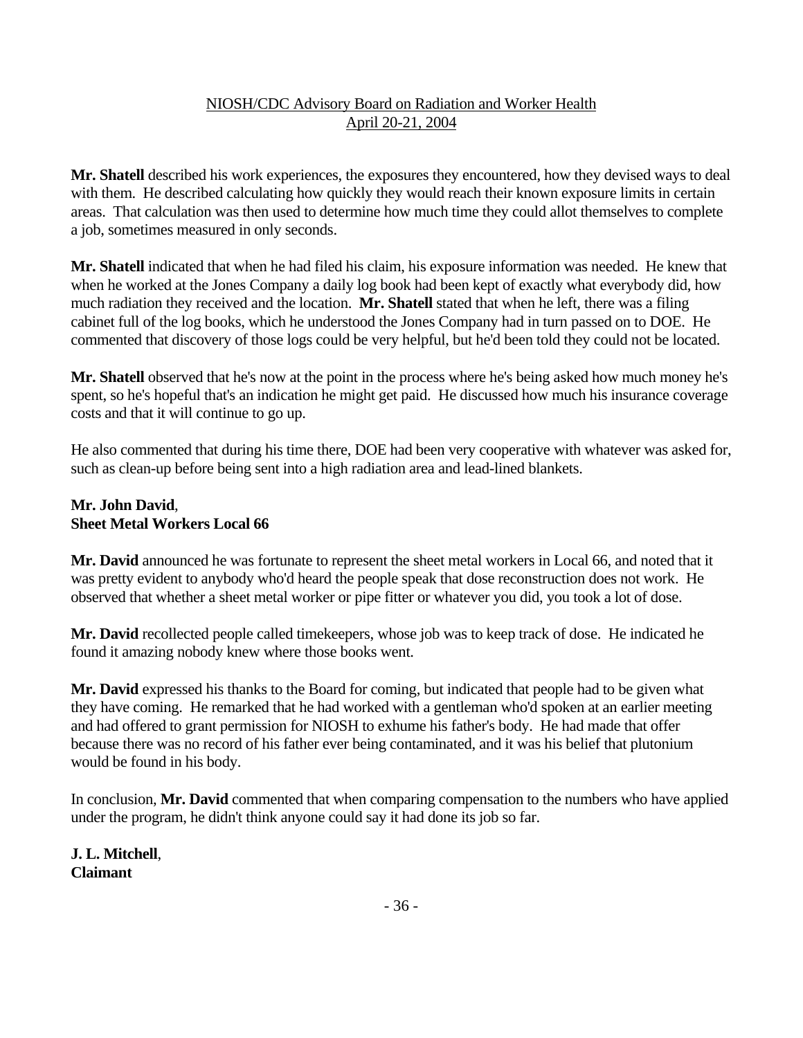**Mr. Shatell** described his work experiences, the exposures they encountered, how they devised ways to deal with them. He described calculating how quickly they would reach their known exposure limits in certain areas. That calculation was then used to determine how much time they could allot themselves to complete a job, sometimes measured in only seconds.

**Mr. Shatell** indicated that when he had filed his claim, his exposure information was needed. He knew that when he worked at the Jones Company a daily log book had been kept of exactly what everybody did, how much radiation they received and the location. **Mr. Shatell** stated that when he left, there was a filing cabinet full of the log books, which he understood the Jones Company had in turn passed on to DOE. He commented that discovery of those logs could be very helpful, but he'd been told they could not be located.

**Mr. Shatell** observed that he's now at the point in the process where he's being asked how much money he's spent, so he's hopeful that's an indication he might get paid. He discussed how much his insurance coverage costs and that it will continue to go up.

He also commented that during his time there, DOE had been very cooperative with whatever was asked for, such as clean-up before being sent into a high radiation area and lead-lined blankets.

**Mr. John David**,
**Sheet Metal Workers Local 66**

**Mr. David** announced he was fortunate to represent the sheet metal workers in Local 66, and noted that it was pretty evident to anybody who'd heard the people speak that dose reconstruction does not work. He observed that whether a sheet metal worker or pipe fitter or whatever you did, you took a lot of dose.

**Mr. David** recollected people called timekeepers, whose job was to keep track of dose. He indicated he found it amazing nobody knew where those books went.

**Mr. David** expressed his thanks to the Board for coming, but indicated that people had to be given what they have coming. He remarked that he had worked with a gentleman who'd spoken at an earlier meeting and had offered to grant permission for NIOSH to exhume his father's body. He had made that offer because there was no record of his father ever being contaminated, and it was his belief that plutonium would be found in his body.

In conclusion, **Mr. David** commented that when comparing compensation to the numbers who have applied under the program, he didn't think anyone could say it had done its job so far.

**J. L. Mitchell**,
**Claimant**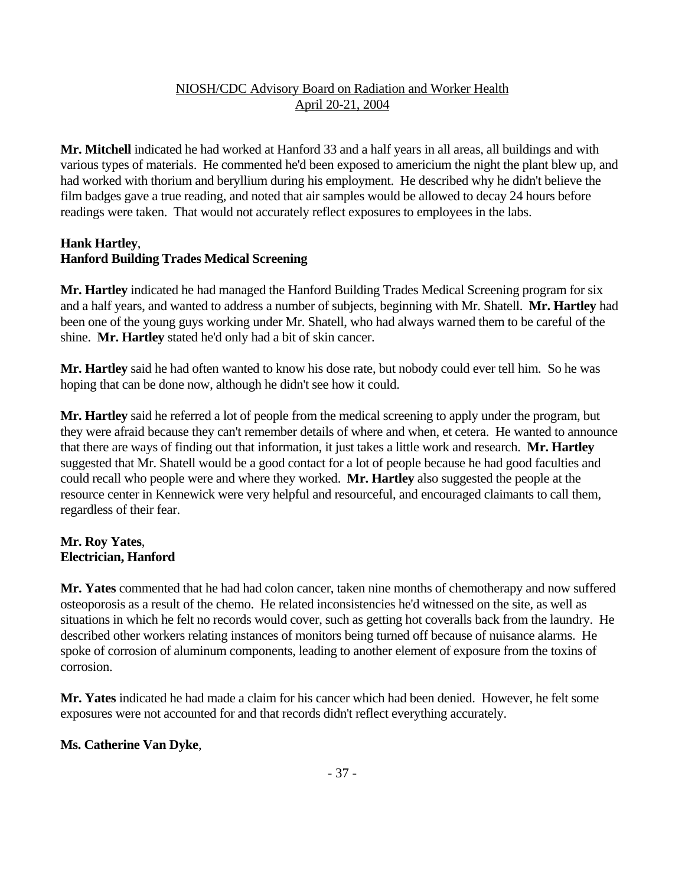**Mr. Mitchell** indicated he had worked at Hanford 33 and a half years in all areas, all buildings and with various types of materials. He commented he'd been exposed to americium the night the plant blew up, and had worked with thorium and beryllium during his employment. He described why he didn't believe the film badges gave a true reading, and noted that air samples would be allowed to decay 24 hours before readings were taken. That would not accurately reflect exposures to employees in the labs.

**Hank Hartley**,
**Hanford Building Trades Medical Screening**

**Mr. Hartley** indicated he had managed the Hanford Building Trades Medical Screening program for six and a half years, and wanted to address a number of subjects, beginning with Mr. Shatell. **Mr. Hartley** had been one of the young guys working under Mr. Shatell, who had always warned them to be careful of the shine. **Mr. Hartley** stated he'd only had a bit of skin cancer.

**Mr. Hartley** said he had often wanted to know his dose rate, but nobody could ever tell him. So he was hoping that can be done now, although he didn't see how it could.

**Mr. Hartley** said he referred a lot of people from the medical screening to apply under the program, but they were afraid because they can't remember details of where and when, et cetera. He wanted to announce that there are ways of finding out that information, it just takes a little work and research. **Mr. Hartley** suggested that Mr. Shatell would be a good contact for a lot of people because he had good faculties and could recall who people were and where they worked. **Mr. Hartley** also suggested the people at the resource center in Kennewick were very helpful and resourceful, and encouraged claimants to call them, regardless of their fear.

**Mr. Roy Yates**,
**Electrician, Hanford**

**Mr. Yates** commented that he had had colon cancer, taken nine months of chemotherapy and now suffered osteoporosis as a result of the chemo. He related inconsistencies he'd witnessed on the site, as well as situations in which he felt no records would cover, such as getting hot coveralls back from the laundry. He described other workers relating instances of monitors being turned off because of nuisance alarms. He spoke of corrosion of aluminum components, leading to another element of exposure from the toxins of corrosion.

**Mr. Yates** indicated he had made a claim for his cancer which had been denied. However, he felt some exposures were not accounted for and that records didn't reflect everything accurately.

**Ms. Catherine Van Dyke**,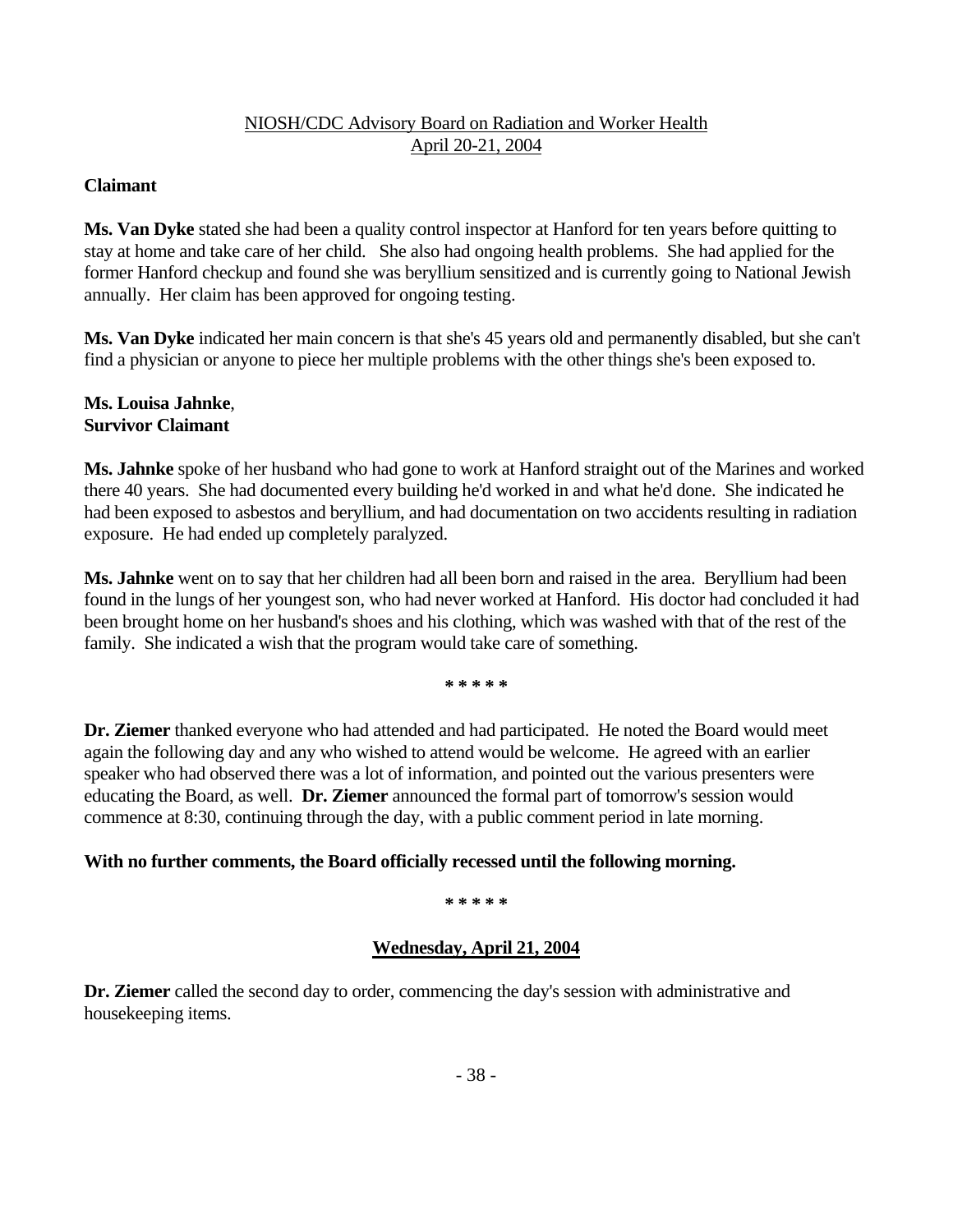**Claimant**

**Ms. Van Dyke** stated she had been a quality control inspector at Hanford for ten years before quitting to stay at home and take care of her child. She also had ongoing health problems. She had applied for the former Hanford checkup and found she was beryllium sensitized and is currently going to National Jewish annually. Her claim has been approved for ongoing testing.

**Ms. Van Dyke** indicated her main concern is that she's 45 years old and permanently disabled, but she can't find a physician or anyone to piece her multiple problems with the other things she's been exposed to.

**Ms. Louisa Jahnke**,
**Survivor Claimant**

**Ms. Jahnke** spoke of her husband who had gone to work at Hanford straight out of the Marines and worked there 40 years. She had documented every building he'd worked in and what he'd done. She indicated he had been exposed to asbestos and beryllium, and had documentation on two accidents resulting in radiation exposure. He had ended up completely paralyzed.

**Ms. Jahnke** went on to say that her children had all been born and raised in the area. Beryllium had been found in the lungs of her youngest son, who had never worked at Hanford. His doctor had concluded it had been brought home on her husband's shoes and his clothing, which was washed with that of the rest of the family. She indicated a wish that the program would take care of something.

\* \* \* \* \*

**Dr. Ziemer** thanked everyone who had attended and had participated. He noted the Board would meet again the following day and any who wished to attend would be welcome. He agreed with an earlier speaker who had observed there was a lot of information, and pointed out the various presenters were educating the Board, as well. **Dr. Ziemer** announced the formal part of tomorrow's session would commence at 8:30, continuing through the day, with a public comment period in late morning.

**With no further comments, the Board officially recessed until the following morning.**

\* \* \* \* \*

## Wednesday, April 21, 2004

**Dr. Ziemer** called the second day to order, commencing the day's session with administrative and housekeeping items.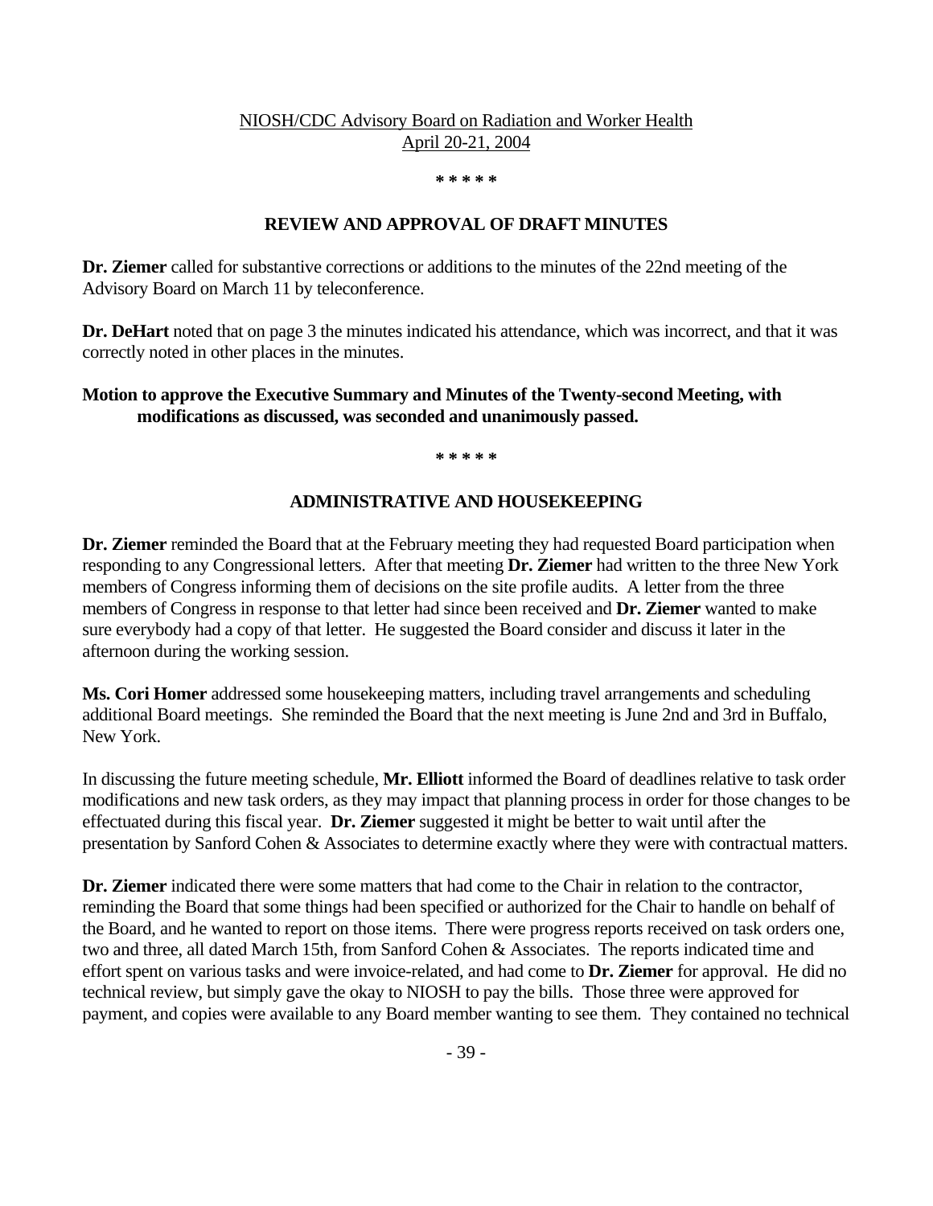NIOSH/CDC Advisory Board on Radiation and Worker Health
April 20-21, 2004

**\* \* \* \* \***

## REVIEW AND APPROVAL OF DRAFT MINUTES

**Dr. Ziemer** called for substantive corrections or additions to the minutes of the 22nd meeting of the Advisory Board on March 11 by teleconference.

**Dr. DeHart** noted that on page 3 the minutes indicated his attendance, which was incorrect, and that it was correctly noted in other places in the minutes.

**Motion to approve the Executive Summary and Minutes of the Twenty-second Meeting, with modifications as discussed, was seconded and unanimously passed.**

**\* \* \* \* \***

## ADMINISTRATIVE AND HOUSEKEEPING

**Dr. Ziemer** reminded the Board that at the February meeting they had requested Board participation when responding to any Congressional letters. After that meeting **Dr. Ziemer** had written to the three New York members of Congress informing them of decisions on the site profile audits. A letter from the three members of Congress in response to that letter had since been received and **Dr. Ziemer** wanted to make sure everybody had a copy of that letter. He suggested the Board consider and discuss it later in the afternoon during the working session.

**Ms. Cori Homer** addressed some housekeeping matters, including travel arrangements and scheduling additional Board meetings. She reminded the Board that the next meeting is June 2nd and 3rd in Buffalo, New York.

In discussing the future meeting schedule, **Mr. Elliott** informed the Board of deadlines relative to task order modifications and new task orders, as they may impact that planning process in order for those changes to be effectuated during this fiscal year. **Dr. Ziemer** suggested it might be better to wait until after the presentation by Sanford Cohen & Associates to determine exactly where they were with contractual matters.

**Dr. Ziemer** indicated there were some matters that had come to the Chair in relation to the contractor, reminding the Board that some things had been specified or authorized for the Chair to handle on behalf of the Board, and he wanted to report on those items. There were progress reports received on task orders one, two and three, all dated March 15th, from Sanford Cohen & Associates. The reports indicated time and effort spent on various tasks and were invoice-related, and had come to **Dr. Ziemer** for approval. He did no technical review, but simply gave the okay to NIOSH to pay the bills. Those three were approved for payment, and copies were available to any Board member wanting to see them. They contained no technical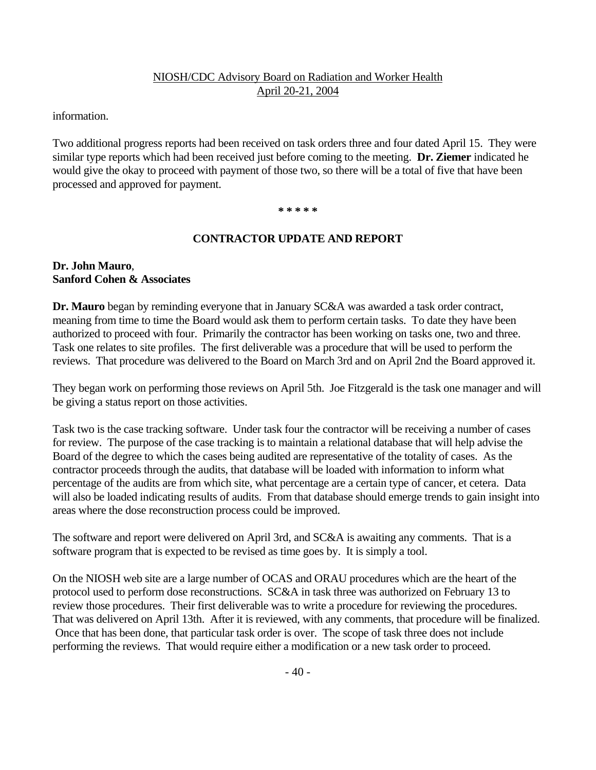information.

Two additional progress reports had been received on task orders three and four dated April 15. They were similar type reports which had been received just before coming to the meeting. **Dr. Ziemer** indicated he would give the okay to proceed with payment of those two, so there will be a total of five that have been processed and approved for payment.

* * * * *

## CONTRACTOR UPDATE AND REPORT

**Dr. John Mauro**,
**Sanford Cohen & Associates**

**Dr. Mauro** began by reminding everyone that in January SC&A was awarded a task order contract, meaning from time to time the Board would ask them to perform certain tasks. To date they have been authorized to proceed with four. Primarily the contractor has been working on tasks one, two and three. Task one relates to site profiles. The first deliverable was a procedure that will be used to perform the reviews. That procedure was delivered to the Board on March 3rd and on April 2nd the Board approved it.

They began work on performing those reviews on April 5th. Joe Fitzgerald is the task one manager and will be giving a status report on those activities.

Task two is the case tracking software. Under task four the contractor will be receiving a number of cases for review. The purpose of the case tracking is to maintain a relational database that will help advise the Board of the degree to which the cases being audited are representative of the totality of cases. As the contractor proceeds through the audits, that database will be loaded with information to inform what percentage of the audits are from which site, what percentage are a certain type of cancer, et cetera. Data will also be loaded indicating results of audits. From that database should emerge trends to gain insight into areas where the dose reconstruction process could be improved.

The software and report were delivered on April 3rd, and SC&A is awaiting any comments. That is a software program that is expected to be revised as time goes by. It is simply a tool.

On the NIOSH web site are a large number of OCAS and ORAU procedures which are the heart of the protocol used to perform dose reconstructions. SC&A in task three was authorized on February 13 to review those procedures. Their first deliverable was to write a procedure for reviewing the procedures. That was delivered on April 13th. After it is reviewed, with any comments, that procedure will be finalized. Once that has been done, that particular task order is over. The scope of task three does not include performing the reviews. That would require either a modification or a new task order to proceed.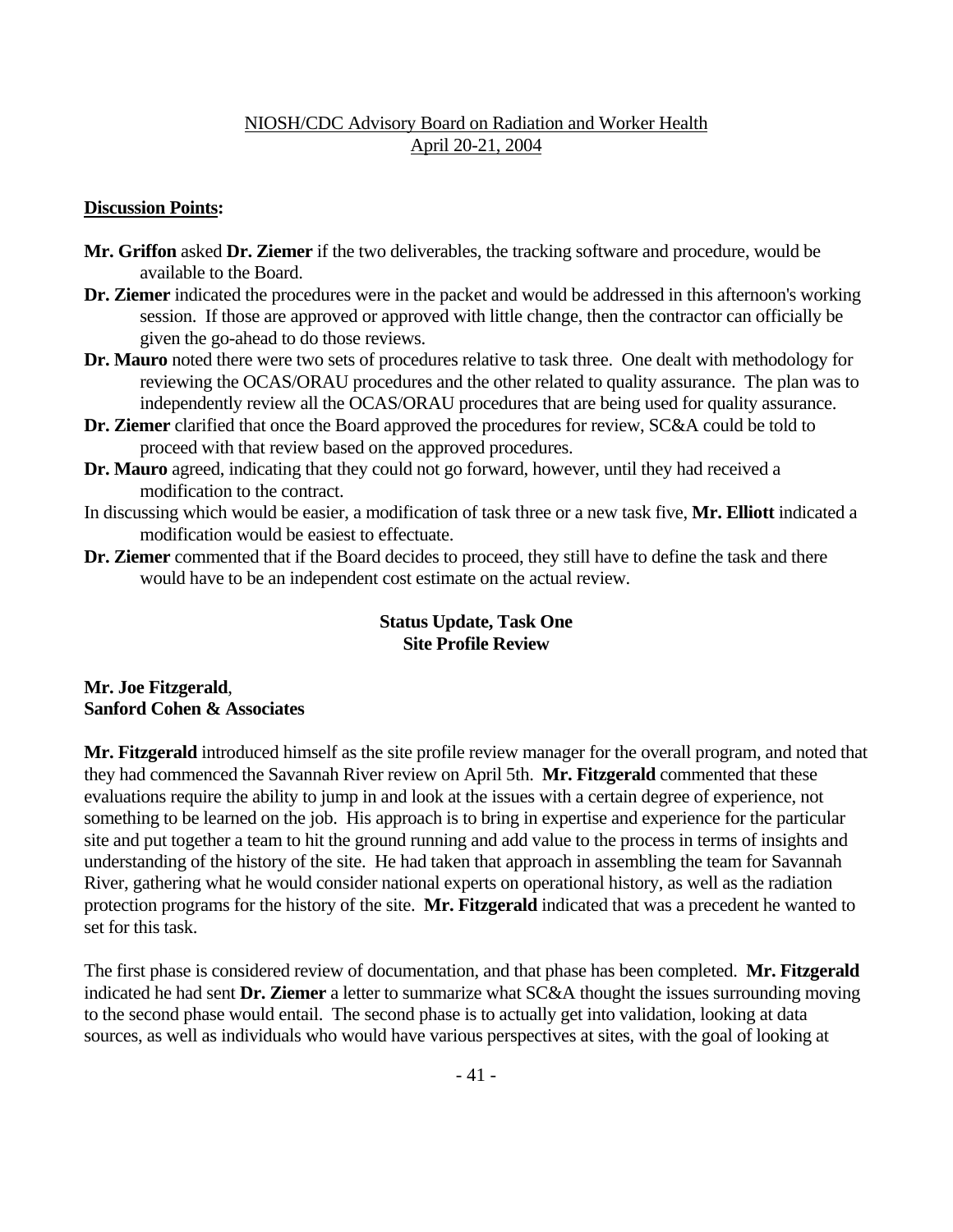NIOSH/CDC Advisory Board on Radiation and Worker Health
April 20-21, 2004

**Discussion Points:**

**Mr. Griffon** asked **Dr. Ziemer** if the two deliverables, the tracking software and procedure, would be available to the Board.

**Dr. Ziemer** indicated the procedures were in the packet and would be addressed in this afternoon's working session. If those are approved or approved with little change, then the contractor can officially be given the go-ahead to do those reviews.

**Dr. Mauro** noted there were two sets of procedures relative to task three. One dealt with methodology for reviewing the OCAS/ORAU procedures and the other related to quality assurance. The plan was to independently review all the OCAS/ORAU procedures that are being used for quality assurance.

**Dr. Ziemer** clarified that once the Board approved the procedures for review, SC&A could be told to proceed with that review based on the approved procedures.

**Dr. Mauro** agreed, indicating that they could not go forward, however, until they had received a modification to the contract.

In discussing which would be easier, a modification of task three or a new task five, **Mr. Elliott** indicated a modification would be easiest to effectuate.

**Dr. Ziemer** commented that if the Board decides to proceed, they still have to define the task and there would have to be an independent cost estimate on the actual review.

## Status Update, Task One
## Site Profile Review

**Mr. Joe Fitzgerald**,
**Sanford Cohen & Associates**

**Mr. Fitzgerald** introduced himself as the site profile review manager for the overall program, and noted that they had commenced the Savannah River review on April 5th. **Mr. Fitzgerald** commented that these evaluations require the ability to jump in and look at the issues with a certain degree of experience, not something to be learned on the job. His approach is to bring in expertise and experience for the particular site and put together a team to hit the ground running and add value to the process in terms of insights and understanding of the history of the site. He had taken that approach in assembling the team for Savannah River, gathering what he would consider national experts on operational history, as well as the radiation protection programs for the history of the site. **Mr. Fitzgerald** indicated that was a precedent he wanted to set for this task.

The first phase is considered review of documentation, and that phase has been completed. **Mr. Fitzgerald** indicated he had sent **Dr. Ziemer** a letter to summarize what SC&A thought the issues surrounding moving to the second phase would entail. The second phase is to actually get into validation, looking at data sources, as well as individuals who would have various perspectives at sites, with the goal of looking at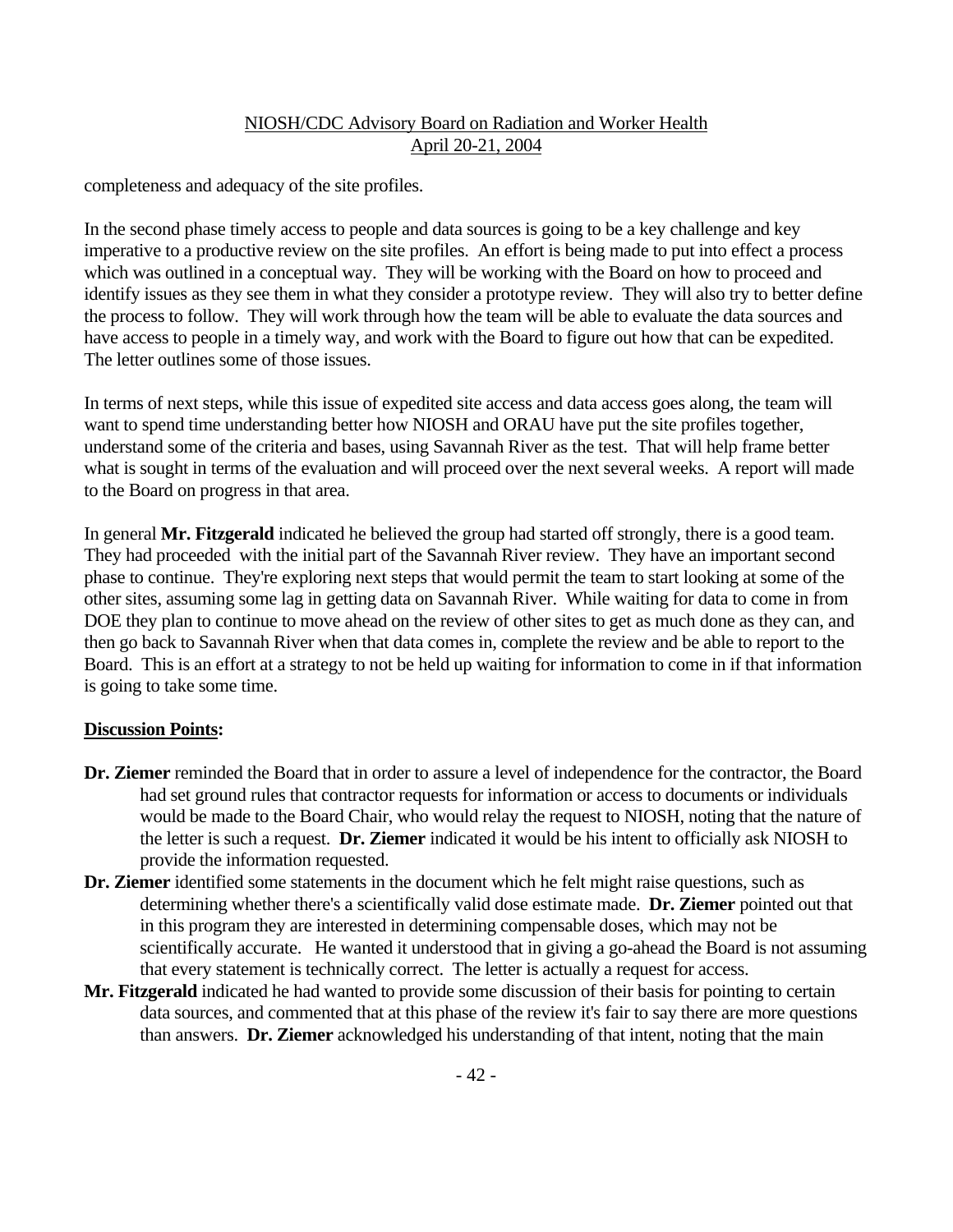completeness and adequacy of the site profiles.

In the second phase timely access to people and data sources is going to be a key challenge and key imperative to a productive review on the site profiles. An effort is being made to put into effect a process which was outlined in a conceptual way. They will be working with the Board on how to proceed and identify issues as they see them in what they consider a prototype review. They will also try to better define the process to follow. They will work through how the team will be able to evaluate the data sources and have access to people in a timely way, and work with the Board to figure out how that can be expedited. The letter outlines some of those issues.

In terms of next steps, while this issue of expedited site access and data access goes along, the team will want to spend time understanding better how NIOSH and ORAU have put the site profiles together, understand some of the criteria and bases, using Savannah River as the test. That will help frame better what is sought in terms of the evaluation and will proceed over the next several weeks. A report will made to the Board on progress in that area.

In general **Mr. Fitzgerald** indicated he believed the group had started off strongly, there is a good team. They had proceeded with the initial part of the Savannah River review. They have an important second phase to continue. They're exploring next steps that would permit the team to start looking at some of the other sites, assuming some lag in getting data on Savannah River. While waiting for data to come in from DOE they plan to continue to move ahead on the review of other sites to get as much done as they can, and then go back to Savannah River when that data comes in, complete the review and be able to report to the Board. This is an effort at a strategy to not be held up waiting for information to come in if that information is going to take some time.

**Discussion Points:**

- **Dr. Ziemer** reminded the Board that in order to assure a level of independence for the contractor, the Board had set ground rules that contractor requests for information or access to documents or individuals would be made to the Board Chair, who would relay the request to NIOSH, noting that the nature of the letter is such a request. **Dr. Ziemer** indicated it would be his intent to officially ask NIOSH to provide the information requested.
- **Dr. Ziemer** identified some statements in the document which he felt might raise questions, such as determining whether there's a scientifically valid dose estimate made. **Dr. Ziemer** pointed out that in this program they are interested in determining compensable doses, which may not be scientifically accurate. He wanted it understood that in giving a go-ahead the Board is not assuming that every statement is technically correct. The letter is actually a request for access.
- **Mr. Fitzgerald** indicated he had wanted to provide some discussion of their basis for pointing to certain data sources, and commented that at this phase of the review it's fair to say there are more questions than answers. **Dr. Ziemer** acknowledged his understanding of that intent, noting that the main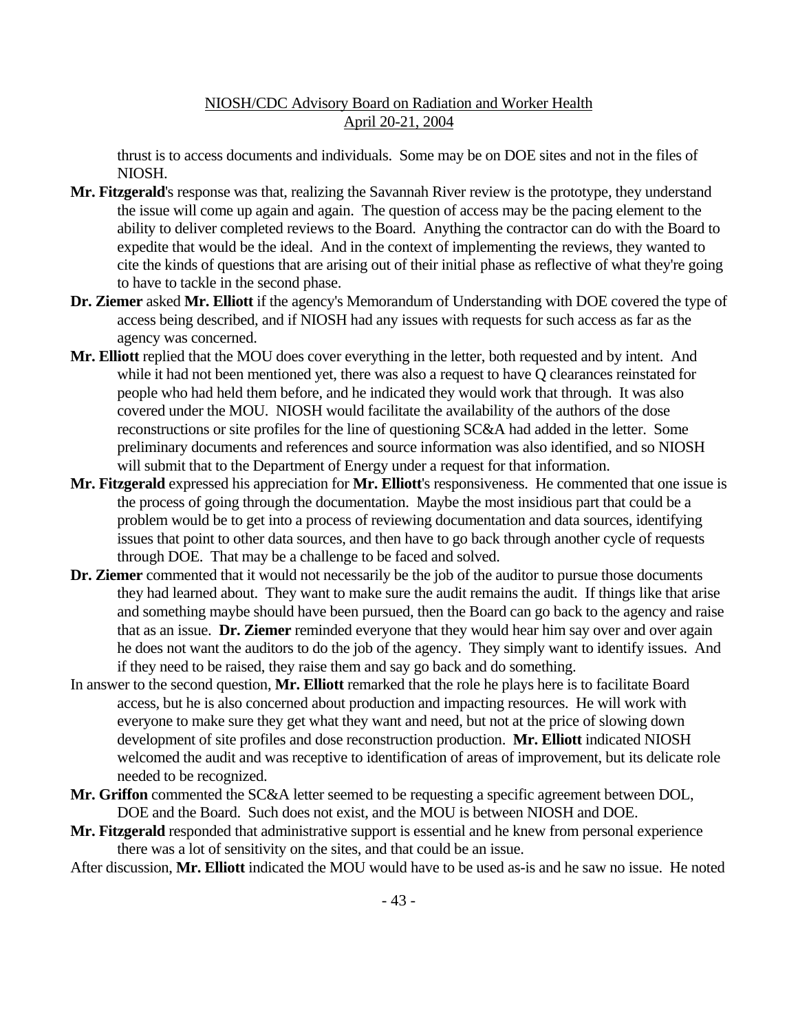thrust is to access documents and individuals. Some may be on DOE sites and not in the files of NIOSH.

**Mr. Fitzgerald**'s response was that, realizing the Savannah River review is the prototype, they understand the issue will come up again and again. The question of access may be the pacing element to the ability to deliver completed reviews to the Board. Anything the contractor can do with the Board to expedite that would be the ideal. And in the context of implementing the reviews, they wanted to cite the kinds of questions that are arising out of their initial phase as reflective of what they're going to have to tackle in the second phase.

**Dr. Ziemer** asked **Mr. Elliott** if the agency's Memorandum of Understanding with DOE covered the type of access being described, and if NIOSH had any issues with requests for such access as far as the agency was concerned.

**Mr. Elliott** replied that the MOU does cover everything in the letter, both requested and by intent. And while it had not been mentioned yet, there was also a request to have Q clearances reinstated for people who had held them before, and he indicated they would work that through. It was also covered under the MOU. NIOSH would facilitate the availability of the authors of the dose reconstructions or site profiles for the line of questioning SC&A had added in the letter. Some preliminary documents and references and source information was also identified, and so NIOSH will submit that to the Department of Energy under a request for that information.

**Mr. Fitzgerald** expressed his appreciation for **Mr. Elliott**'s responsiveness. He commented that one issue is the process of going through the documentation. Maybe the most insidious part that could be a problem would be to get into a process of reviewing documentation and data sources, identifying issues that point to other data sources, and then have to go back through another cycle of requests through DOE. That may be a challenge to be faced and solved.

**Dr. Ziemer** commented that it would not necessarily be the job of the auditor to pursue those documents they had learned about. They want to make sure the audit remains the audit. If things like that arise and something maybe should have been pursued, then the Board can go back to the agency and raise that as an issue. **Dr. Ziemer** reminded everyone that they would hear him say over and over again he does not want the auditors to do the job of the agency. They simply want to identify issues. And if they need to be raised, they raise them and say go back and do something.

In answer to the second question, **Mr. Elliott** remarked that the role he plays here is to facilitate Board access, but he is also concerned about production and impacting resources. He will work with everyone to make sure they get what they want and need, but not at the price of slowing down development of site profiles and dose reconstruction production. **Mr. Elliott** indicated NIOSH welcomed the audit and was receptive to identification of areas of improvement, but its delicate role needed to be recognized.

**Mr. Griffon** commented the SC&A letter seemed to be requesting a specific agreement between DOL, DOE and the Board. Such does not exist, and the MOU is between NIOSH and DOE.

**Mr. Fitzgerald** responded that administrative support is essential and he knew from personal experience there was a lot of sensitivity on the sites, and that could be an issue.

After discussion, **Mr. Elliott** indicated the MOU would have to be used as-is and he saw no issue. He noted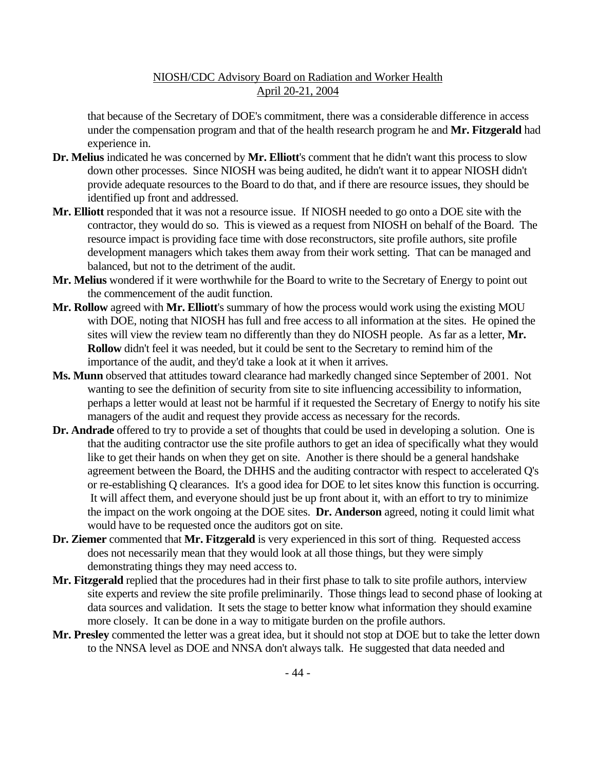that because of the Secretary of DOE's commitment, there was a considerable difference in access under the compensation program and that of the health research program he and **Mr. Fitzgerald** had experience in.

**Dr. Melius** indicated he was concerned by **Mr. Elliott**'s comment that he didn't want this process to slow down other processes. Since NIOSH was being audited, he didn't want it to appear NIOSH didn't provide adequate resources to the Board to do that, and if there are resource issues, they should be identified up front and addressed.

**Mr. Elliott** responded that it was not a resource issue. If NIOSH needed to go onto a DOE site with the contractor, they would do so. This is viewed as a request from NIOSH on behalf of the Board. The resource impact is providing face time with dose reconstructors, site profile authors, site profile development managers which takes them away from their work setting. That can be managed and balanced, but not to the detriment of the audit.

**Mr. Melius** wondered if it were worthwhile for the Board to write to the Secretary of Energy to point out the commencement of the audit function.

**Mr. Rollow** agreed with **Mr. Elliott**'s summary of how the process would work using the existing MOU with DOE, noting that NIOSH has full and free access to all information at the sites. He opined the sites will view the review team no differently than they do NIOSH people. As far as a letter, **Mr. Rollow** didn't feel it was needed, but it could be sent to the Secretary to remind him of the importance of the audit, and they'd take a look at it when it arrives.

**Ms. Munn** observed that attitudes toward clearance had markedly changed since September of 2001. Not wanting to see the definition of security from site to site influencing accessibility to information, perhaps a letter would at least not be harmful if it requested the Secretary of Energy to notify his site managers of the audit and request they provide access as necessary for the records.

**Dr. Andrade** offered to try to provide a set of thoughts that could be used in developing a solution. One is that the auditing contractor use the site profile authors to get an idea of specifically what they would like to get their hands on when they get on site. Another is there should be a general handshake agreement between the Board, the DHHS and the auditing contractor with respect to accelerated Q's or re-establishing Q clearances. It's a good idea for DOE to let sites know this function is occurring. It will affect them, and everyone should just be up front about it, with an effort to try to minimize the impact on the work ongoing at the DOE sites. **Dr. Anderson** agreed, noting it could limit what would have to be requested once the auditors got on site.

**Dr. Ziemer** commented that **Mr. Fitzgerald** is very experienced in this sort of thing. Requested access does not necessarily mean that they would look at all those things, but they were simply demonstrating things they may need access to.

**Mr. Fitzgerald** replied that the procedures had in their first phase to talk to site profile authors, interview site experts and review the site profile preliminarily. Those things lead to second phase of looking at data sources and validation. It sets the stage to better know what information they should examine more closely. It can be done in a way to mitigate burden on the profile authors.

**Mr. Presley** commented the letter was a great idea, but it should not stop at DOE but to take the letter down to the NNSA level as DOE and NNSA don't always talk. He suggested that data needed and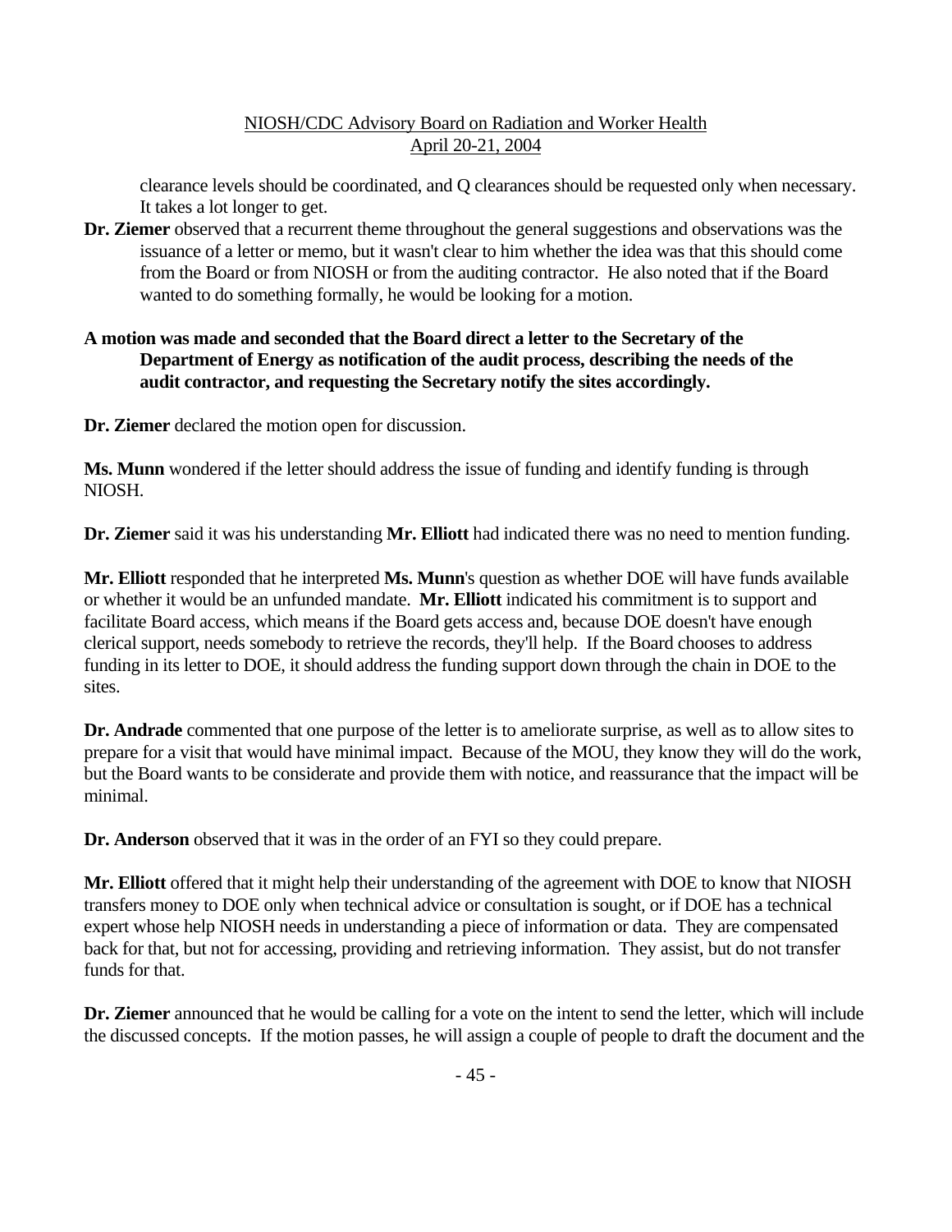clearance levels should be coordinated, and Q clearances should be requested only when necessary. It takes a lot longer to get.

**Dr. Ziemer** observed that a recurrent theme throughout the general suggestions and observations was the issuance of a letter or memo, but it wasn't clear to him whether the idea was that this should come from the Board or from NIOSH or from the auditing contractor. He also noted that if the Board wanted to do something formally, he would be looking for a motion.

**A motion was made and seconded that the Board direct a letter to the Secretary of the Department of Energy as notification of the audit process, describing the needs of the audit contractor, and requesting the Secretary notify the sites accordingly.**

**Dr. Ziemer** declared the motion open for discussion.

**Ms. Munn** wondered if the letter should address the issue of funding and identify funding is through NIOSH.

**Dr. Ziemer** said it was his understanding **Mr. Elliott** had indicated there was no need to mention funding.

**Mr. Elliott** responded that he interpreted **Ms. Munn**'s question as whether DOE will have funds available or whether it would be an unfunded mandate. **Mr. Elliott** indicated his commitment is to support and facilitate Board access, which means if the Board gets access and, because DOE doesn't have enough clerical support, needs somebody to retrieve the records, they'll help. If the Board chooses to address funding in its letter to DOE, it should address the funding support down through the chain in DOE to the sites.

**Dr. Andrade** commented that one purpose of the letter is to ameliorate surprise, as well as to allow sites to prepare for a visit that would have minimal impact. Because of the MOU, they know they will do the work, but the Board wants to be considerate and provide them with notice, and reassurance that the impact will be minimal.

**Dr. Anderson** observed that it was in the order of an FYI so they could prepare.

**Mr. Elliott** offered that it might help their understanding of the agreement with DOE to know that NIOSH transfers money to DOE only when technical advice or consultation is sought, or if DOE has a technical expert whose help NIOSH needs in understanding a piece of information or data. They are compensated back for that, but not for accessing, providing and retrieving information. They assist, but do not transfer funds for that.

**Dr. Ziemer** announced that he would be calling for a vote on the intent to send the letter, which will include the discussed concepts. If the motion passes, he will assign a couple of people to draft the document and the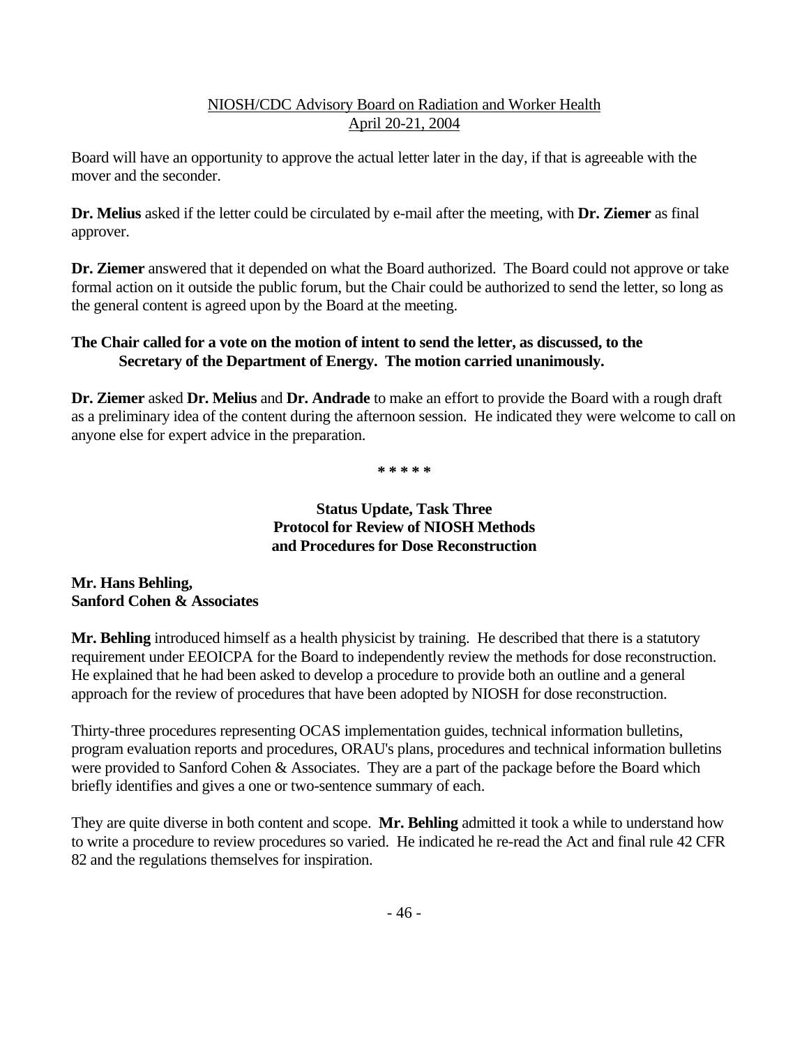Board will have an opportunity to approve the actual letter later in the day, if that is agreeable with the mover and the seconder.

**Dr. Melius** asked if the letter could be circulated by e-mail after the meeting, with **Dr. Ziemer** as final approver.

**Dr. Ziemer** answered that it depended on what the Board authorized. The Board could not approve or take formal action on it outside the public forum, but the Chair could be authorized to send the letter, so long as the general content is agreed upon by the Board at the meeting.

**The Chair called for a vote on the motion of intent to send the letter, as discussed, to the Secretary of the Department of Energy. The motion carried unanimously.**

**Dr. Ziemer** asked **Dr. Melius** and **Dr. Andrade** to make an effort to provide the Board with a rough draft as a preliminary idea of the content during the afternoon session. He indicated they were welcome to call on anyone else for expert advice in the preparation.

* * * * *

## Status Update, Task Three
## Protocol for Review of NIOSH Methods and Procedures for Dose Reconstruction

**Mr. Hans Behling,**
**Sanford Cohen & Associates**

**Mr. Behling** introduced himself as a health physicist by training. He described that there is a statutory requirement under EEOICPA for the Board to independently review the methods for dose reconstruction. He explained that he had been asked to develop a procedure to provide both an outline and a general approach for the review of procedures that have been adopted by NIOSH for dose reconstruction.

Thirty-three procedures representing OCAS implementation guides, technical information bulletins, program evaluation reports and procedures, ORAU's plans, procedures and technical information bulletins were provided to Sanford Cohen & Associates. They are a part of the package before the Board which briefly identifies and gives a one or two-sentence summary of each.

They are quite diverse in both content and scope. **Mr. Behling** admitted it took a while to understand how to write a procedure to review procedures so varied. He indicated he re-read the Act and final rule 42 CFR 82 and the regulations themselves for inspiration.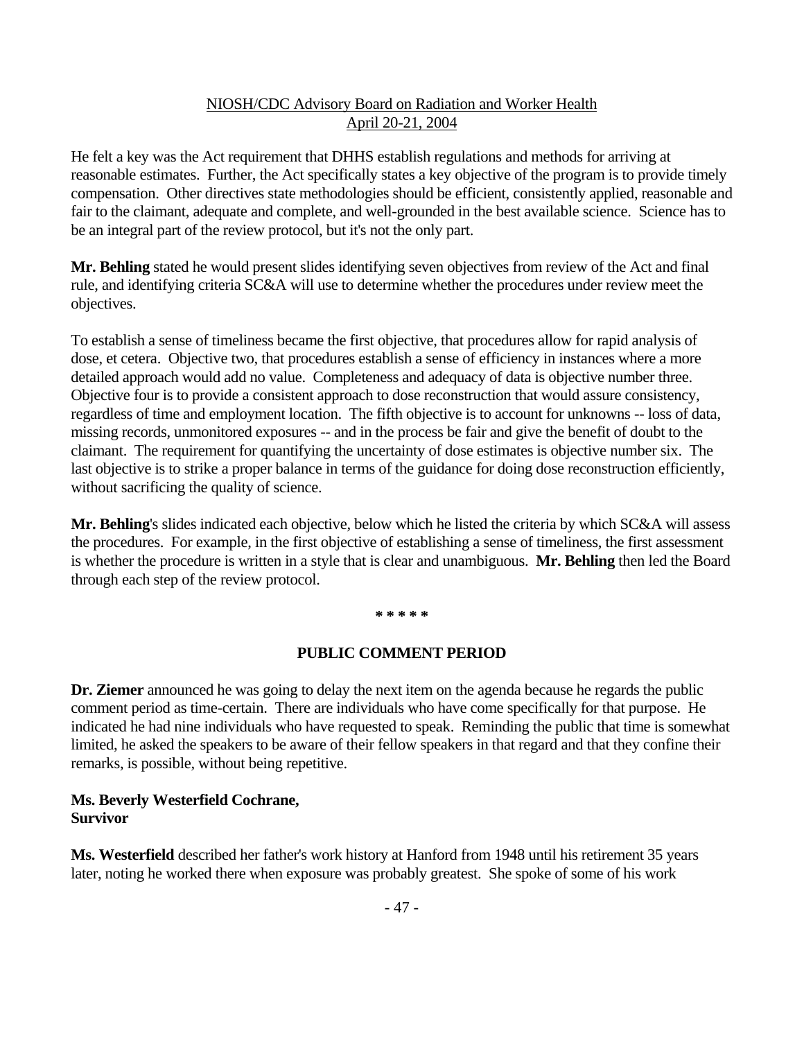He felt a key was the Act requirement that DHHS establish regulations and methods for arriving at reasonable estimates. Further, the Act specifically states a key objective of the program is to provide timely compensation. Other directives state methodologies should be efficient, consistently applied, reasonable and fair to the claimant, adequate and complete, and well-grounded in the best available science. Science has to be an integral part of the review protocol, but it's not the only part.

**Mr. Behling** stated he would present slides identifying seven objectives from review of the Act and final rule, and identifying criteria SC&A will use to determine whether the procedures under review meet the objectives.

To establish a sense of timeliness became the first objective, that procedures allow for rapid analysis of dose, et cetera. Objective two, that procedures establish a sense of efficiency in instances where a more detailed approach would add no value. Completeness and adequacy of data is objective number three. Objective four is to provide a consistent approach to dose reconstruction that would assure consistency, regardless of time and employment location. The fifth objective is to account for unknowns -- loss of data, missing records, unmonitored exposures -- and in the process be fair and give the benefit of doubt to the claimant. The requirement for quantifying the uncertainty of dose estimates is objective number six. The last objective is to strike a proper balance in terms of the guidance for doing dose reconstruction efficiently, without sacrificing the quality of science.

**Mr. Behling**'s slides indicated each objective, below which he listed the criteria by which SC&A will assess the procedures. For example, in the first objective of establishing a sense of timeliness, the first assessment is whether the procedure is written in a style that is clear and unambiguous. **Mr. Behling** then led the Board through each step of the review protocol.

\* \* \* \* \*

## PUBLIC COMMENT PERIOD

**Dr. Ziemer** announced he was going to delay the next item on the agenda because he regards the public comment period as time-certain. There are individuals who have come specifically for that purpose. He indicated he had nine individuals who have requested to speak. Reminding the public that time is somewhat limited, he asked the speakers to be aware of their fellow speakers in that regard and that they confine their remarks, is possible, without being repetitive.

**Ms. Beverly Westerfield Cochrane,**
**Survivor**

**Ms. Westerfield** described her father's work history at Hanford from 1948 until his retirement 35 years later, noting he worked there when exposure was probably greatest. She spoke of some of his work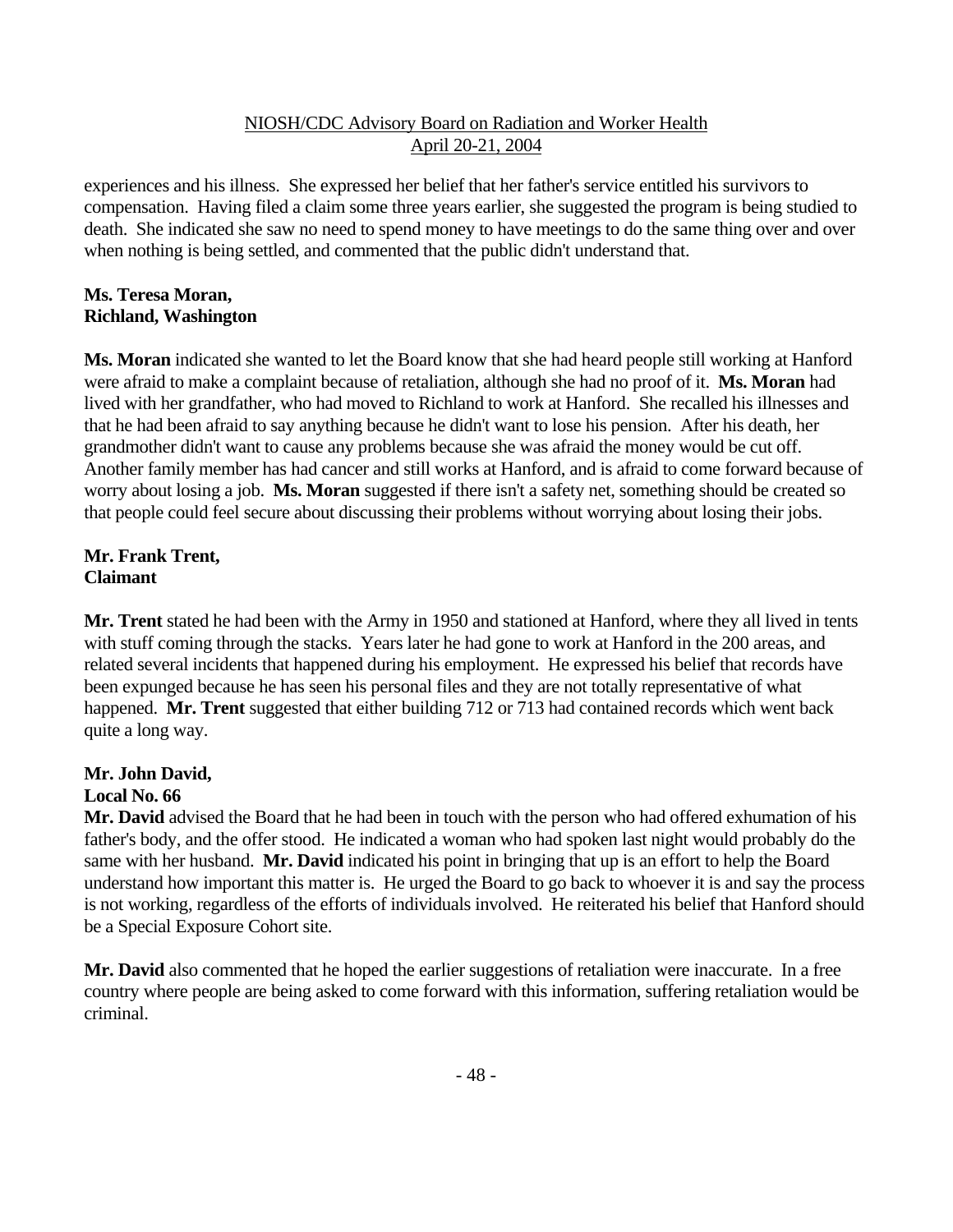experiences and his illness. She expressed her belief that her father's service entitled his survivors to compensation. Having filed a claim some three years earlier, she suggested the program is being studied to death. She indicated she saw no need to spend money to have meetings to do the same thing over and over when nothing is being settled, and commented that the public didn't understand that.

**Ms. Teresa Moran,**
**Richland, Washington**

**Ms. Moran** indicated she wanted to let the Board know that she had heard people still working at Hanford were afraid to make a complaint because of retaliation, although she had no proof of it. **Ms. Moran** had lived with her grandfather, who had moved to Richland to work at Hanford. She recalled his illnesses and that he had been afraid to say anything because he didn't want to lose his pension. After his death, her grandmother didn't want to cause any problems because she was afraid the money would be cut off. Another family member has had cancer and still works at Hanford, and is afraid to come forward because of worry about losing a job. **Ms. Moran** suggested if there isn't a safety net, something should be created so that people could feel secure about discussing their problems without worrying about losing their jobs.

**Mr. Frank Trent,**
**Claimant**

**Mr. Trent** stated he had been with the Army in 1950 and stationed at Hanford, where they all lived in tents with stuff coming through the stacks. Years later he had gone to work at Hanford in the 200 areas, and related several incidents that happened during his employment. He expressed his belief that records have been expunged because he has seen his personal files and they are not totally representative of what happened. **Mr. Trent** suggested that either building 712 or 713 had contained records which went back quite a long way.

**Mr. John David,**
**Local No. 66**

**Mr. David** advised the Board that he had been in touch with the person who had offered exhumation of his father's body, and the offer stood. He indicated a woman who had spoken last night would probably do the same with her husband. **Mr. David** indicated his point in bringing that up is an effort to help the Board understand how important this matter is. He urged the Board to go back to whoever it is and say the process is not working, regardless of the efforts of individuals involved. He reiterated his belief that Hanford should be a Special Exposure Cohort site.

**Mr. David** also commented that he hoped the earlier suggestions of retaliation were inaccurate. In a free country where people are being asked to come forward with this information, suffering retaliation would be criminal.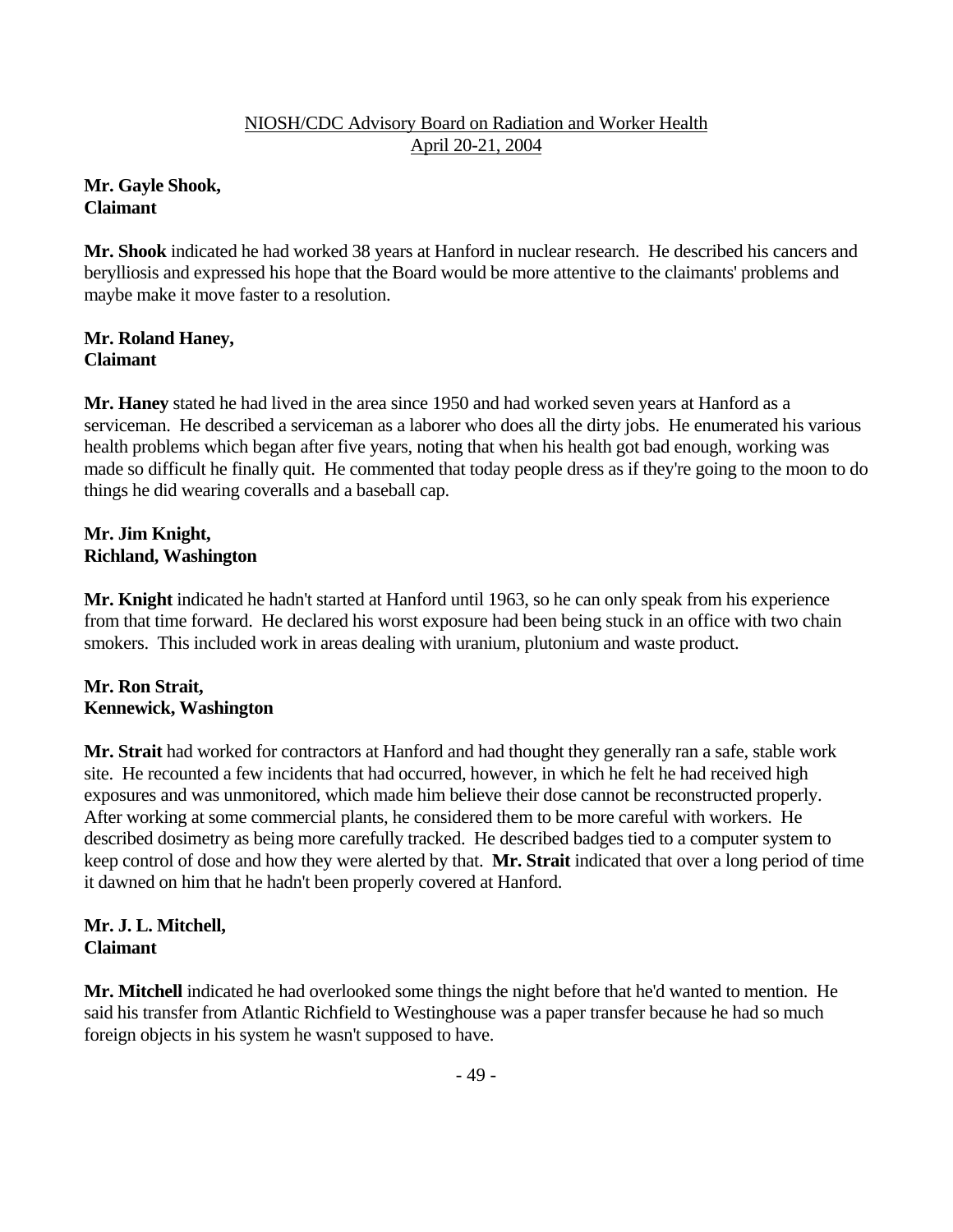**Mr. Gayle Shook,**
**Claimant**

**Mr. Shook** indicated he had worked 38 years at Hanford in nuclear research. He described his cancers and berylliosis and expressed his hope that the Board would be more attentive to the claimants' problems and maybe make it move faster to a resolution.

**Mr. Roland Haney,**
**Claimant**

**Mr. Haney** stated he had lived in the area since 1950 and had worked seven years at Hanford as a serviceman. He described a serviceman as a laborer who does all the dirty jobs. He enumerated his various health problems which began after five years, noting that when his health got bad enough, working was made so difficult he finally quit. He commented that today people dress as if they're going to the moon to do things he did wearing coveralls and a baseball cap.

**Mr. Jim Knight,**
**Richland, Washington**

**Mr. Knight** indicated he hadn't started at Hanford until 1963, so he can only speak from his experience from that time forward. He declared his worst exposure had been being stuck in an office with two chain smokers. This included work in areas dealing with uranium, plutonium and waste product.

**Mr. Ron Strait,**
**Kennewick, Washington**

**Mr. Strait** had worked for contractors at Hanford and had thought they generally ran a safe, stable work site. He recounted a few incidents that had occurred, however, in which he felt he had received high exposures and was unmonitored, which made him believe their dose cannot be reconstructed properly. After working at some commercial plants, he considered them to be more careful with workers. He described dosimetry as being more carefully tracked. He described badges tied to a computer system to keep control of dose and how they were alerted by that. **Mr. Strait** indicated that over a long period of time it dawned on him that he hadn't been properly covered at Hanford.

**Mr. J. L. Mitchell,**
**Claimant**

**Mr. Mitchell** indicated he had overlooked some things the night before that he'd wanted to mention. He said his transfer from Atlantic Richfield to Westinghouse was a paper transfer because he had so much foreign objects in his system he wasn't supposed to have.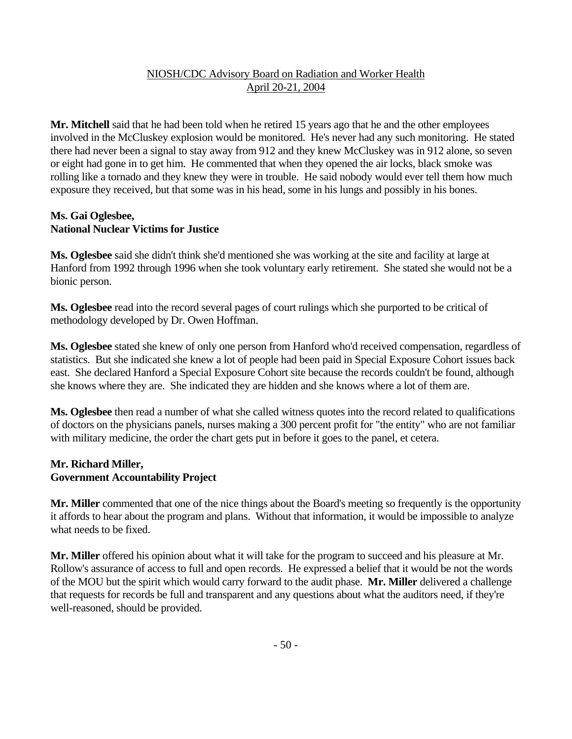**Mr. Mitchell** said that he had been told when he retired 15 years ago that he and the other employees involved in the McCluskey explosion would be monitored. He's never had any such monitoring. He stated there had never been a signal to stay away from 912 and they knew McCluskey was in 912 alone, so seven or eight had gone in to get him. He commented that when they opened the air locks, black smoke was rolling like a tornado and they knew they were in trouble. He said nobody would ever tell them how much exposure they received, but that some was in his head, some in his lungs and possibly in his bones.

**Ms. Gai Oglesbee,**
**National Nuclear Victims for Justice**

**Ms. Oglesbee** said she didn't think she'd mentioned she was working at the site and facility at large at Hanford from 1992 through 1996 when she took voluntary early retirement. She stated she would not be a bionic person.

**Ms. Oglesbee** read into the record several pages of court rulings which she purported to be critical of methodology developed by Dr. Owen Hoffman.

**Ms. Oglesbee** stated she knew of only one person from Hanford who'd received compensation, regardless of statistics. But she indicated she knew a lot of people had been paid in Special Exposure Cohort issues back east. She declared Hanford a Special Exposure Cohort site because the records couldn't be found, although she knows where they are. She indicated they are hidden and she knows where a lot of them are.

**Ms. Oglesbee** then read a number of what she called witness quotes into the record related to qualifications of doctors on the physicians panels, nurses making a 300 percent profit for "the entity" who are not familiar with military medicine, the order the chart gets put in before it goes to the panel, et cetera.

**Mr. Richard Miller,**
**Government Accountability Project**

**Mr. Miller** commented that one of the nice things about the Board's meeting so frequently is the opportunity it affords to hear about the program and plans. Without that information, it would be impossible to analyze what needs to be fixed.

**Mr. Miller** offered his opinion about what it will take for the program to succeed and his pleasure at Mr. Rollow's assurance of access to full and open records. He expressed a belief that it would be not the words of the MOU but the spirit which would carry forward to the audit phase. **Mr. Miller** delivered a challenge that requests for records be full and transparent and any questions about what the auditors need, if they're well-reasoned, should be provided.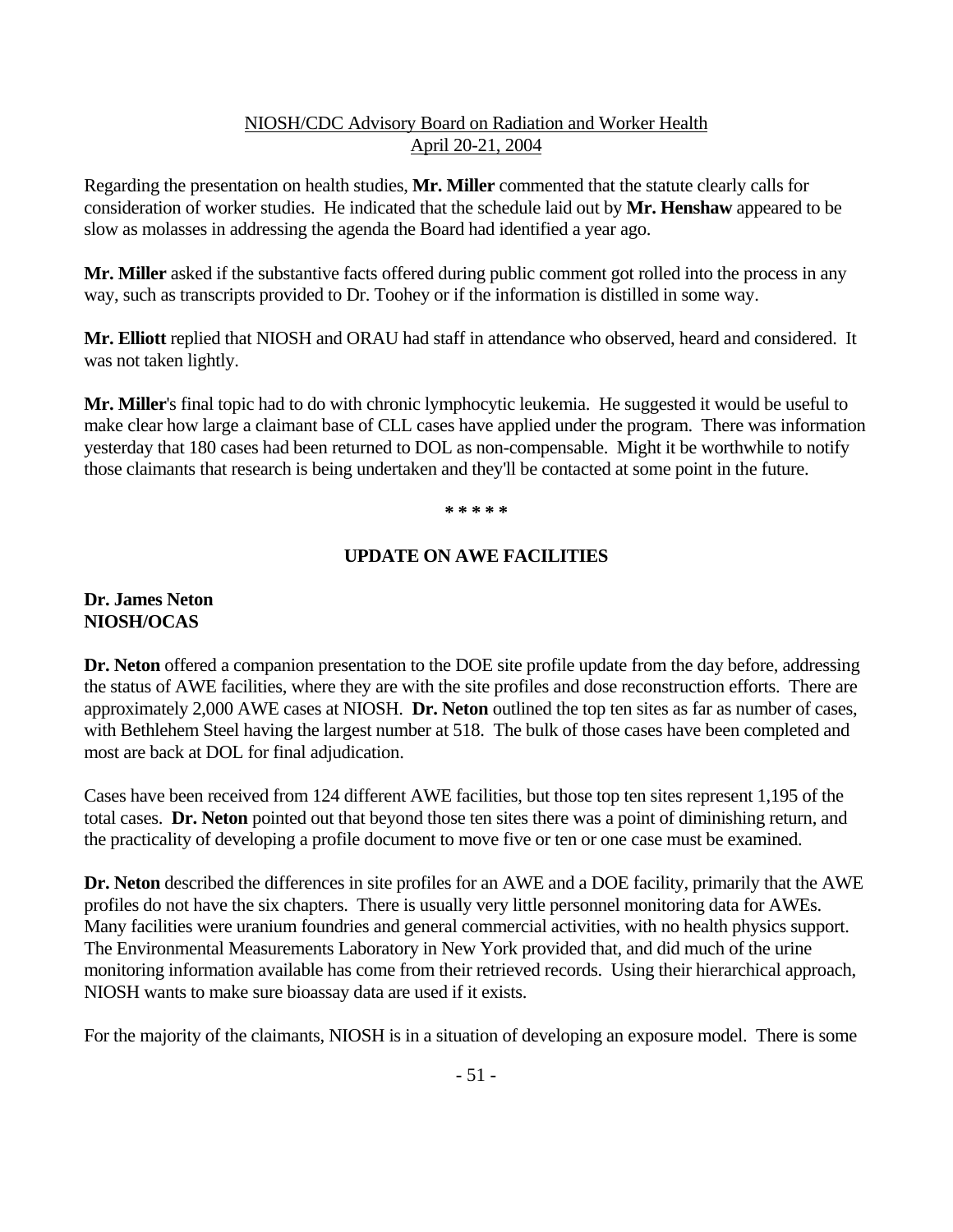Regarding the presentation on health studies, **Mr. Miller** commented that the statute clearly calls for consideration of worker studies. He indicated that the schedule laid out by **Mr. Henshaw** appeared to be slow as molasses in addressing the agenda the Board had identified a year ago.

**Mr. Miller** asked if the substantive facts offered during public comment got rolled into the process in any way, such as transcripts provided to Dr. Toohey or if the information is distilled in some way.

**Mr. Elliott** replied that NIOSH and ORAU had staff in attendance who observed, heard and considered. It was not taken lightly.

**Mr. Miller**'s final topic had to do with chronic lymphocytic leukemia. He suggested it would be useful to make clear how large a claimant base of CLL cases have applied under the program. There was information yesterday that 180 cases had been returned to DOL as non-compensable. Might it be worthwhile to notify those claimants that research is being undertaken and they'll be contacted at some point in the future.

\* \* \* \* \*

## UPDATE ON AWE FACILITIES

**Dr. James Neton**
**NIOSH/OCAS**

**Dr. Neton** offered a companion presentation to the DOE site profile update from the day before, addressing the status of AWE facilities, where they are with the site profiles and dose reconstruction efforts. There are approximately 2,000 AWE cases at NIOSH. **Dr. Neton** outlined the top ten sites as far as number of cases, with Bethlehem Steel having the largest number at 518. The bulk of those cases have been completed and most are back at DOL for final adjudication.

Cases have been received from 124 different AWE facilities, but those top ten sites represent 1,195 of the total cases. **Dr. Neton** pointed out that beyond those ten sites there was a point of diminishing return, and the practicality of developing a profile document to move five or ten or one case must be examined.

**Dr. Neton** described the differences in site profiles for an AWE and a DOE facility, primarily that the AWE profiles do not have the six chapters. There is usually very little personnel monitoring data for AWEs. Many facilities were uranium foundries and general commercial activities, with no health physics support. The Environmental Measurements Laboratory in New York provided that, and did much of the urine monitoring information available has come from their retrieved records. Using their hierarchical approach, NIOSH wants to make sure bioassay data are used if it exists.

For the majority of the claimants, NIOSH is in a situation of developing an exposure model. There is some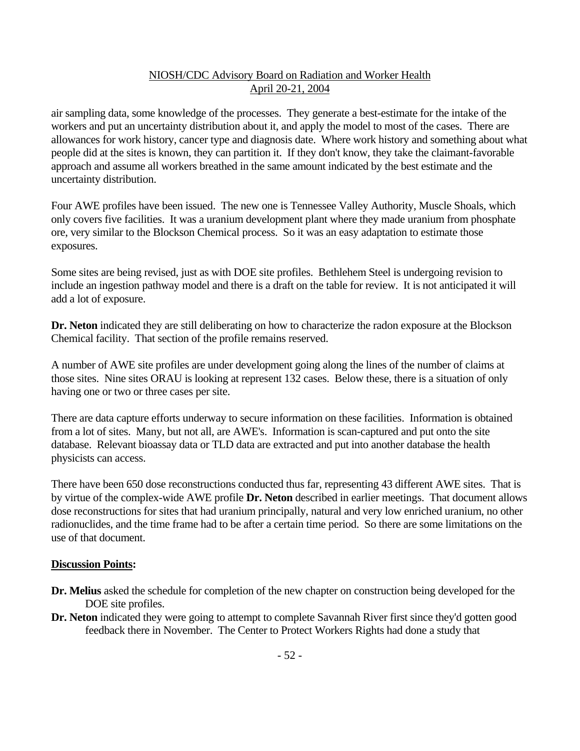air sampling data, some knowledge of the processes. They generate a best-estimate for the intake of the workers and put an uncertainty distribution about it, and apply the model to most of the cases. There are allowances for work history, cancer type and diagnosis date. Where work history and something about what people did at the sites is known, they can partition it. If they don't know, they take the claimant-favorable approach and assume all workers breathed in the same amount indicated by the best estimate and the uncertainty distribution.

Four AWE profiles have been issued. The new one is Tennessee Valley Authority, Muscle Shoals, which only covers five facilities. It was a uranium development plant where they made uranium from phosphate ore, very similar to the Blockson Chemical process. So it was an easy adaptation to estimate those exposures.

Some sites are being revised, just as with DOE site profiles. Bethlehem Steel is undergoing revision to include an ingestion pathway model and there is a draft on the table for review. It is not anticipated it will add a lot of exposure.

**Dr. Neton** indicated they are still deliberating on how to characterize the radon exposure at the Blockson Chemical facility. That section of the profile remains reserved.

A number of AWE site profiles are under development going along the lines of the number of claims at those sites. Nine sites ORAU is looking at represent 132 cases. Below these, there is a situation of only having one or two or three cases per site.

There are data capture efforts underway to secure information on these facilities. Information is obtained from a lot of sites. Many, but not all, are AWE's. Information is scan-captured and put onto the site database. Relevant bioassay data or TLD data are extracted and put into another database the health physicists can access.

There have been 650 dose reconstructions conducted thus far, representing 43 different AWE sites. That is by virtue of the complex-wide AWE profile **Dr. Neton** described in earlier meetings. That document allows dose reconstructions for sites that had uranium principally, natural and very low enriched uranium, no other radionuclides, and the time frame had to be after a certain time period. So there are some limitations on the use of that document.

**Discussion Points:**

**Dr. Melius** asked the schedule for completion of the new chapter on construction being developed for the DOE site profiles.

**Dr. Neton** indicated they were going to attempt to complete Savannah River first since they'd gotten good feedback there in November. The Center to Protect Workers Rights had done a study that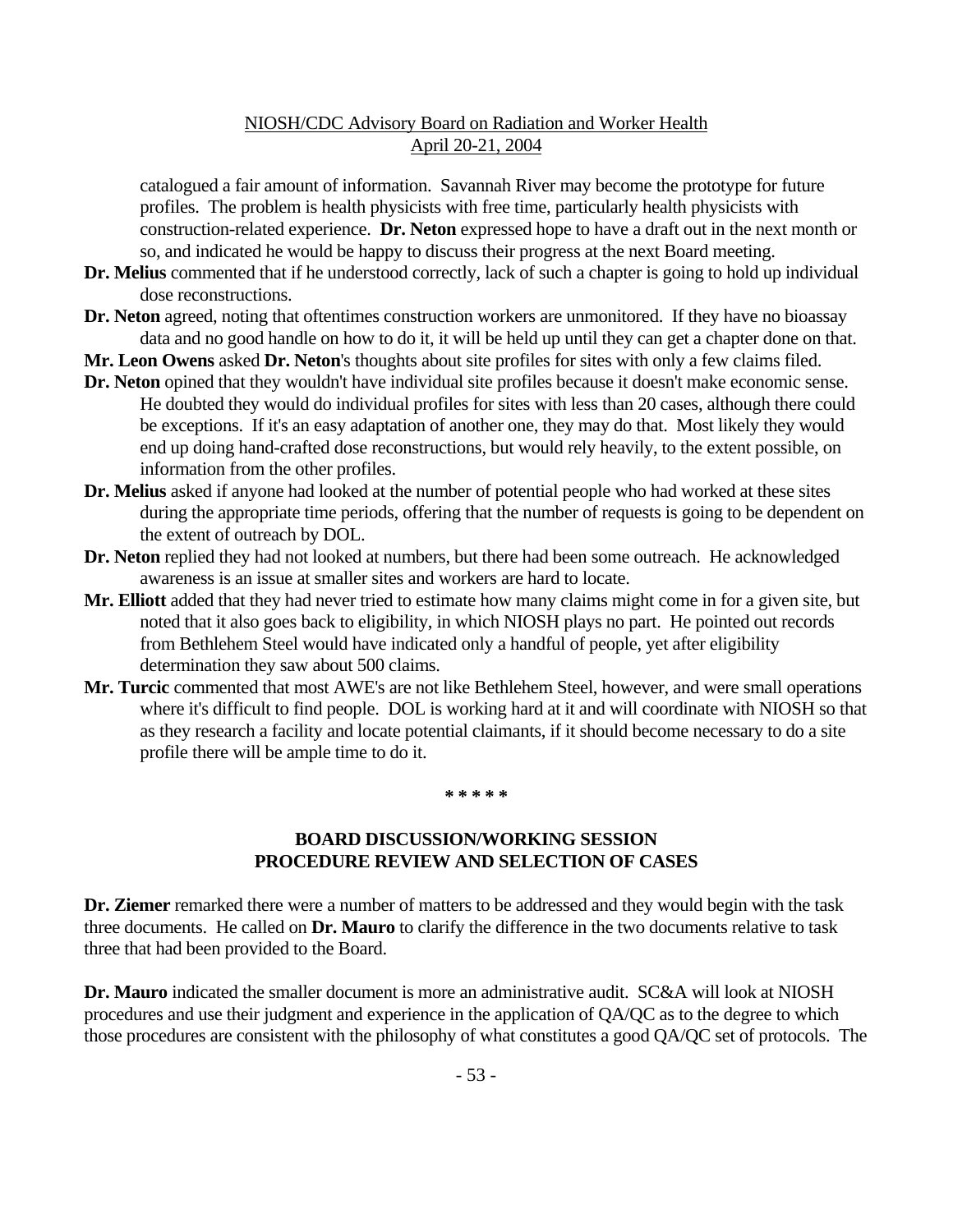catalogued a fair amount of information. Savannah River may become the prototype for future profiles. The problem is health physicists with free time, particularly health physicists with construction-related experience. **Dr. Neton** expressed hope to have a draft out in the next month or so, and indicated he would be happy to discuss their progress at the next Board meeting.

**Dr. Melius** commented that if he understood correctly, lack of such a chapter is going to hold up individual dose reconstructions.

**Dr. Neton** agreed, noting that oftentimes construction workers are unmonitored. If they have no bioassay data and no good handle on how to do it, it will be held up until they can get a chapter done on that.

**Mr. Leon Owens** asked **Dr. Neton**'s thoughts about site profiles for sites with only a few claims filed.

**Dr. Neton** opined that they wouldn't have individual site profiles because it doesn't make economic sense. He doubted they would do individual profiles for sites with less than 20 cases, although there could be exceptions. If it's an easy adaptation of another one, they may do that. Most likely they would end up doing hand-crafted dose reconstructions, but would rely heavily, to the extent possible, on information from the other profiles.

**Dr. Melius** asked if anyone had looked at the number of potential people who had worked at these sites during the appropriate time periods, offering that the number of requests is going to be dependent on the extent of outreach by DOL.

**Dr. Neton** replied they had not looked at numbers, but there had been some outreach. He acknowledged awareness is an issue at smaller sites and workers are hard to locate.

**Mr. Elliott** added that they had never tried to estimate how many claims might come in for a given site, but noted that it also goes back to eligibility, in which NIOSH plays no part. He pointed out records from Bethlehem Steel would have indicated only a handful of people, yet after eligibility determination they saw about 500 claims.

**Mr. Turcic** commented that most AWE's are not like Bethlehem Steel, however, and were small operations where it's difficult to find people. DOL is working hard at it and will coordinate with NIOSH so that as they research a facility and locate potential claimants, if it should become necessary to do a site profile there will be ample time to do it.

**\* \* \* \* \***

## BOARD DISCUSSION/WORKING SESSION
## PROCEDURE REVIEW AND SELECTION OF CASES

**Dr. Ziemer** remarked there were a number of matters to be addressed and they would begin with the task three documents. He called on **Dr. Mauro** to clarify the difference in the two documents relative to task three that had been provided to the Board.

**Dr. Mauro** indicated the smaller document is more an administrative audit. SC&A will look at NIOSH procedures and use their judgment and experience in the application of QA/QC as to the degree to which those procedures are consistent with the philosophy of what constitutes a good QA/QC set of protocols. The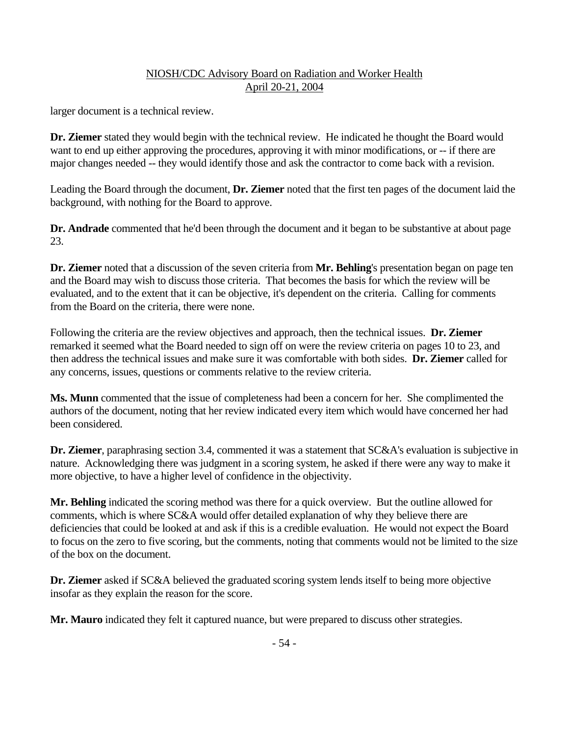larger document is a technical review.

**Dr. Ziemer** stated they would begin with the technical review. He indicated he thought the Board would want to end up either approving the procedures, approving it with minor modifications, or -- if there are major changes needed -- they would identify those and ask the contractor to come back with a revision.

Leading the Board through the document, **Dr. Ziemer** noted that the first ten pages of the document laid the background, with nothing for the Board to approve.

**Dr. Andrade** commented that he'd been through the document and it began to be substantive at about page 23.

**Dr. Ziemer** noted that a discussion of the seven criteria from **Mr. Behling**'s presentation began on page ten and the Board may wish to discuss those criteria. That becomes the basis for which the review will be evaluated, and to the extent that it can be objective, it's dependent on the criteria. Calling for comments from the Board on the criteria, there were none.

Following the criteria are the review objectives and approach, then the technical issues. **Dr. Ziemer** remarked it seemed what the Board needed to sign off on were the review criteria on pages 10 to 23, and then address the technical issues and make sure it was comfortable with both sides. **Dr. Ziemer** called for any concerns, issues, questions or comments relative to the review criteria.

**Ms. Munn** commented that the issue of completeness had been a concern for her. She complimented the authors of the document, noting that her review indicated every item which would have concerned her had been considered.

**Dr. Ziemer**, paraphrasing section 3.4, commented it was a statement that SC&A's evaluation is subjective in nature. Acknowledging there was judgment in a scoring system, he asked if there were any way to make it more objective, to have a higher level of confidence in the objectivity.

**Mr. Behling** indicated the scoring method was there for a quick overview. But the outline allowed for comments, which is where SC&A would offer detailed explanation of why they believe there are deficiencies that could be looked at and ask if this is a credible evaluation. He would not expect the Board to focus on the zero to five scoring, but the comments, noting that comments would not be limited to the size of the box on the document.

**Dr. Ziemer** asked if SC&A believed the graduated scoring system lends itself to being more objective insofar as they explain the reason for the score.

**Mr. Mauro** indicated they felt it captured nuance, but were prepared to discuss other strategies.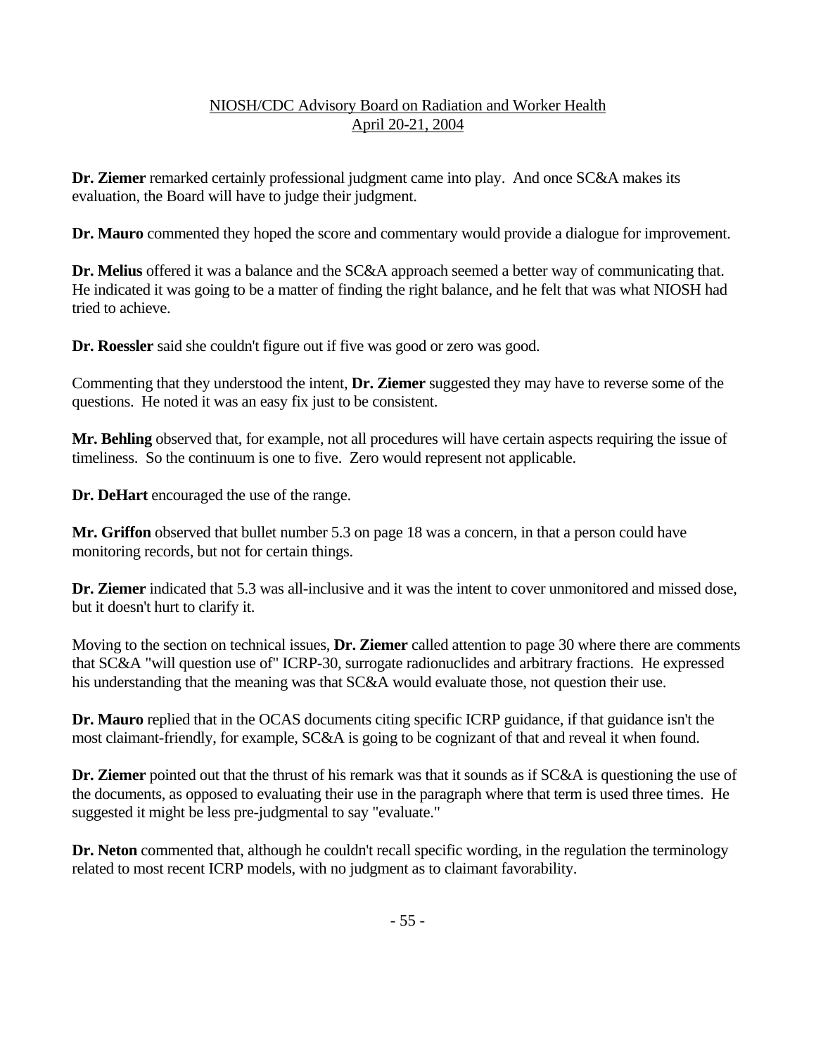**Dr. Ziemer** remarked certainly professional judgment came into play. And once SC&A makes its evaluation, the Board will have to judge their judgment.

**Dr. Mauro** commented they hoped the score and commentary would provide a dialogue for improvement.

**Dr. Melius** offered it was a balance and the SC&A approach seemed a better way of communicating that. He indicated it was going to be a matter of finding the right balance, and he felt that was what NIOSH had tried to achieve.

**Dr. Roessler** said she couldn't figure out if five was good or zero was good.

Commenting that they understood the intent, **Dr. Ziemer** suggested they may have to reverse some of the questions. He noted it was an easy fix just to be consistent.

**Mr. Behling** observed that, for example, not all procedures will have certain aspects requiring the issue of timeliness. So the continuum is one to five. Zero would represent not applicable.

**Dr. DeHart** encouraged the use of the range.

**Mr. Griffon** observed that bullet number 5.3 on page 18 was a concern, in that a person could have monitoring records, but not for certain things.

**Dr. Ziemer** indicated that 5.3 was all-inclusive and it was the intent to cover unmonitored and missed dose, but it doesn't hurt to clarify it.

Moving to the section on technical issues, **Dr. Ziemer** called attention to page 30 where there are comments that SC&A "will question use of" ICRP-30, surrogate radionuclides and arbitrary fractions. He expressed his understanding that the meaning was that SC&A would evaluate those, not question their use.

**Dr. Mauro** replied that in the OCAS documents citing specific ICRP guidance, if that guidance isn't the most claimant-friendly, for example, SC&A is going to be cognizant of that and reveal it when found.

**Dr. Ziemer** pointed out that the thrust of his remark was that it sounds as if SC&A is questioning the use of the documents, as opposed to evaluating their use in the paragraph where that term is used three times. He suggested it might be less pre-judgmental to say "evaluate."

**Dr. Neton** commented that, although he couldn't recall specific wording, in the regulation the terminology related to most recent ICRP models, with no judgment as to claimant favorability.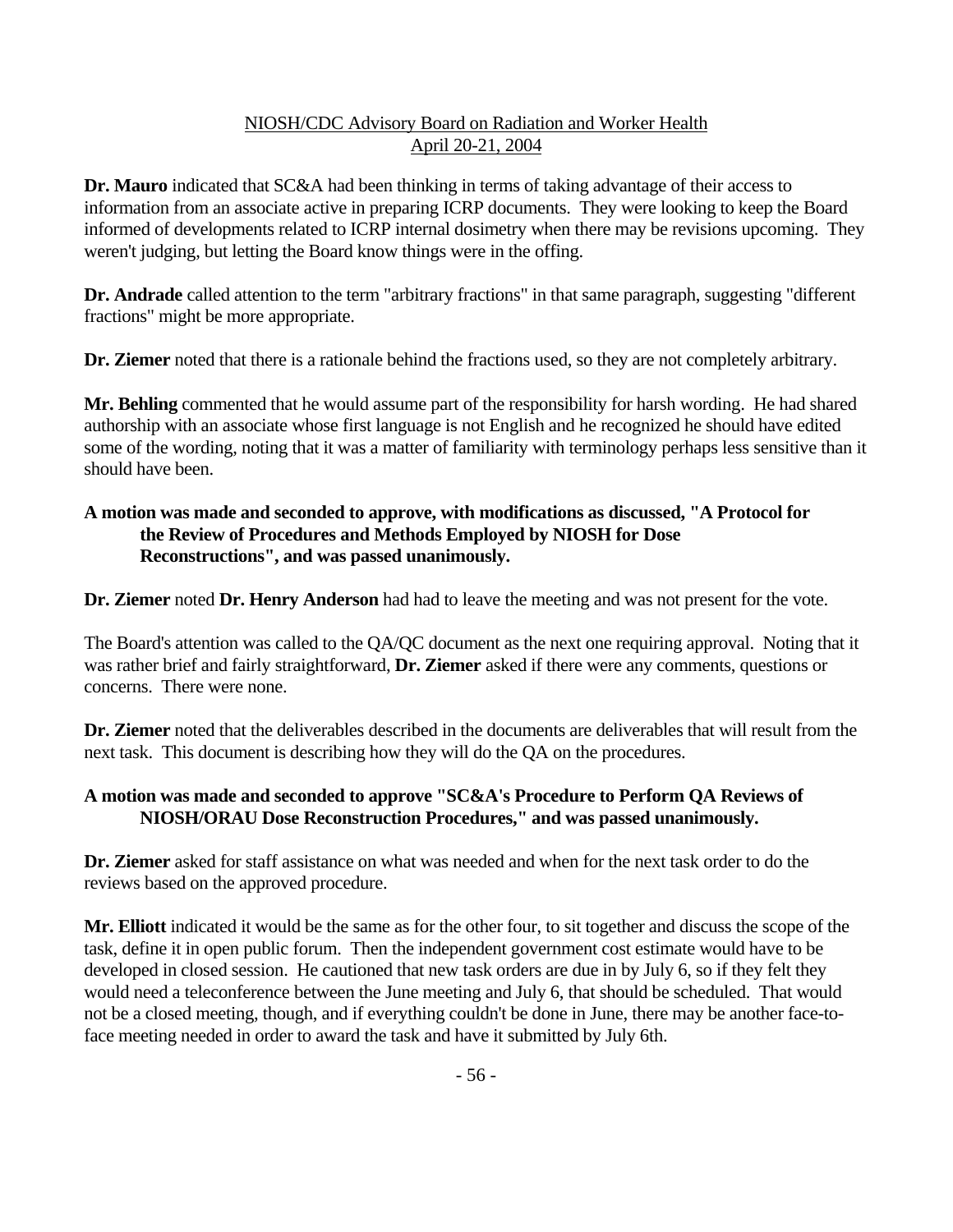**Dr. Mauro** indicated that SC&A had been thinking in terms of taking advantage of their access to information from an associate active in preparing ICRP documents. They were looking to keep the Board informed of developments related to ICRP internal dosimetry when there may be revisions upcoming. They weren't judging, but letting the Board know things were in the offing.

**Dr. Andrade** called attention to the term "arbitrary fractions" in that same paragraph, suggesting "different fractions" might be more appropriate.

**Dr. Ziemer** noted that there is a rationale behind the fractions used, so they are not completely arbitrary.

**Mr. Behling** commented that he would assume part of the responsibility for harsh wording. He had shared authorship with an associate whose first language is not English and he recognized he should have edited some of the wording, noting that it was a matter of familiarity with terminology perhaps less sensitive than it should have been.

**A motion was made and seconded to approve, with modifications as discussed, "A Protocol for the Review of Procedures and Methods Employed by NIOSH for Dose Reconstructions", and was passed unanimously.**

**Dr. Ziemer** noted **Dr. Henry Anderson** had had to leave the meeting and was not present for the vote.

The Board's attention was called to the QA/QC document as the next one requiring approval. Noting that it was rather brief and fairly straightforward, **Dr. Ziemer** asked if there were any comments, questions or concerns. There were none.

**Dr. Ziemer** noted that the deliverables described in the documents are deliverables that will result from the next task. This document is describing how they will do the QA on the procedures.

**A motion was made and seconded to approve "SC&A's Procedure to Perform QA Reviews of NIOSH/ORAU Dose Reconstruction Procedures," and was passed unanimously.**

**Dr. Ziemer** asked for staff assistance on what was needed and when for the next task order to do the reviews based on the approved procedure.

**Mr. Elliott** indicated it would be the same as for the other four, to sit together and discuss the scope of the task, define it in open public forum. Then the independent government cost estimate would have to be developed in closed session. He cautioned that new task orders are due in by July 6, so if they felt they would need a teleconference between the June meeting and July 6, that should be scheduled. That would not be a closed meeting, though, and if everything couldn't be done in June, there may be another face-to-face meeting needed in order to award the task and have it submitted by July 6th.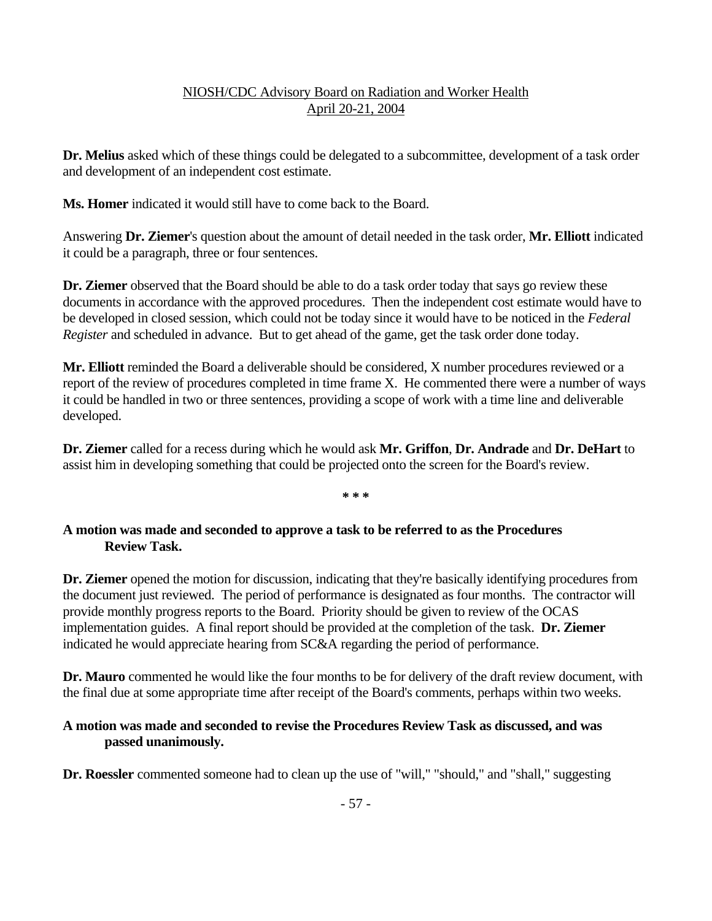**Dr. Melius** asked which of these things could be delegated to a subcommittee, development of a task order and development of an independent cost estimate.

**Ms. Homer** indicated it would still have to come back to the Board.

Answering **Dr. Ziemer**'s question about the amount of detail needed in the task order, **Mr. Elliott** indicated it could be a paragraph, three or four sentences.

**Dr. Ziemer** observed that the Board should be able to do a task order today that says go review these documents in accordance with the approved procedures. Then the independent cost estimate would have to be developed in closed session, which could not be today since it would have to be noticed in the *Federal Register* and scheduled in advance. But to get ahead of the game, get the task order done today.

**Mr. Elliott** reminded the Board a deliverable should be considered, X number procedures reviewed or a report of the review of procedures completed in time frame X. He commented there were a number of ways it could be handled in two or three sentences, providing a scope of work with a time line and deliverable developed.

**Dr. Ziemer** called for a recess during which he would ask **Mr. Griffon**, **Dr. Andrade** and **Dr. DeHart** to assist him in developing something that could be projected onto the screen for the Board's review.

\* \* \*

**A motion was made and seconded to approve a task to be referred to as the Procedures Review Task.**

**Dr. Ziemer** opened the motion for discussion, indicating that they're basically identifying procedures from the document just reviewed. The period of performance is designated as four months. The contractor will provide monthly progress reports to the Board. Priority should be given to review of the OCAS implementation guides. A final report should be provided at the completion of the task. **Dr. Ziemer** indicated he would appreciate hearing from SC&A regarding the period of performance.

**Dr. Mauro** commented he would like the four months to be for delivery of the draft review document, with the final due at some appropriate time after receipt of the Board's comments, perhaps within two weeks.

**A motion was made and seconded to revise the Procedures Review Task as discussed, and was passed unanimously.**

**Dr. Roessler** commented someone had to clean up the use of "will," "should," and "shall," suggesting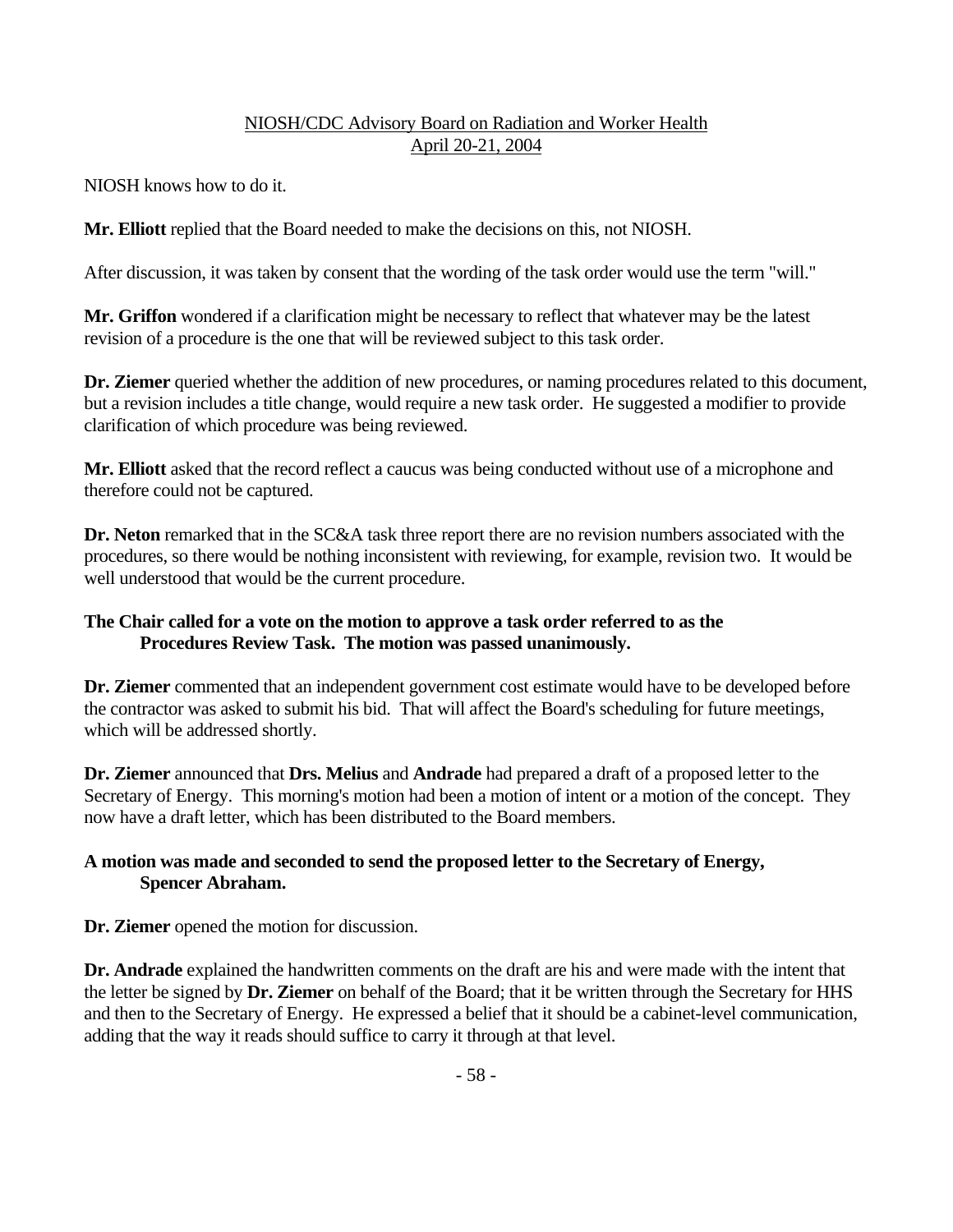NIOSH knows how to do it.

**Mr. Elliott** replied that the Board needed to make the decisions on this, not NIOSH.

After discussion, it was taken by consent that the wording of the task order would use the term "will."

**Mr. Griffon** wondered if a clarification might be necessary to reflect that whatever may be the latest revision of a procedure is the one that will be reviewed subject to this task order.

**Dr. Ziemer** queried whether the addition of new procedures, or naming procedures related to this document, but a revision includes a title change, would require a new task order. He suggested a modifier to provide clarification of which procedure was being reviewed.

**Mr. Elliott** asked that the record reflect a caucus was being conducted without use of a microphone and therefore could not be captured.

**Dr. Neton** remarked that in the SC&A task three report there are no revision numbers associated with the procedures, so there would be nothing inconsistent with reviewing, for example, revision two. It would be well understood that would be the current procedure.

**The Chair called for a vote on the motion to approve a task order referred to as the Procedures Review Task. The motion was passed unanimously.**

**Dr. Ziemer** commented that an independent government cost estimate would have to be developed before the contractor was asked to submit his bid. That will affect the Board's scheduling for future meetings, which will be addressed shortly.

**Dr. Ziemer** announced that **Drs. Melius** and **Andrade** had prepared a draft of a proposed letter to the Secretary of Energy. This morning's motion had been a motion of intent or a motion of the concept. They now have a draft letter, which has been distributed to the Board members.

**A motion was made and seconded to send the proposed letter to the Secretary of Energy, Spencer Abraham.**

**Dr. Ziemer** opened the motion for discussion.

**Dr. Andrade** explained the handwritten comments on the draft are his and were made with the intent that the letter be signed by **Dr. Ziemer** on behalf of the Board; that it be written through the Secretary for HHS and then to the Secretary of Energy. He expressed a belief that it should be a cabinet-level communication, adding that the way it reads should suffice to carry it through at that level.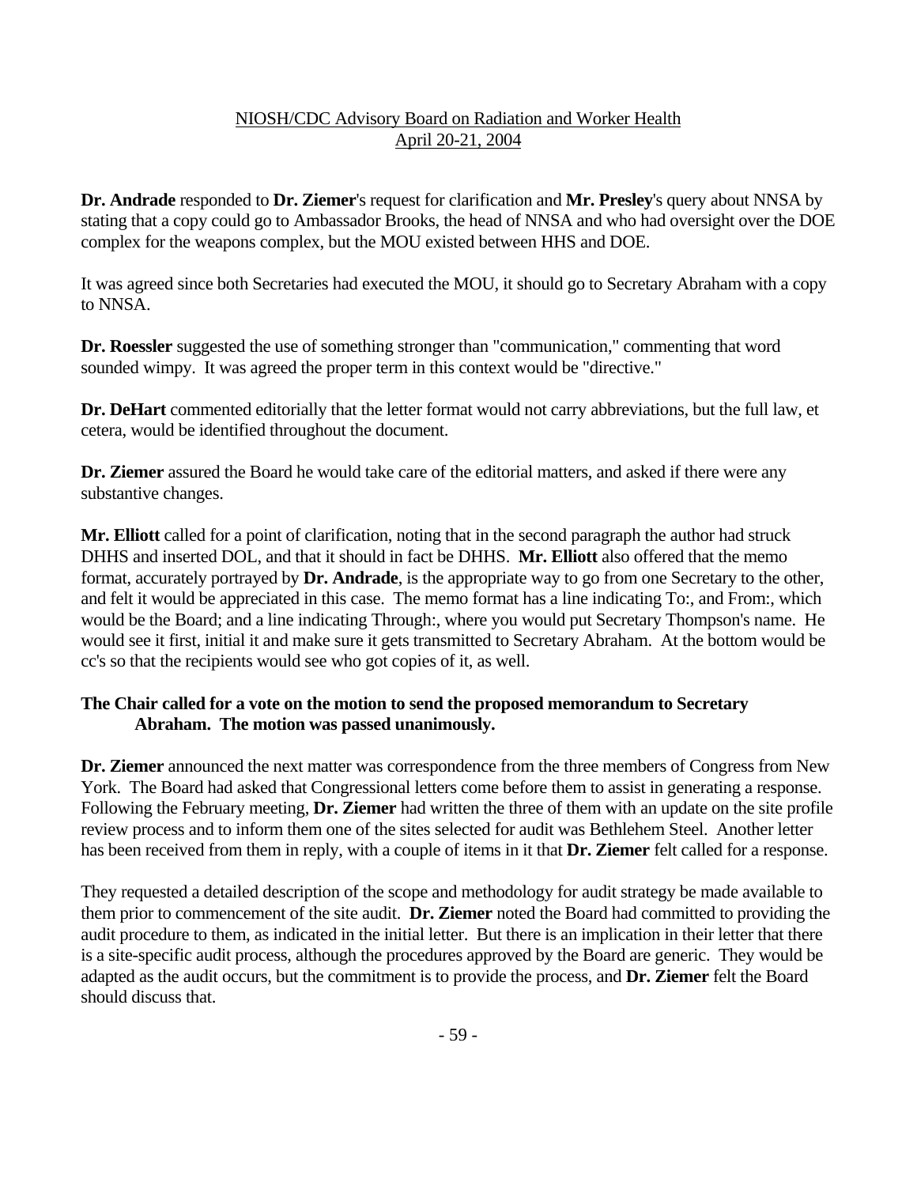**Dr. Andrade** responded to **Dr. Ziemer**'s request for clarification and **Mr. Presley**'s query about NNSA by stating that a copy could go to Ambassador Brooks, the head of NNSA and who had oversight over the DOE complex for the weapons complex, but the MOU existed between HHS and DOE.

It was agreed since both Secretaries had executed the MOU, it should go to Secretary Abraham with a copy to NNSA.

**Dr. Roessler** suggested the use of something stronger than "communication," commenting that word sounded wimpy. It was agreed the proper term in this context would be "directive."

**Dr. DeHart** commented editorially that the letter format would not carry abbreviations, but the full law, et cetera, would be identified throughout the document.

**Dr. Ziemer** assured the Board he would take care of the editorial matters, and asked if there were any substantive changes.

**Mr. Elliott** called for a point of clarification, noting that in the second paragraph the author had struck DHHS and inserted DOL, and that it should in fact be DHHS. **Mr. Elliott** also offered that the memo format, accurately portrayed by **Dr. Andrade**, is the appropriate way to go from one Secretary to the other, and felt it would be appreciated in this case. The memo format has a line indicating To:, and From:, which would be the Board; and a line indicating Through:, where you would put Secretary Thompson's name. He would see it first, initial it and make sure it gets transmitted to Secretary Abraham. At the bottom would be cc's so that the recipients would see who got copies of it, as well.

**The Chair called for a vote on the motion to send the proposed memorandum to Secretary Abraham. The motion was passed unanimously.**

**Dr. Ziemer** announced the next matter was correspondence from the three members of Congress from New York. The Board had asked that Congressional letters come before them to assist in generating a response. Following the February meeting, **Dr. Ziemer** had written the three of them with an update on the site profile review process and to inform them one of the sites selected for audit was Bethlehem Steel. Another letter has been received from them in reply, with a couple of items in it that **Dr. Ziemer** felt called for a response.

They requested a detailed description of the scope and methodology for audit strategy be made available to them prior to commencement of the site audit. **Dr. Ziemer** noted the Board had committed to providing the audit procedure to them, as indicated in the initial letter. But there is an implication in their letter that there is a site-specific audit process, although the procedures approved by the Board are generic. They would be adapted as the audit occurs, but the commitment is to provide the process, and **Dr. Ziemer** felt the Board should discuss that.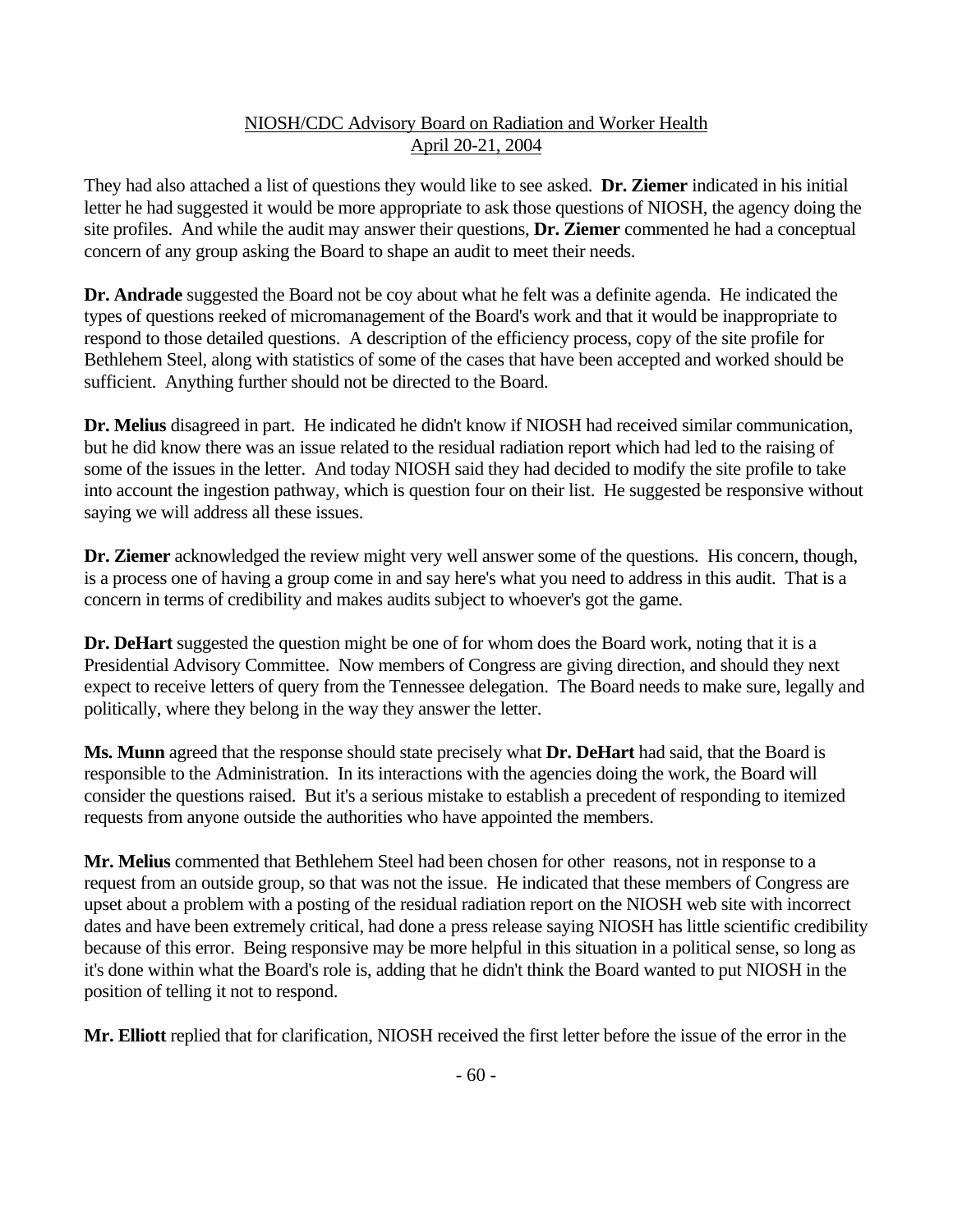They had also attached a list of questions they would like to see asked. **Dr. Ziemer** indicated in his initial letter he had suggested it would be more appropriate to ask those questions of NIOSH, the agency doing the site profiles. And while the audit may answer their questions, **Dr. Ziemer** commented he had a conceptual concern of any group asking the Board to shape an audit to meet their needs.

**Dr. Andrade** suggested the Board not be coy about what he felt was a definite agenda. He indicated the types of questions reeked of micromanagement of the Board's work and that it would be inappropriate to respond to those detailed questions. A description of the efficiency process, copy of the site profile for Bethlehem Steel, along with statistics of some of the cases that have been accepted and worked should be sufficient. Anything further should not be directed to the Board.

**Dr. Melius** disagreed in part. He indicated he didn't know if NIOSH had received similar communication, but he did know there was an issue related to the residual radiation report which had led to the raising of some of the issues in the letter. And today NIOSH said they had decided to modify the site profile to take into account the ingestion pathway, which is question four on their list. He suggested be responsive without saying we will address all these issues.

**Dr. Ziemer** acknowledged the review might very well answer some of the questions. His concern, though, is a process one of having a group come in and say here's what you need to address in this audit. That is a concern in terms of credibility and makes audits subject to whoever's got the game.

**Dr. DeHart** suggested the question might be one of for whom does the Board work, noting that it is a Presidential Advisory Committee. Now members of Congress are giving direction, and should they next expect to receive letters of query from the Tennessee delegation. The Board needs to make sure, legally and politically, where they belong in the way they answer the letter.

**Ms. Munn** agreed that the response should state precisely what **Dr. DeHart** had said, that the Board is responsible to the Administration. In its interactions with the agencies doing the work, the Board will consider the questions raised. But it's a serious mistake to establish a precedent of responding to itemized requests from anyone outside the authorities who have appointed the members.

**Mr. Melius** commented that Bethlehem Steel had been chosen for other reasons, not in response to a request from an outside group, so that was not the issue. He indicated that these members of Congress are upset about a problem with a posting of the residual radiation report on the NIOSH web site with incorrect dates and have been extremely critical, had done a press release saying NIOSH has little scientific credibility because of this error. Being responsive may be more helpful in this situation in a political sense, so long as it's done within what the Board's role is, adding that he didn't think the Board wanted to put NIOSH in the position of telling it not to respond.

**Mr. Elliott** replied that for clarification, NIOSH received the first letter before the issue of the error in the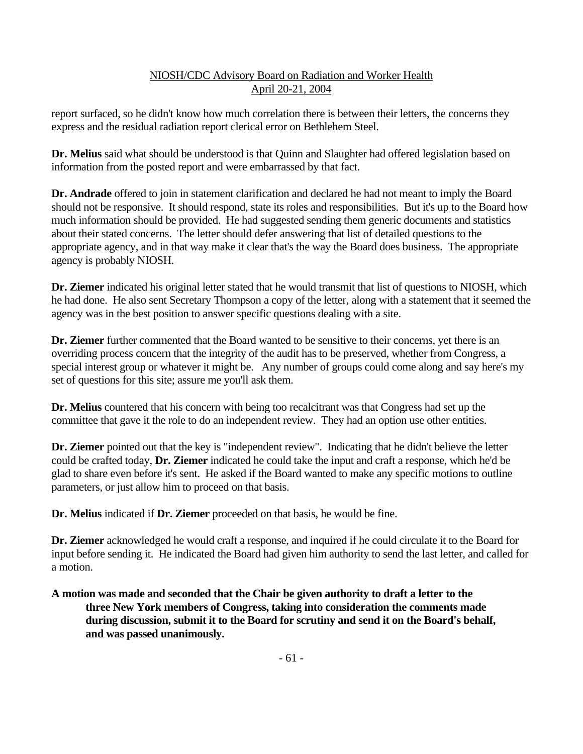report surfaced, so he didn't know how much correlation there is between their letters, the concerns they express and the residual radiation report clerical error on Bethlehem Steel.

**Dr. Melius** said what should be understood is that Quinn and Slaughter had offered legislation based on information from the posted report and were embarrassed by that fact.

**Dr. Andrade** offered to join in statement clarification and declared he had not meant to imply the Board should not be responsive. It should respond, state its roles and responsibilities. But it's up to the Board how much information should be provided. He had suggested sending them generic documents and statistics about their stated concerns. The letter should defer answering that list of detailed questions to the appropriate agency, and in that way make it clear that's the way the Board does business. The appropriate agency is probably NIOSH.

**Dr. Ziemer** indicated his original letter stated that he would transmit that list of questions to NIOSH, which he had done. He also sent Secretary Thompson a copy of the letter, along with a statement that it seemed the agency was in the best position to answer specific questions dealing with a site.

**Dr. Ziemer** further commented that the Board wanted to be sensitive to their concerns, yet there is an overriding process concern that the integrity of the audit has to be preserved, whether from Congress, a special interest group or whatever it might be. Any number of groups could come along and say here's my set of questions for this site; assure me you'll ask them.

**Dr. Melius** countered that his concern with being too recalcitrant was that Congress had set up the committee that gave it the role to do an independent review. They had an option use other entities.

**Dr. Ziemer** pointed out that the key is "independent review". Indicating that he didn't believe the letter could be crafted today, **Dr. Ziemer** indicated he could take the input and craft a response, which he'd be glad to share even before it's sent. He asked if the Board wanted to make any specific motions to outline parameters, or just allow him to proceed on that basis.

**Dr. Melius** indicated if **Dr. Ziemer** proceeded on that basis, he would be fine.

**Dr. Ziemer** acknowledged he would craft a response, and inquired if he could circulate it to the Board for input before sending it. He indicated the Board had given him authority to send the last letter, and called for a motion.

**A motion was made and seconded that the Chair be given authority to draft a letter to the three New York members of Congress, taking into consideration the comments made during discussion, submit it to the Board for scrutiny and send it on the Board's behalf, and was passed unanimously.**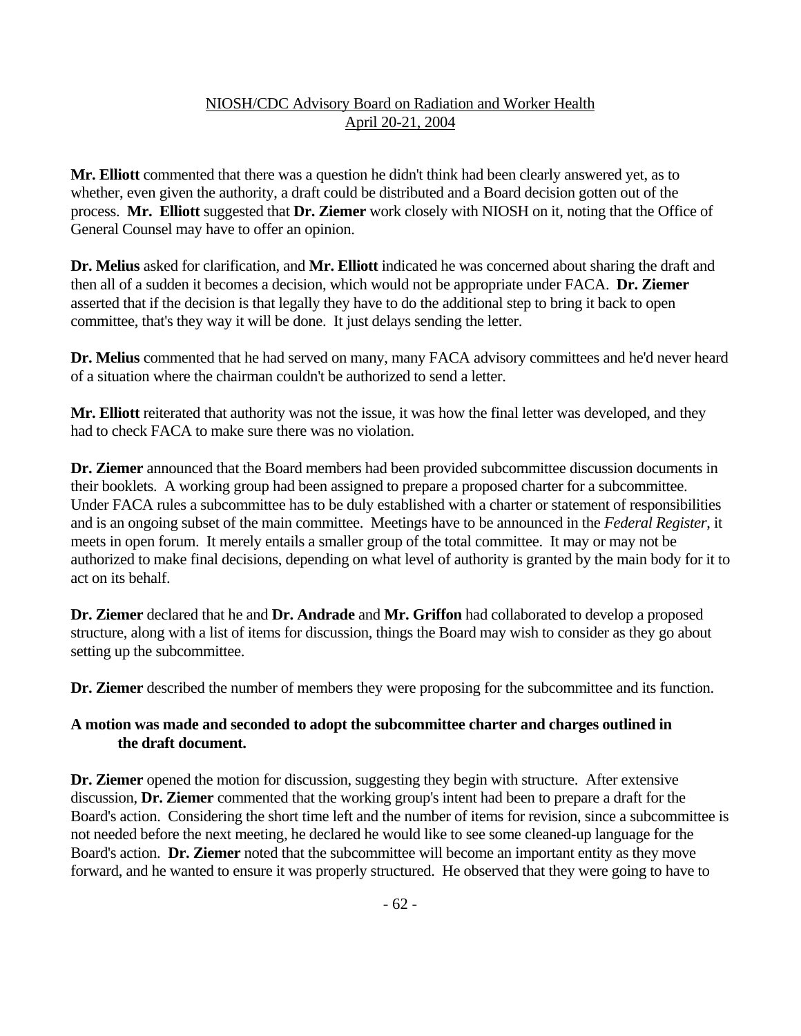**Mr. Elliott** commented that there was a question he didn't think had been clearly answered yet, as to whether, even given the authority, a draft could be distributed and a Board decision gotten out of the process. **Mr. Elliott** suggested that **Dr. Ziemer** work closely with NIOSH on it, noting that the Office of General Counsel may have to offer an opinion.

**Dr. Melius** asked for clarification, and **Mr. Elliott** indicated he was concerned about sharing the draft and then all of a sudden it becomes a decision, which would not be appropriate under FACA. **Dr. Ziemer** asserted that if the decision is that legally they have to do the additional step to bring it back to open committee, that's they way it will be done. It just delays sending the letter.

**Dr. Melius** commented that he had served on many, many FACA advisory committees and he'd never heard of a situation where the chairman couldn't be authorized to send a letter.

**Mr. Elliott** reiterated that authority was not the issue, it was how the final letter was developed, and they had to check FACA to make sure there was no violation.

**Dr. Ziemer** announced that the Board members had been provided subcommittee discussion documents in their booklets. A working group had been assigned to prepare a proposed charter for a subcommittee. Under FACA rules a subcommittee has to be duly established with a charter or statement of responsibilities and is an ongoing subset of the main committee. Meetings have to be announced in the *Federal Register*, it meets in open forum. It merely entails a smaller group of the total committee. It may or may not be authorized to make final decisions, depending on what level of authority is granted by the main body for it to act on its behalf.

**Dr. Ziemer** declared that he and **Dr. Andrade** and **Mr. Griffon** had collaborated to develop a proposed structure, along with a list of items for discussion, things the Board may wish to consider as they go about setting up the subcommittee.

**Dr. Ziemer** described the number of members they were proposing for the subcommittee and its function.

**A motion was made and seconded to adopt the subcommittee charter and charges outlined in the draft document.**

**Dr. Ziemer** opened the motion for discussion, suggesting they begin with structure. After extensive discussion, **Dr. Ziemer** commented that the working group's intent had been to prepare a draft for the Board's action. Considering the short time left and the number of items for revision, since a subcommittee is not needed before the next meeting, he declared he would like to see some cleaned-up language for the Board's action. **Dr. Ziemer** noted that the subcommittee will become an important entity as they move forward, and he wanted to ensure it was properly structured. He observed that they were going to have to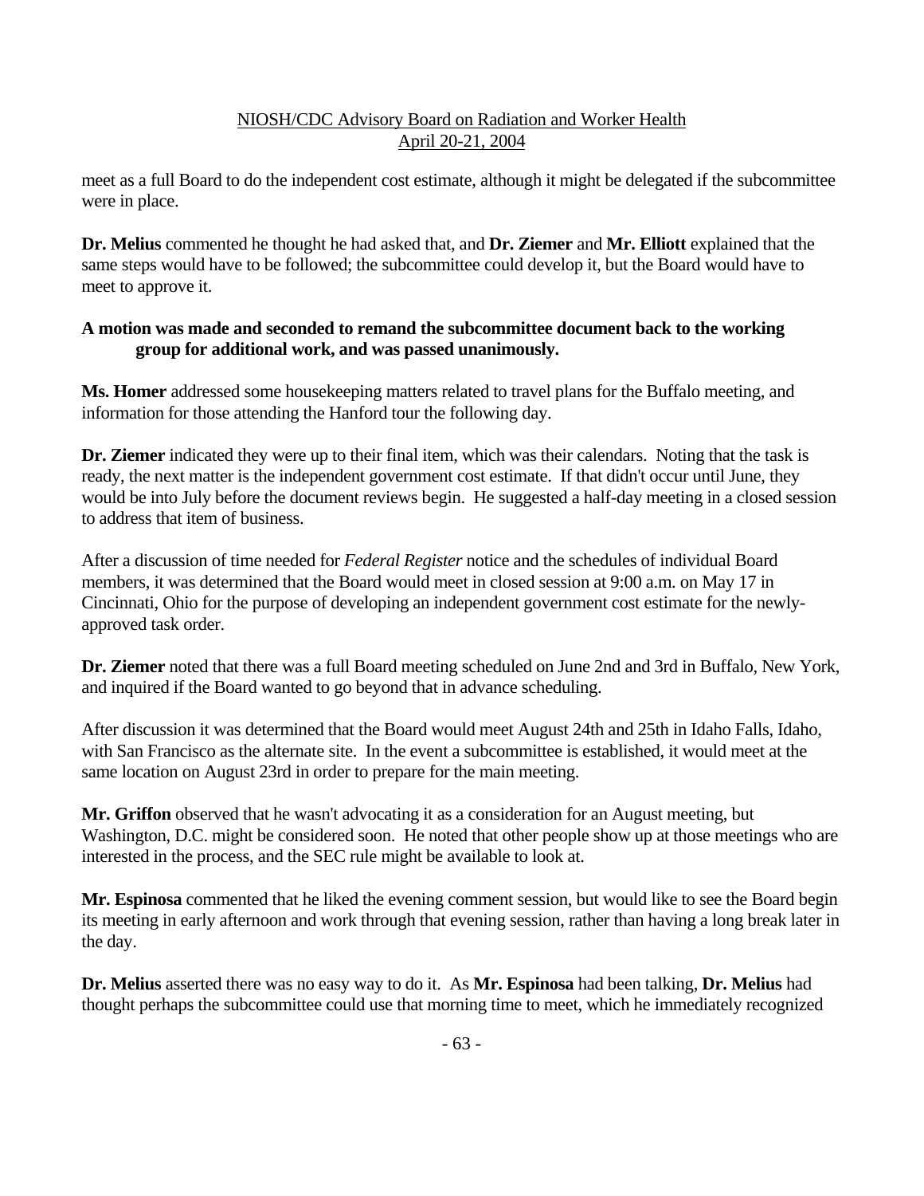meet as a full Board to do the independent cost estimate, although it might be delegated if the subcommittee were in place.

**Dr. Melius** commented he thought he had asked that, and **Dr. Ziemer** and **Mr. Elliott** explained that the same steps would have to be followed; the subcommittee could develop it, but the Board would have to meet to approve it.

**A motion was made and seconded to remand the subcommittee document back to the working group for additional work, and was passed unanimously.**

**Ms. Homer** addressed some housekeeping matters related to travel plans for the Buffalo meeting, and information for those attending the Hanford tour the following day.

**Dr. Ziemer** indicated they were up to their final item, which was their calendars. Noting that the task is ready, the next matter is the independent government cost estimate. If that didn't occur until June, they would be into July before the document reviews begin. He suggested a half-day meeting in a closed session to address that item of business.

After a discussion of time needed for *Federal Register* notice and the schedules of individual Board members, it was determined that the Board would meet in closed session at 9:00 a.m. on May 17 in Cincinnati, Ohio for the purpose of developing an independent government cost estimate for the newly-approved task order.

**Dr. Ziemer** noted that there was a full Board meeting scheduled on June 2nd and 3rd in Buffalo, New York, and inquired if the Board wanted to go beyond that in advance scheduling.

After discussion it was determined that the Board would meet August 24th and 25th in Idaho Falls, Idaho, with San Francisco as the alternate site. In the event a subcommittee is established, it would meet at the same location on August 23rd in order to prepare for the main meeting.

**Mr. Griffon** observed that he wasn't advocating it as a consideration for an August meeting, but Washington, D.C. might be considered soon. He noted that other people show up at those meetings who are interested in the process, and the SEC rule might be available to look at.

**Mr. Espinosa** commented that he liked the evening comment session, but would like to see the Board begin its meeting in early afternoon and work through that evening session, rather than having a long break later in the day.

**Dr. Melius** asserted there was no easy way to do it. As **Mr. Espinosa** had been talking, **Dr. Melius** had thought perhaps the subcommittee could use that morning time to meet, which he immediately recognized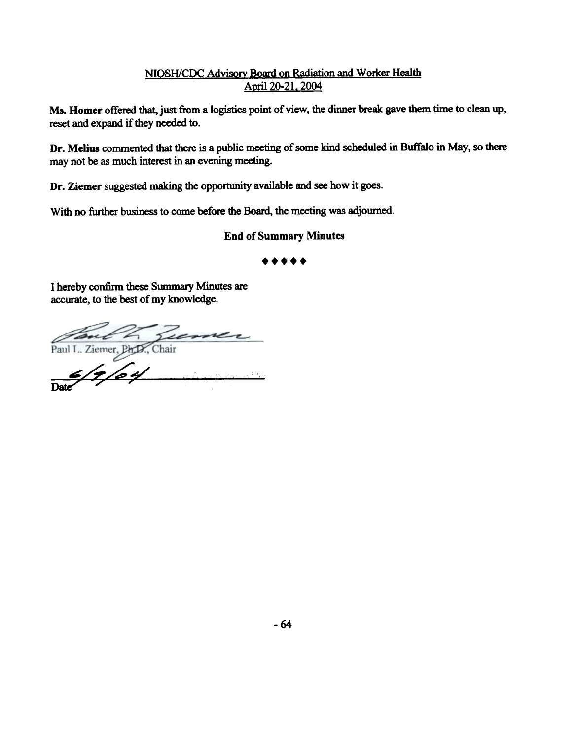Ms. Homer offered that, just from a logistics point of view, the dinner break gave them time to clean up, reset and expand if they needed to.

Dr. Melius commented that there is a public meeting of some kind scheduled in Buffalo in May, so there may not be as much interest in an evening meeting.

Dr. Ziemer suggested making the opportunity available and see how it goes.

With no further business to come before the Board, the meeting was adjourned.

**End of Summary Minutes**

♦♦♦♦♦

I hereby confirm these Summary Minutes are accurate, to the best of my knowledge.

Paul L. Ziemer, Ph.D., Chair

6/9/04
Date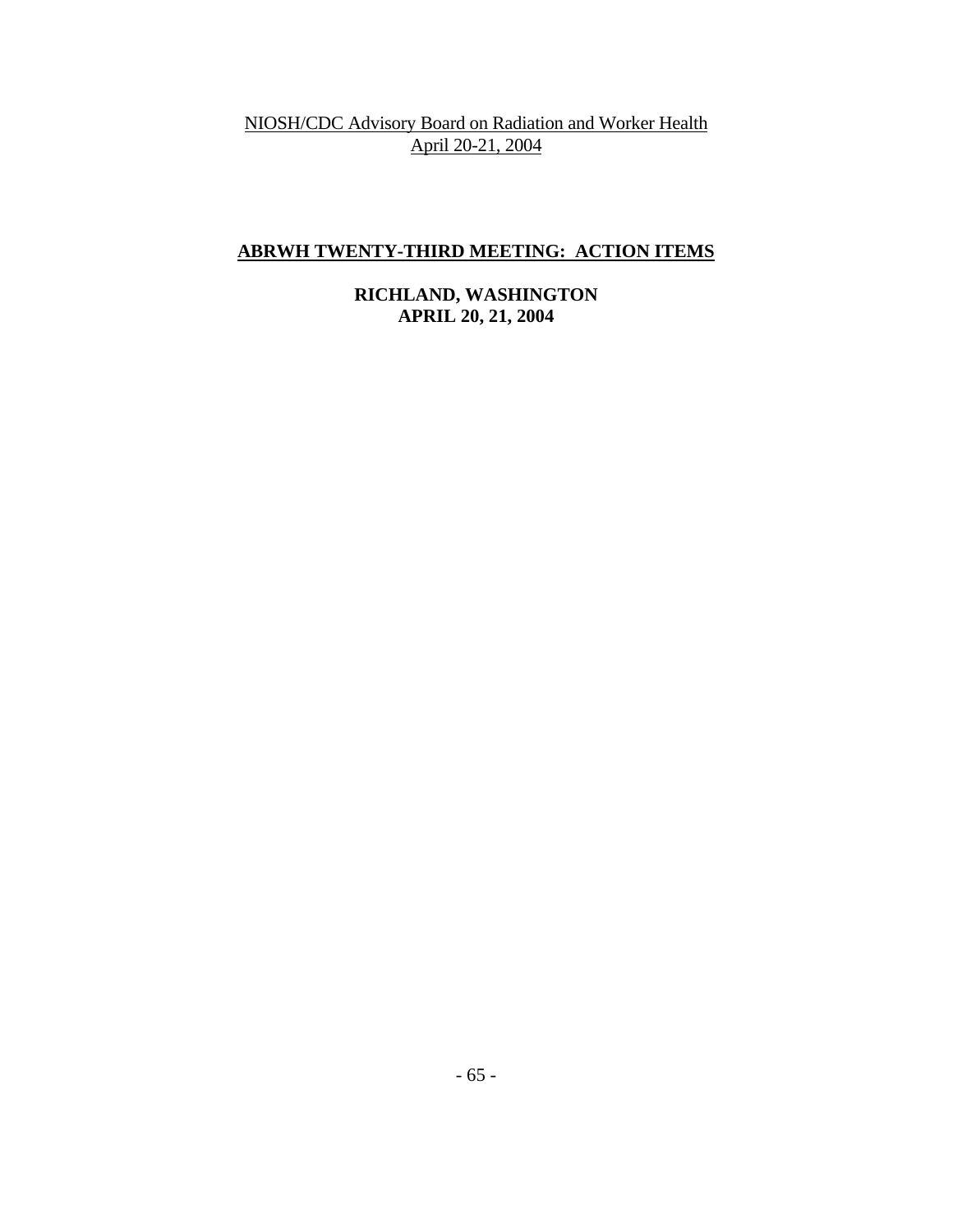## ABRWH TWENTY-THIRD MEETING: ACTION ITEMS

**RICHLAND, WASHINGTON**
**APRIL 20, 21, 2004**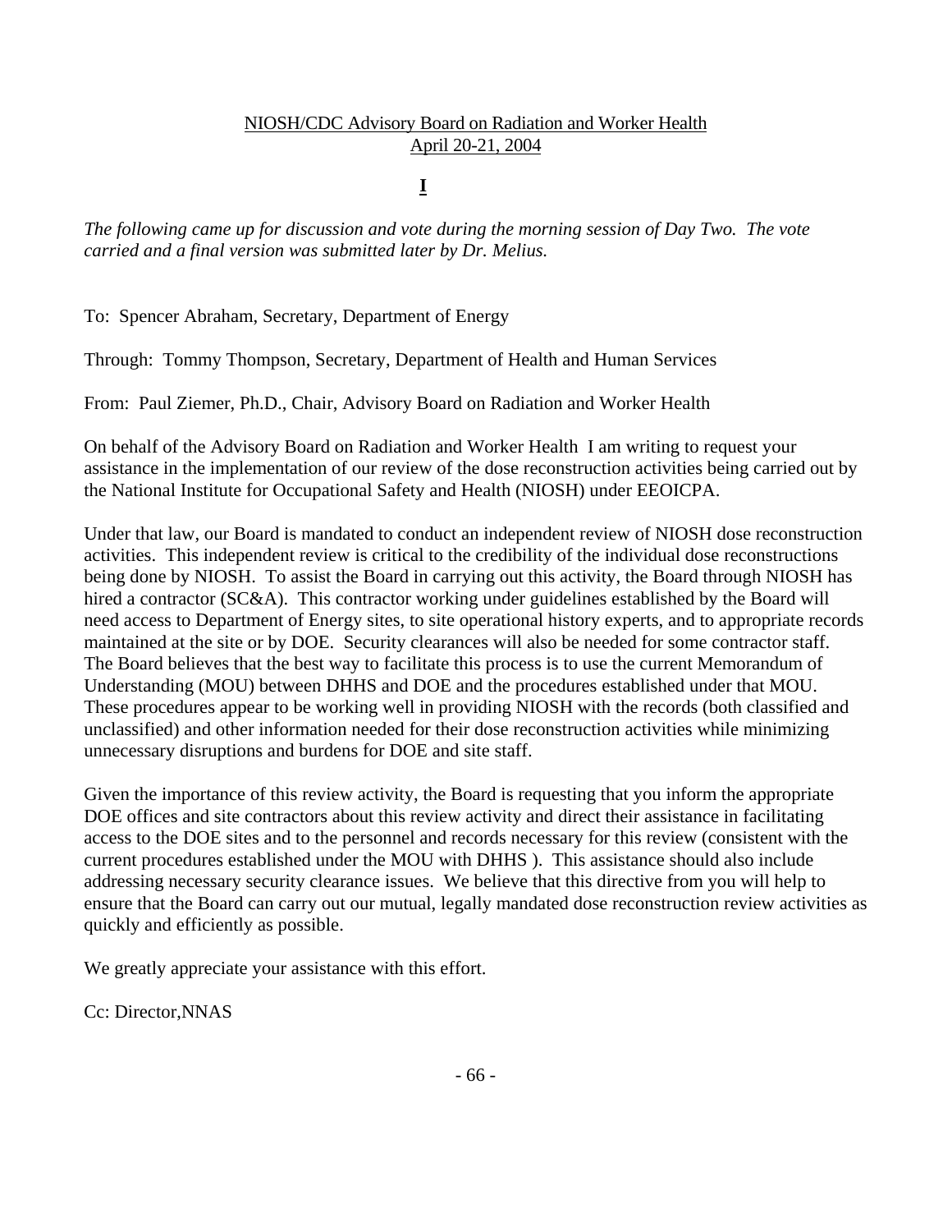NIOSH/CDC Advisory Board on Radiation and Worker Health
April 20-21, 2004

**I**

*The following came up for discussion and vote during the morning session of Day Two. The vote carried and a final version was submitted later by Dr. Melius.*

To: Spencer Abraham, Secretary, Department of Energy

Through: Tommy Thompson, Secretary, Department of Health and Human Services

From: Paul Ziemer, Ph.D., Chair, Advisory Board on Radiation and Worker Health

On behalf of the Advisory Board on Radiation and Worker Health I am writing to request your assistance in the implementation of our review of the dose reconstruction activities being carried out by the National Institute for Occupational Safety and Health (NIOSH) under EEOICPA.

Under that law, our Board is mandated to conduct an independent review of NIOSH dose reconstruction activities. This independent review is critical to the credibility of the individual dose reconstructions being done by NIOSH. To assist the Board in carrying out this activity, the Board through NIOSH has hired a contractor (SC&A). This contractor working under guidelines established by the Board will need access to Department of Energy sites, to site operational history experts, and to appropriate records maintained at the site or by DOE. Security clearances will also be needed for some contractor staff. The Board believes that the best way to facilitate this process is to use the current Memorandum of Understanding (MOU) between DHHS and DOE and the procedures established under that MOU. These procedures appear to be working well in providing NIOSH with the records (both classified and unclassified) and other information needed for their dose reconstruction activities while minimizing unnecessary disruptions and burdens for DOE and site staff.

Given the importance of this review activity, the Board is requesting that you inform the appropriate DOE offices and site contractors about this review activity and direct their assistance in facilitating access to the DOE sites and to the personnel and records necessary for this review (consistent with the current procedures established under the MOU with DHHS ). This assistance should also include addressing necessary security clearance issues. We believe that this directive from you will help to ensure that the Board can carry out our mutual, legally mandated dose reconstruction review activities as quickly and efficiently as possible.

We greatly appreciate your assistance with this effort.

Cc: Director,NNAS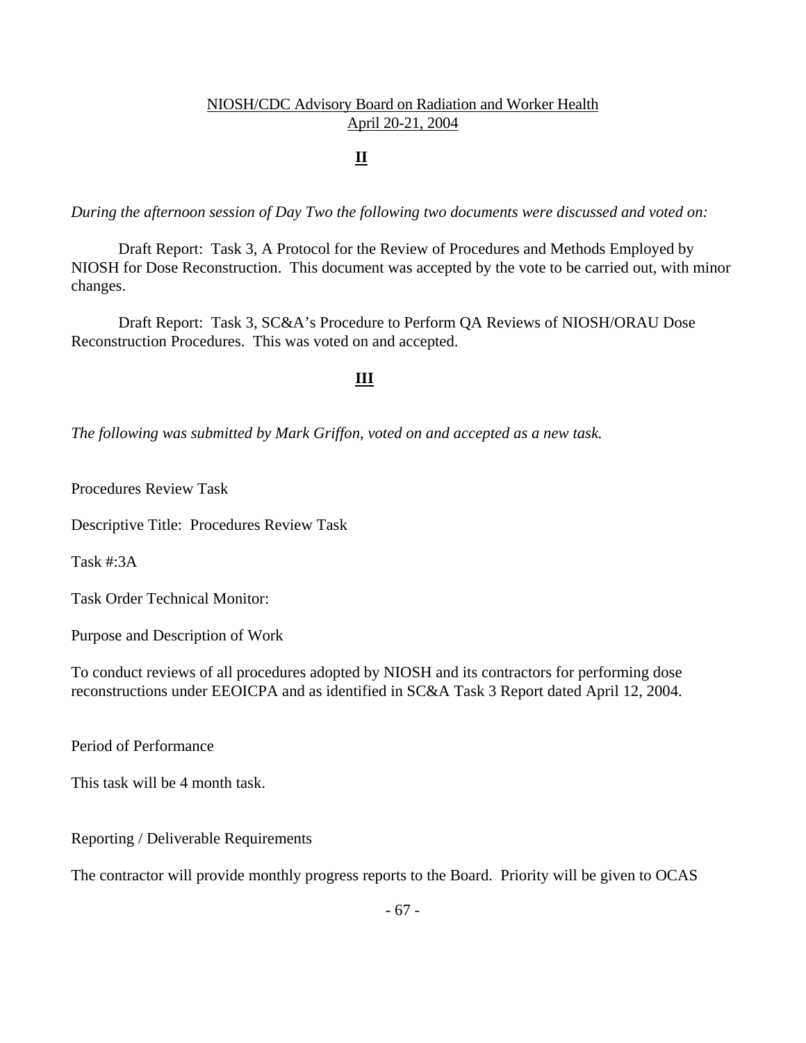NIOSH/CDC Advisory Board on Radiation and Worker Health
April 20-21, 2004

## II

*During the afternoon session of Day Two the following two documents were discussed and voted on:*

Draft Report: Task 3, A Protocol for the Review of Procedures and Methods Employed by NIOSH for Dose Reconstruction. This document was accepted by the vote to be carried out, with minor changes.

Draft Report: Task 3, SC&A's Procedure to Perform QA Reviews of NIOSH/ORAU Dose Reconstruction Procedures. This was voted on and accepted.

## III

*The following was submitted by Mark Griffon, voted on and accepted as a new task.*

Procedures Review Task

Descriptive Title: Procedures Review Task

Task #:3A

Task Order Technical Monitor:

Purpose and Description of Work

To conduct reviews of all procedures adopted by NIOSH and its contractors for performing dose reconstructions under EEOICPA and as identified in SC&A Task 3 Report dated April 12, 2004.

Period of Performance

This task will be 4 month task.

Reporting / Deliverable Requirements

The contractor will provide monthly progress reports to the Board. Priority will be given to OCAS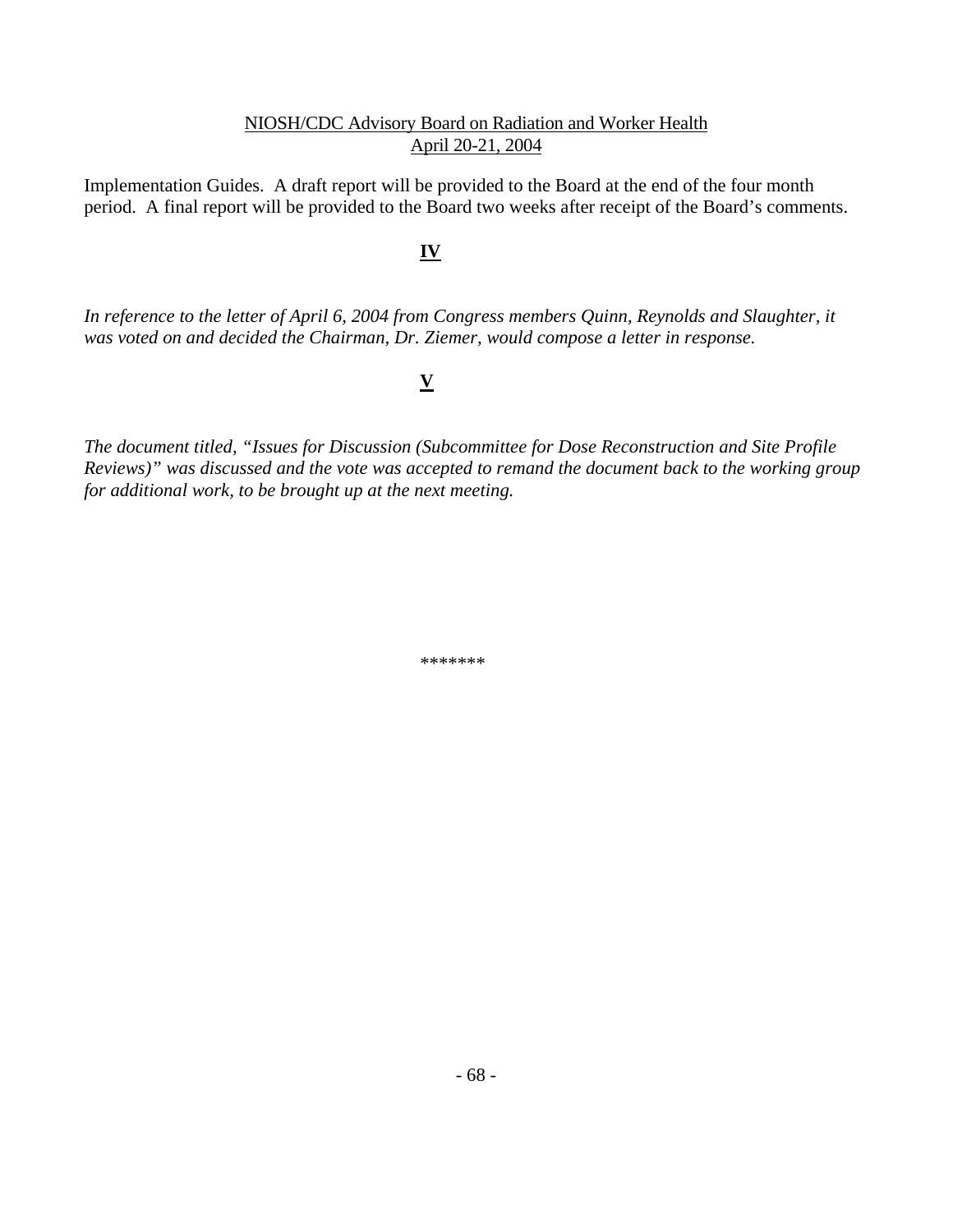Implementation Guides. A draft report will be provided to the Board at the end of the four month period. A final report will be provided to the Board two weeks after receipt of the Board's comments.

**IV**

*In reference to the letter of April 6, 2004 from Congress members Quinn, Reynolds and Slaughter, it was voted on and decided the Chairman, Dr. Ziemer, would compose a letter in response.*

**V**

*The document titled, "Issues for Discussion (Subcommittee for Dose Reconstruction and Site Profile Reviews)" was discussed and the vote was accepted to remand the document back to the working group for additional work, to be brought up at the next meeting.*

*******